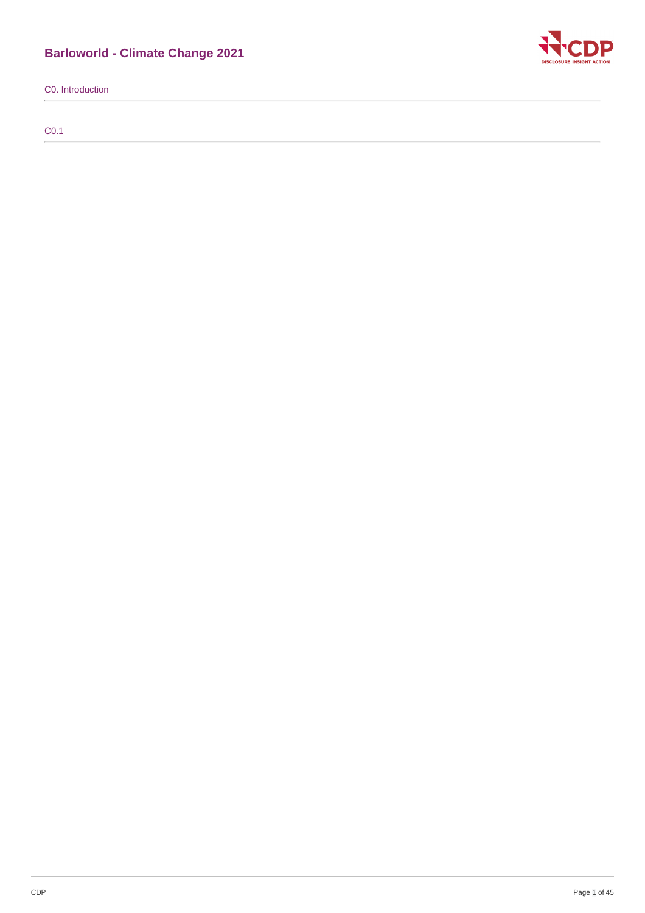# Barloworld - Climate Change 2021

## C0. Introduction

### C0.1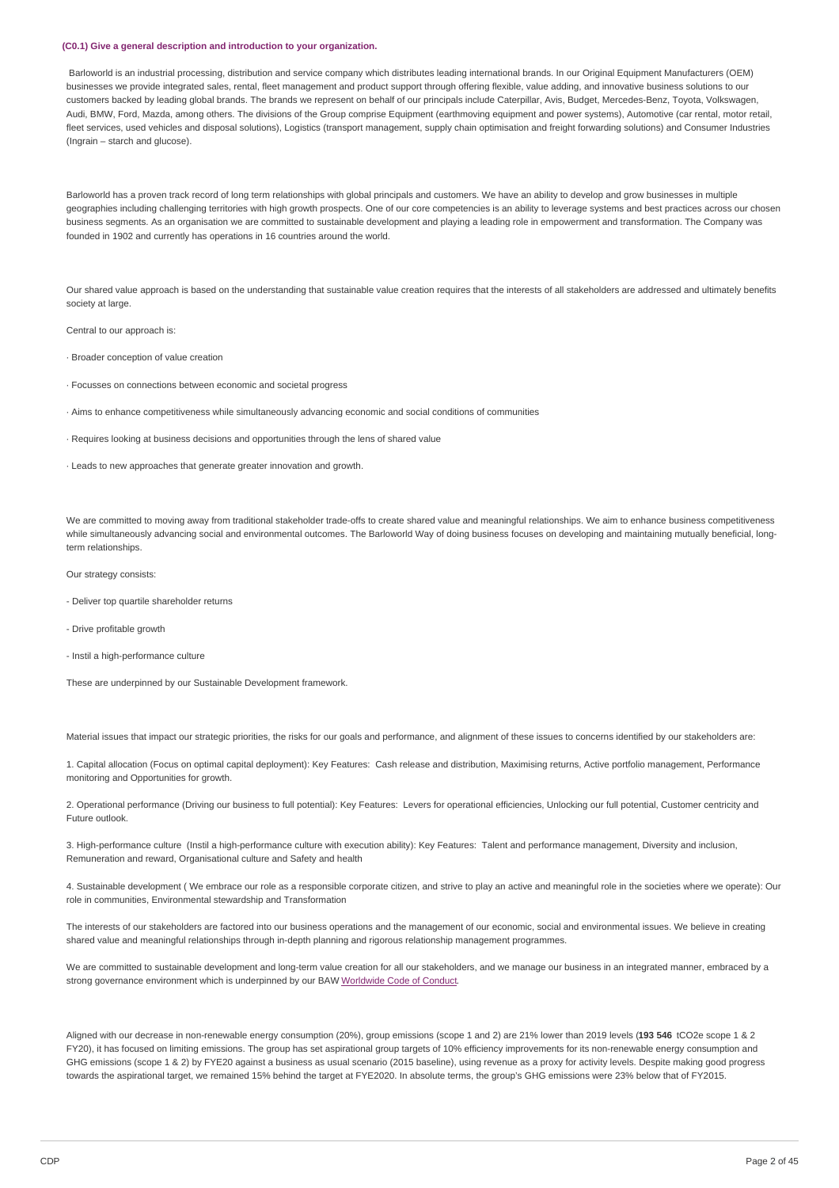### (C0.1) Give a general description and introduction to your organization.

Barloworld is an industrial processing, distribution and service company which distributes leading international brands. In our Original Equipment Manufacturers (OEM) businesses we provide integrated sales, rental, fleet management and product support through offering flexible, value adding, and innovative business solutions to our customers backed by leading global brands. The brands we represent on behalf of our principals include Caterpillar, Avis, Budget, Mercedes-Benz, Toyota, Volkswagen, Audi, BMW, Ford, Mazda, among others. The divisions of the Group comprise Equipment (earthmoving equipment and power systems), Automotive (car rental, motor retail, fleet services, used vehicles and disposal solutions), Logistics (transport management, supply chain optimisation and freight forwarding solutions) and Consumer Industries (Ingrain – starch and glucose).

Barloworld has a proven track record of long term relationships with global principals and customers. We have an ability to develop and grow businesses in multiple geographies including challenging territories with high growth prospects. One of our core competencies is an ability to leverage systems and best practices across our chosen business segments. As an organisation we are committed to sustainable development and playing a leading role in empowerment and transformation. The Company was founded in 1902 and currently has operations in 16 countries around the world.

Our shared value approach is based on the understanding that sustainable value creation requires that the interests of all stakeholders are addressed and ultimately benefits society at large.

Central to our approach is:

· Broader conception of value creation

· Focusses on connections between economic and societal progress

· Aims to enhance competitiveness while simultaneously advancing economic and social conditions of communities

· Requires looking at business decisions and opportunities through the lens of shared value

· Leads to new approaches that generate greater innovation and growth.

We are committed to moving away from traditional stakeholder trade-offs to create shared value and meaningful relationships. We aim to enhance business competitiveness while simultaneously advancing social and environmental outcomes. The Barloworld Way of doing business focuses on developing and maintaining mutually beneficial, long-term relationships.

Our strategy consists:

- Deliver top quartile shareholder returns

- Drive profitable growth

- Instil a high-performance culture

These are underpinned by our Sustainable Development framework.

Material issues that impact our strategic priorities, the risks for our goals and performance, and alignment of these issues to concerns identified by our stakeholders are:

1. Capital allocation (Focus on optimal capital deployment): Key Features: Cash release and distribution, Maximising returns, Active portfolio management, Performance monitoring and Opportunities for growth.

2. Operational performance (Driving our business to full potential): Key Features: Levers for operational efficiencies, Unlocking our full potential, Customer centricity and Future outlook.

3. High-performance culture (Instil a high-performance culture with execution ability): Key Features: Talent and performance management, Diversity and inclusion, Remuneration and reward, Organisational culture and Safety and health

4. Sustainable development ( We embrace our role as a responsible corporate citizen, and strive to play an active and meaningful role in the societies where we operate): Our role in communities, Environmental stewardship and Transformation

The interests of our stakeholders are factored into our business operations and the management of our economic, social and environmental issues. We believe in creating shared value and meaningful relationships through in-depth planning and rigorous relationship management programmes.

We are committed to sustainable development and long-term value creation for all our stakeholders, and we manage our business in an integrated manner, embraced by a strong governance environment which is underpinned by our BAW Worldwide Code of Conduct.

Aligned with our decrease in non-renewable energy consumption (20%), group emissions (scope 1 and 2) are 21% lower than 2019 levels (**193 546** tCO2e scope 1 & 2 FY20), it has focused on limiting emissions. The group has set aspirational group targets of 10% efficiency improvements for its non-renewable energy consumption and GHG emissions (scope 1 & 2) by FYE20 against a business as usual scenario (2015 baseline), using revenue as a proxy for activity levels. Despite making good progress towards the aspirational target, we remained 15% behind the target at FYE2020. In absolute terms, the group's GHG emissions were 23% below that of FY2015.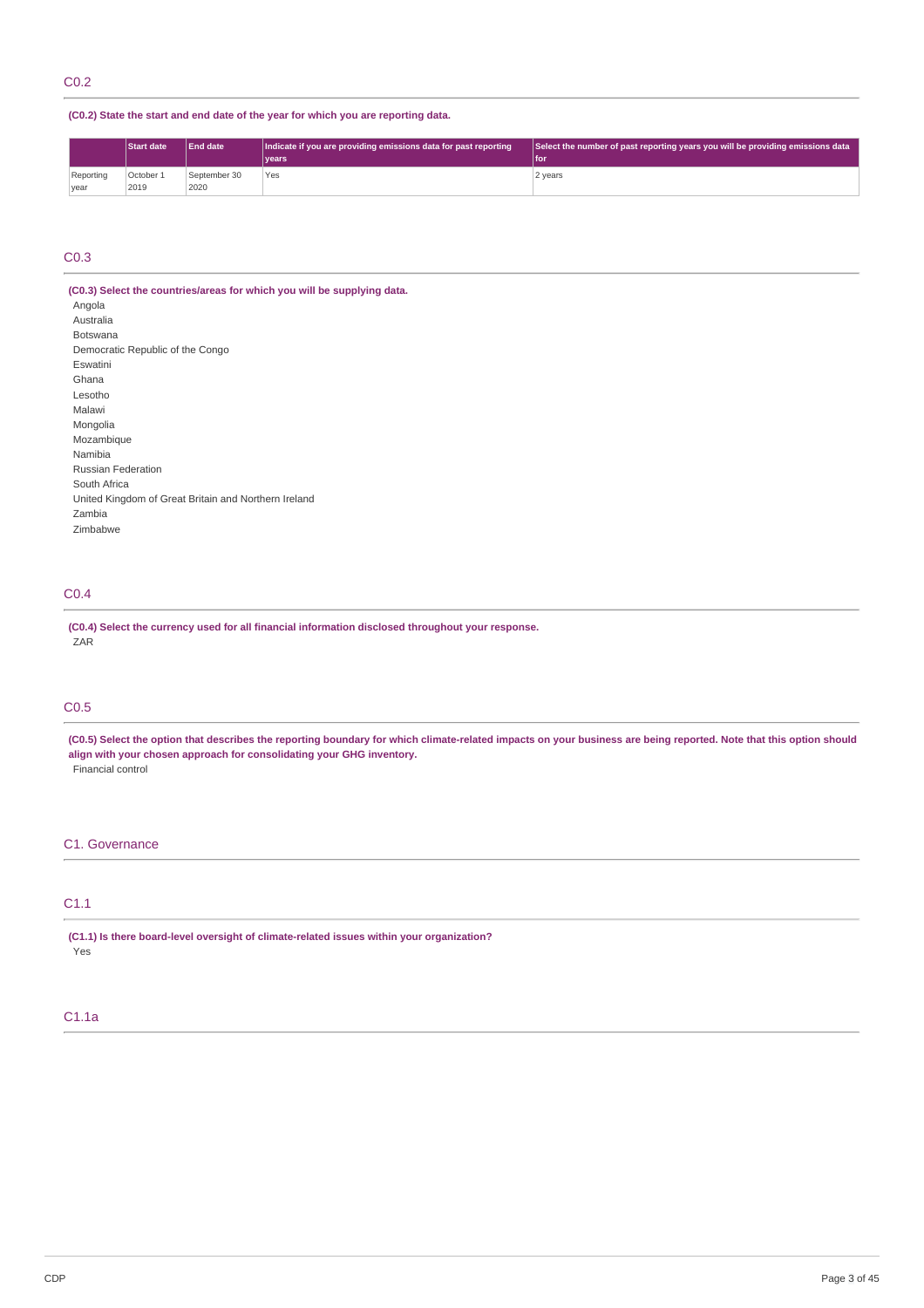## C0.2

**(C0.2) State the start and end date of the year for which you are reporting data.**

| | Start date | End date | Indicate if you are providing emissions data for past reporting years | Select the number of past reporting years you will be providing emissions data for |
|---|---|---|---|---|
| Reporting year | October 1 2019 | September 30 2020 | Yes | 2 years |

## C0.3

**(C0.3) Select the countries/areas for which you will be supplying data.**

Angola
Australia
Botswana
Democratic Republic of the Congo
Eswatini
Ghana
Lesotho
Malawi
Mongolia
Mozambique
Namibia
Russian Federation
South Africa
United Kingdom of Great Britain and Northern Ireland
Zambia
Zimbabwe

## C0.4

**(C0.4) Select the currency used for all financial information disclosed throughout your response.**

ZAR

## C0.5

**(C0.5) Select the option that describes the reporting boundary for which climate-related impacts on your business are being reported. Note that this option should align with your chosen approach for consolidating your GHG inventory.**

Financial control

# C1. Governance

## C1.1

**(C1.1) Is there board-level oversight of climate-related issues within your organization?**

Yes

## C1.1a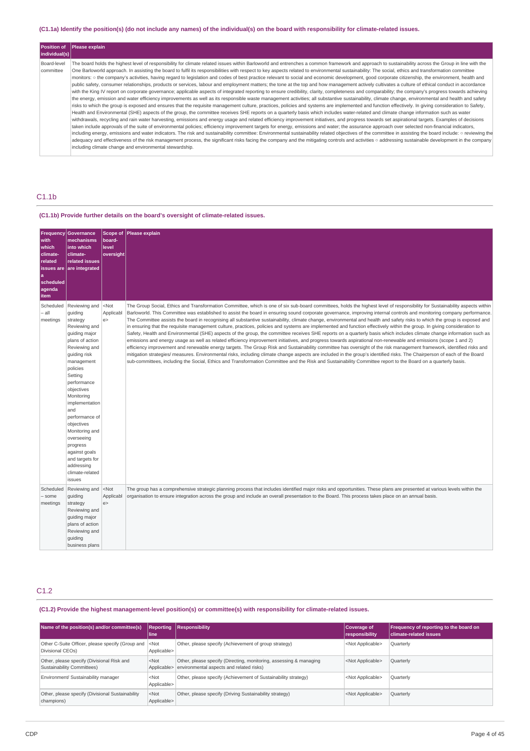### (C1.1a) Identify the position(s) (do not include any names) of the individual(s) on the board with responsibility for climate-related issues.

| Position of individual(s) | Please explain |
|---|---|
| Board-level committee | The board holds the highest level of responsibility for climate related issues within Barloworld and entrenches a common framework and approach to sustainability across the Group in line with the One Barloworld approach. In assisting the board to fulfil its responsibilities with respect to key aspects related to environmental sustainability: The social, ethics and transformation committee monitors: ○ the company's activities, having regard to legislation and codes of best practice relevant to social and economic development, good corporate citizenship, the environment, health and public safety, consumer relationships, products or services, labour and employment matters; the tone at the top and how management actively cultivates a culture of ethical conduct in accordance with the King IV report on corporate governance; applicable aspects of integrated reporting to ensure credibility, clarity, completeness and comparability; the company's progress towards achieving the energy, emission and water efficiency improvements as well as its responsible waste management activities; all substantive sustainability, climate change, environmental and health and safety risks to which the group is exposed and ensures that the requisite management culture, practices, policies and systems are implemented and function effectively. In giving consideration to Safety, Health and Environmental (SHE) aspects of the group, the committee receives SHE reports on a quarterly basis which includes water-related and climate change information such as water withdrawals, recycling and rain water harvesting, emissions and energy usage and related efficiency improvement initiatives, and progress towards set aspirational targets. Examples of decisions taken include approvals of the suite of environmental policies; efficiency improvement targets for energy, emissions and water; the assurance approach over selected non-financial indicators, including energy, emissions and water indicators. The risk and sustainability committee: Environmental sustainability related objectives of the committee in assisting the board include: ○ reviewing the adequacy and effectiveness of the risk management process, the significant risks facing the company and the mitigating controls and activities ○ addressing sustainable development in the company including climate change and environmental stewardship. |

## C1.1b

### (C1.1b) Provide further details on the board's oversight of climate-related issues.

| Frequency with which climate-related issues are a scheduled agenda item | Governance mechanisms into which climate-related issues are integrated | Scope of board-level oversight | Please explain |
|---|---|---|---|
| Scheduled – all meetings | Reviewing and guiding strategy<br>Reviewing and guiding major plans of action<br>Reviewing and guiding risk management policies<br>Setting performance objectives<br>Monitoring implementation and performance of objectives<br>Monitoring and overseeing progress against goals and targets for addressing climate-related issues | <Not Applicable> | The Group Social, Ethics and Transformation Committee, which is one of six sub-board committees, holds the highest level of responsibility for Sustainability aspects within Barloworld. This Committee was established to assist the board in ensuring sound corporate governance, improving internal controls and monitoring company performance. The Committee assists the board in recognising all substantive sustainability, climate change, environmental and health and safety risks to which the group is exposed and in ensuring that the requisite management culture, practices, policies and systems are implemented and function effectively within the group. In giving consideration to Safety, Health and Environmental (SHE) aspects of the group, the committee receives SHE reports on a quarterly basis which includes climate change information such as emissions and energy usage as well as related efficiency improvement initiatives, and progress towards aspirational non-renewable and emissions (scope 1 and 2) efficiency improvement and renewable energy targets. The Group Risk and Sustainability committee has oversight of the risk management framework, identified risks and mitigation strategies/ measures. Environmental risks, including climate change aspects are included in the group's identified risks. The Chairperson of each of the Board sub-committees, including the Social, Ethics and Transformation Committee and the Risk and Sustainability Committee report to the Board on a quarterly basis. |
| Scheduled – some meetings | Reviewing and guiding strategy<br>Reviewing and guiding major plans of action<br>Reviewing and guiding business plans | <Not Applicable> | The group has a comprehensive strategic planning process that includes identified major risks and opportunities. These plans are presented at various levels within the organisation to ensure integration across the group and include an overall presentation to the Board. This process takes place on an annual basis. |

## C1.2

### (C1.2) Provide the highest management-level position(s) or committee(s) with responsibility for climate-related issues.

| Name of the position(s) and/or committee(s) | Reporting line | Responsibility | Coverage of responsibility | Frequency of reporting to the board on climate-related issues |
|---|---|---|---|---|
| Other C-Suite Officer, please specify (Group and Divisional CEOs) | <Not Applicable> | Other, please specify (Achievement of group strategy) | <Not Applicable> | Quarterly |
| Other, please specify (Divisional Risk and Sustainability Committees) | <Not Applicable> | Other, please specify (Directing, monitoring, assessing & managing environmental aspects and related risks) | <Not Applicable> | Quarterly |
| Environment/ Sustainability manager | <Not Applicable> | Other, please specify (Achievement of Sustainability strategy) | <Not Applicable> | Quarterly |
| Other, please specify (Divisional Sustainability champions) | <Not Applicable> | Other, please specify (Driving Sustainability strategy) | <Not Applicable> | Quarterly |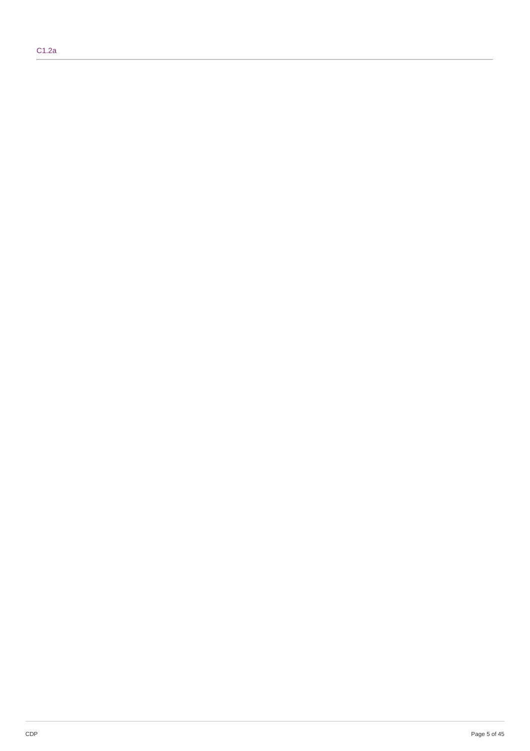C1.2a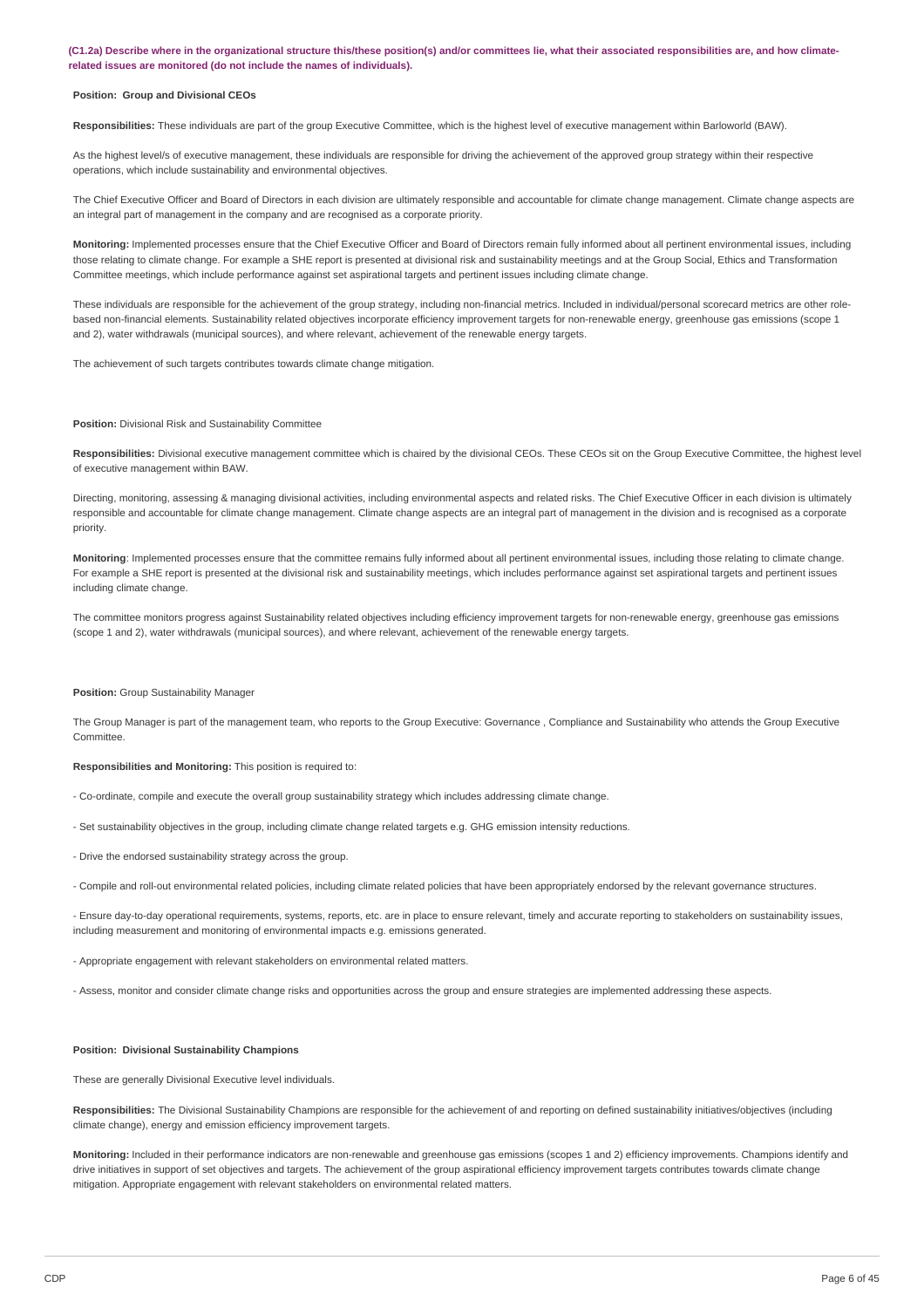**(C1.2a) Describe where in the organizational structure this/these position(s) and/or committees lie, what their associated responsibilities are, and how climate-related issues are monitored (do not include the names of individuals).**

**Position: Group and Divisional CEOs**

**Responsibilities:** These individuals are part of the group Executive Committee, which is the highest level of executive management within Barloworld (BAW).

As the highest level/s of executive management, these individuals are responsible for driving the achievement of the approved group strategy within their respective operations, which include sustainability and environmental objectives.

The Chief Executive Officer and Board of Directors in each division are ultimately responsible and accountable for climate change management. Climate change aspects are an integral part of management in the company and are recognised as a corporate priority.

**Monitoring:** Implemented processes ensure that the Chief Executive Officer and Board of Directors remain fully informed about all pertinent environmental issues, including those relating to climate change. For example a SHE report is presented at divisional risk and sustainability meetings and at the Group Social, Ethics and Transformation Committee meetings, which include performance against set aspirational targets and pertinent issues including climate change.

These individuals are responsible for the achievement of the group strategy, including non-financial metrics. Included in individual/personal scorecard metrics are other role-based non-financial elements. Sustainability related objectives incorporate efficiency improvement targets for non-renewable energy, greenhouse gas emissions (scope 1 and 2), water withdrawals (municipal sources), and where relevant, achievement of the renewable energy targets.

The achievement of such targets contributes towards climate change mitigation.

**Position:** Divisional Risk and Sustainability Committee

**Responsibilities:** Divisional executive management committee which is chaired by the divisional CEOs. These CEOs sit on the Group Executive Committee, the highest level of executive management within BAW.

Directing, monitoring, assessing & managing divisional activities, including environmental aspects and related risks. The Chief Executive Officer in each division is ultimately responsible and accountable for climate change management. Climate change aspects are an integral part of management in the division and is recognised as a corporate priority.

**Monitoring**: Implemented processes ensure that the committee remains fully informed about all pertinent environmental issues, including those relating to climate change. For example a SHE report is presented at the divisional risk and sustainability meetings, which includes performance against set aspirational targets and pertinent issues including climate change.

The committee monitors progress against Sustainability related objectives including efficiency improvement targets for non-renewable energy, greenhouse gas emissions (scope 1 and 2), water withdrawals (municipal sources), and where relevant, achievement of the renewable energy targets.

**Position:** Group Sustainability Manager

The Group Manager is part of the management team, who reports to the Group Executive: Governance , Compliance and Sustainability who attends the Group Executive Committee.

**Responsibilities and Monitoring:** This position is required to:

- Co-ordinate, compile and execute the overall group sustainability strategy which includes addressing climate change.

- Set sustainability objectives in the group, including climate change related targets e.g. GHG emission intensity reductions.

- Drive the endorsed sustainability strategy across the group.

- Compile and roll-out environmental related policies, including climate related policies that have been appropriately endorsed by the relevant governance structures.

- Ensure day-to-day operational requirements, systems, reports, etc. are in place to ensure relevant, timely and accurate reporting to stakeholders on sustainability issues, including measurement and monitoring of environmental impacts e.g. emissions generated.

- Appropriate engagement with relevant stakeholders on environmental related matters.

- Assess, monitor and consider climate change risks and opportunities across the group and ensure strategies are implemented addressing these aspects.

**Position: Divisional Sustainability Champions**

These are generally Divisional Executive level individuals.

**Responsibilities:** The Divisional Sustainability Champions are responsible for the achievement of and reporting on defined sustainability initiatives/objectives (including climate change), energy and emission efficiency improvement targets.

**Monitoring:** Included in their performance indicators are non-renewable and greenhouse gas emissions (scopes 1 and 2) efficiency improvements. Champions identify and drive initiatives in support of set objectives and targets. The achievement of the group aspirational efficiency improvement targets contributes towards climate change mitigation. Appropriate engagement with relevant stakeholders on environmental related matters.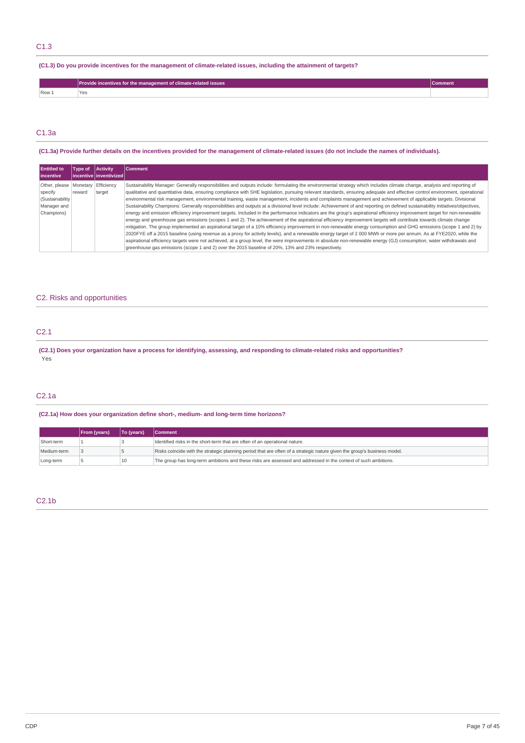## C1.3

**(C1.3) Do you provide incentives for the management of climate-related issues, including the attainment of targets?**

| | Provide incentives for the management of climate-related issues | Comment |
|---|---|---|
| Row 1 | Yes | |

## C1.3a

**(C1.3a) Provide further details on the incentives provided for the management of climate-related issues (do not include the names of individuals).**

| Entitled to incentive | Type of incentive | Activity inventivized | Comment |
|---|---|---|---|
| Other, please specify (Sustainability Manager and Champions) | Monetary reward | Efficiency target | Sustainability Manager: Generally responsibilities and outputs include: formulating the environmental strategy which includes climate change, analysis and reporting of qualitative and quantitative data, ensuring compliance with SHE legislation, pursuing relevant standards, ensuring adequate and effective control environment, operational environmental risk management, environmental training, waste management, incidents and complaints management and achievement of applicable targets. Divisional Sustainability Champions: Generally responsibilities and outputs at a divisional level include: Achievement of and reporting on defined sustainability initiatives/objectives, energy and emission efficiency improvement targets. Included in the performance indicators are the group's aspirational efficiency improvement target for non-renewable energy and greenhouse gas emissions (scopes 1 and 2). The achievement of the aspirational efficiency improvement targets will contribute towards climate change mitigation. The group implemented an aspirational target of a 10% efficiency improvement in non-renewable energy consumption and GHG emissions (scope 1 and 2) by 2020FYE off a 2015 baseline (using revenue as a proxy for activity levels), and a renewable energy target of 2 000 MWh or more per annum. As at FYE2020, while the aspirational efficiency targets were not achieved, at a group level, the were improvements in absolute non-renewable energy (GJ) consumption, water withdrawals and greenhouse gas emissions (scope 1 and 2) over the 2015 baseline of 20%, 13% and 23% respectively. |

# C2. Risks and opportunities

## C2.1

**(C2.1) Does your organization have a process for identifying, assessing, and responding to climate-related risks and opportunities?**

Yes

## C2.1a

**(C2.1a) How does your organization define short-, medium- and long-term time horizons?**

| | From (years) | To (years) | Comment |
|---|---|---|---|
| Short-term | 1 | 3 | Identified risks in the short-term that are often of an operational nature. |
| Medium-term | 3 | 5 | Risks coincide with the strategic planning period that are often of a strategic nature given the group's business model. |
| Long-term | 5 | 10 | The group has long-term ambitions and these risks are assessed and addressed in the context of such ambitions. |

## C2.1b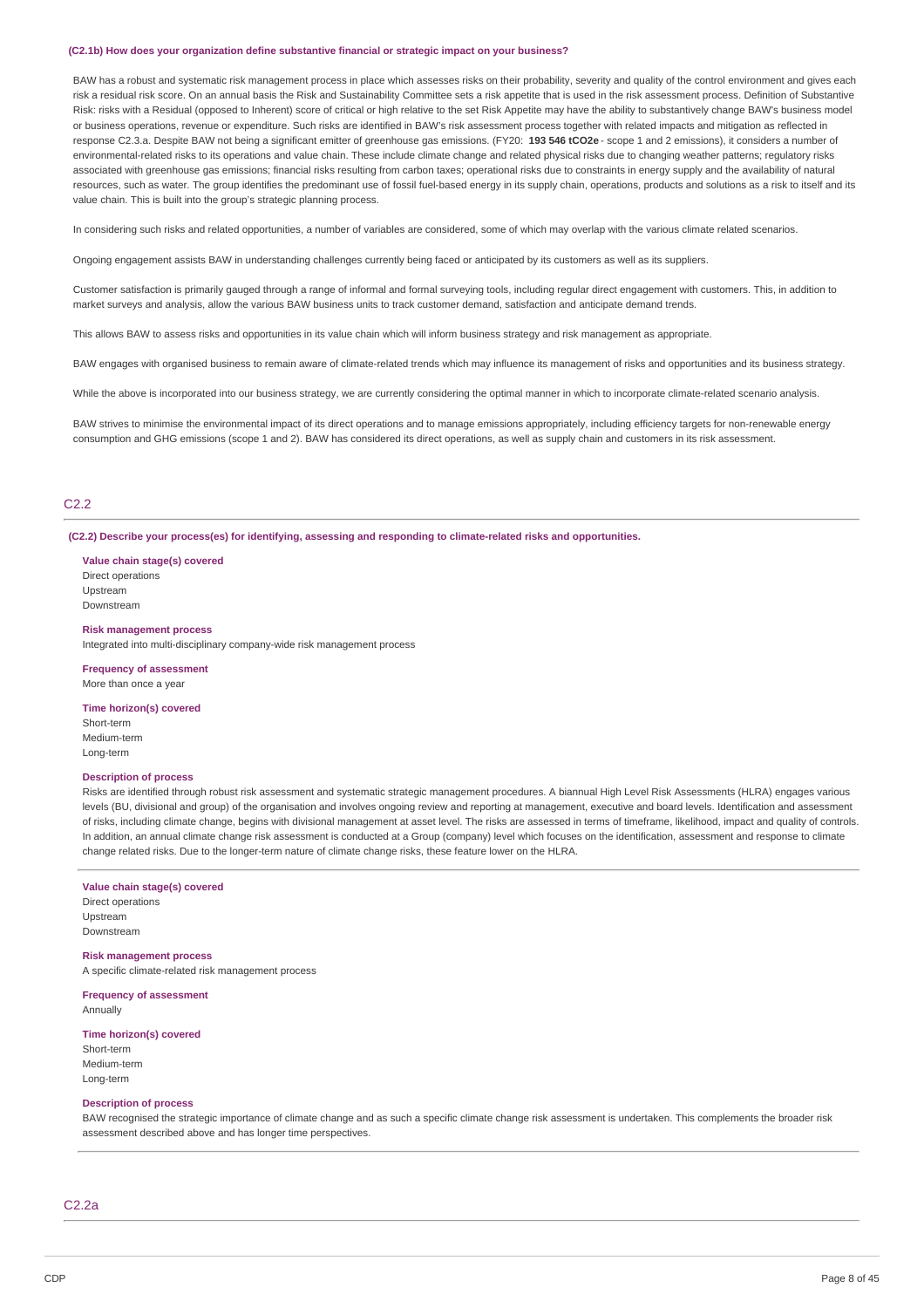**(C2.1b) How does your organization define substantive financial or strategic impact on your business?**

BAW has a robust and systematic risk management process in place which assesses risks on their probability, severity and quality of the control environment and gives each risk a residual risk score. On an annual basis the Risk and Sustainability Committee sets a risk appetite that is used in the risk assessment process. Definition of Substantive Risk: risks with a Residual (opposed to Inherent) score of critical or high relative to the set Risk Appetite may have the ability to substantively change BAW's business model or business operations, revenue or expenditure. Such risks are identified in BAW's risk assessment process together with related impacts and mitigation as reflected in response C2.3.a. Despite BAW not being a significant emitter of greenhouse gas emissions. (FY20: **193 546 tCO2e** - scope 1 and 2 emissions), it considers a number of environmental-related risks to its operations and value chain. These include climate change and related physical risks due to changing weather patterns; regulatory risks associated with greenhouse gas emissions; financial risks resulting from carbon taxes; operational risks due to constraints in energy supply and the availability of natural resources, such as water. The group identifies the predominant use of fossil fuel-based energy in its supply chain, operations, products and solutions as a risk to itself and its value chain. This is built into the group's strategic planning process.

In considering such risks and related opportunities, a number of variables are considered, some of which may overlap with the various climate related scenarios.

Ongoing engagement assists BAW in understanding challenges currently being faced or anticipated by its customers as well as its suppliers.

Customer satisfaction is primarily gauged through a range of informal and formal surveying tools, including regular direct engagement with customers. This, in addition to market surveys and analysis, allow the various BAW business units to track customer demand, satisfaction and anticipate demand trends.

This allows BAW to assess risks and opportunities in its value chain which will inform business strategy and risk management as appropriate.

BAW engages with organised business to remain aware of climate-related trends which may influence its management of risks and opportunities and its business strategy.

While the above is incorporated into our business strategy, we are currently considering the optimal manner in which to incorporate climate-related scenario analysis.

BAW strives to minimise the environmental impact of its direct operations and to manage emissions appropriately, including efficiency targets for non-renewable energy consumption and GHG emissions (scope 1 and 2). BAW has considered its direct operations, as well as supply chain and customers in its risk assessment.

## C2.2

**(C2.2) Describe your process(es) for identifying, assessing and responding to climate-related risks and opportunities.**

**Value chain stage(s) covered**
Direct operations
Upstream
Downstream

**Risk management process**
Integrated into multi-disciplinary company-wide risk management process

**Frequency of assessment**
More than once a year

**Time horizon(s) covered**
Short-term
Medium-term
Long-term

**Description of process**
Risks are identified through robust risk assessment and systematic strategic management procedures. A biannual High Level Risk Assessments (HLRA) engages various levels (BU, divisional and group) of the organisation and involves ongoing review and reporting at management, executive and board levels. Identification and assessment of risks, including climate change, begins with divisional management at asset level. The risks are assessed in terms of timeframe, likelihood, impact and quality of controls. In addition, an annual climate change risk assessment is conducted at a Group (company) level which focuses on the identification, assessment and response to climate change related risks. Due to the longer-term nature of climate change risks, these feature lower on the HLRA.

**Value chain stage(s) covered**
Direct operations
Upstream
Downstream

**Risk management process**
A specific climate-related risk management process

**Frequency of assessment**
Annually

**Time horizon(s) covered**
Short-term
Medium-term
Long-term

**Description of process**
BAW recognised the strategic importance of climate change and as such a specific climate change risk assessment is undertaken. This complements the broader risk assessment described above and has longer time perspectives.

## C2.2a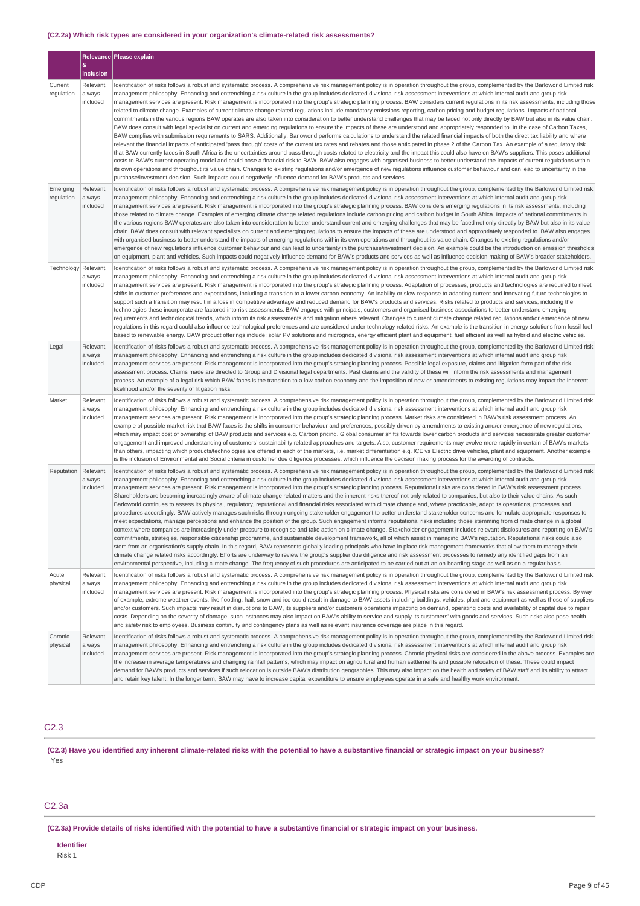#### (C2.2a) Which risk types are considered in your organization's climate-related risk assessments?

| | Relevance & inclusion | Please explain |
|---|---|---|
| Current regulation | Relevant, always included | Identification of risks follows a robust and systematic process. A comprehensive risk management policy is in operation throughout the group, complemented by the Barloworld Limited risk management philosophy. Enhancing and entrenching a risk culture in the group includes dedicated divisional risk assessment interventions at which internal audit and group risk management services are present. Risk management is incorporated into the group's strategic planning process. BAW considers current regulations in its risk assessments, including those related to climate change. Examples of current climate change related regulations include mandatory emissions reporting, carbon pricing and budget regulations. Impacts of national commitments in the various regions BAW operates are also taken into consideration to better understand challenges that may be faced not only directly by BAW but also in its value chain. BAW does consult with legal specialist on current and emerging regulations to ensure the impacts of these are understood and appropriately responded to. In the case of Carbon Taxes, BAW complies with submission requirements to SARS. Additionally, Barloworld performs calculations to understand the related financial impacts of both the direct tax liability and where relevant the financial impacts of anticipated 'pass through' costs of the current tax rates and rebates and those anticipated in phase 2 of the Carbon Tax. An example of a regulatory risk that BAW currently faces in South Africa is the uncertainties around pass through costs related to electricity and the impact this could also have on BAW's suppliers. This poses additional costs to BAW's current operating model and could pose a financial risk to BAW. BAW also engages with organised business to better understand the impacts of current regulations within its own operations and throughout its value chain. Changes to existing regulations and/or emergence of new regulations influence customer behaviour and can lead to uncertainty in the purchase/investment decision. Such impacts could negatively influence demand for BAW's products and services. |
| Emerging regulation | Relevant, always included | Identification of risks follows a robust and systematic process. A comprehensive risk management policy is in operation throughout the group, complemented by the Barloworld Limited risk management philosophy. Enhancing and entrenching a risk culture in the group includes dedicated divisional risk assessment interventions at which internal audit and group risk management services are present. Risk management is incorporated into the group's strategic planning process. BAW considers emerging regulations in its risk assessments, including those related to climate change. Examples of emerging climate change related regulations include carbon pricing and carbon budget in South Africa. Impacts of national commitments in the various regions BAW operates are also taken into consideration to better understand current and emerging challenges that may be faced not only directly by BAW but also in its value chain. BAW does consult with relevant specialists on current and emerging regulations to ensure the impacts of these are understood and appropriately responded to. BAW also engages with organised business to better understand the impacts of emerging regulations within its own operations and throughout its value chain. Changes to existing regulations and/or emergence of new regulations influence customer behaviour and can lead to uncertainty in the purchase/investment decision. An example could be the introduction on emission thresholds on equipment, plant and vehicles. Such impacts could negatively influence demand for BAW's products and services as well as influence decision-making of BAW's broader stakeholders. |
| Technology | Relevant, always included | Identification of risks follows a robust and systematic process. A comprehensive risk management policy is in operation throughout the group, complemented by the Barloworld Limited risk management philosophy. Enhancing and entrenching a risk culture in the group includes dedicated divisional risk assessment interventions at which internal audit and group risk management services are present. Risk management is incorporated into the group's strategic planning process. Adaptation of processes, products and technologies are required to meet shifts in customer preferences and expectations, including a transition to a lower carbon economy. An inability or slow response to adapting current and innovating future technologies to support such a transition may result in a loss in competitive advantage and reduced demand for BAW's products and services. Risks related to products and services, including the technologies these incorporate are factored into risk assessments. BAW engages with principals, customers and organised business associations to better understand emerging requirements and technological trends, which inform its risk assessments and mitigation where relevant. Changes to current climate change related regulations and/or emergence of new regulations in this regard could also influence technological preferences and are considered under technology related risks. An example is the transition in energy solutions from fossil-fuel based to renewable energy. BAW product offerings include: solar PV solutions and microgrids, energy efficient plant and equipment, fuel efficient as well as hybrid and electric vehicles. |
| Legal | Relevant, always included | Identification of risks follows a robust and systematic process. A comprehensive risk management policy is in operation throughout the group, complemented by the Barloworld Limited risk management philosophy. Enhancing and entrenching a risk culture in the group includes dedicated divisional risk assessment interventions at which internal audit and group risk management services are present. Risk management is incorporated into the group's strategic planning process. Possible legal exposure, claims and litigation form part of the risk assessment process. Claims made are directed to Group and Divisional legal departments. Past claims and the validity of these will inform the risk assessments and management process. An example of a legal risk which BAW faces is the transition to a low-carbon economy and the imposition of new or amendments to existing regulations may impact the inherent likelihood and/or the severity of litigation risks. |
| Market | Relevant, always included | Identification of risks follows a robust and systematic process. A comprehensive risk management policy is in operation throughout the group, complemented by the Barloworld Limited risk management philosophy. Enhancing and entrenching a risk culture in the group includes dedicated divisional risk assessment interventions at which internal audit and group risk management services are present. Risk management is incorporated into the group's strategic planning process. Market risks are considered in BAW's risk assessment process. An example of possible market risk that BAW faces is the shifts in consumer behaviour and preferences, possibly driven by amendments to existing and/or emergence of new regulations, which may impact cost of ownership of BAW products and services e.g. Carbon pricing. Global consumer shifts towards lower carbon products and services necessitate greater customer engagement and improved understanding of customers' sustainability related approaches and targets. Also, customer requirements may evolve more rapidly in certain of BAW's markets than others, impacting which products/technologies are offered in each of the markets, i.e. market differentiation e.g. ICE vs Electric drive vehicles, plant and equipment. Another example is the inclusion of Environmental and Social criteria in customer due diligence processes, which influence the decision making process for the awarding of contracts. |
| Reputation | Relevant, always included | Identification of risks follows a robust and systematic process. A comprehensive risk management policy is in operation throughout the group, complemented by the Barloworld Limited risk management philosophy. Enhancing and entrenching a risk culture in the group includes dedicated divisional risk assessment interventions at which internal audit and group risk management services are present. Risk management is incorporated into the group's strategic planning process. Reputational risks are considered in BAW's risk assessment process. Shareholders are becoming increasingly aware of climate change related matters and the inherent risks thereof not only related to companies, but also to their value chains. As such Barloworld continues to assess its physical, regulatory, reputational and financial risks associated with climate change and, where practicable, adapt its operations, processes and procedures accordingly. BAW actively manages such risks through ongoing stakeholder engagement to better understand stakeholder concerns and formulate appropriate responses to meet expectations, manage perceptions and enhance the position of the group. Such engagement informs reputational risks including those stemming from climate change in a global context where companies are increasingly under pressure to recognise and take action on climate change. Stakeholder engagement includes relevant disclosures and reporting on BAW's commitments, strategies, responsible citizenship programme, and sustainable development framework, all of which assist in managing BAW's reputation. Reputational risks could also stem from an organisation's supply chain. In this regard, BAW represents globally leading principals who have in place risk management frameworks that allow them to manage their climate change related risks accordingly. Efforts are underway to review the group's supplier due diligence and risk assessment processes to remedy any identified gaps from an environmental perspective, including climate change. The frequency of such procedures are anticipated to be carried out at an on-boarding stage as well as on a regular basis. |
| Acute physical | Relevant, always included | Identification of risks follows a robust and systematic process. A comprehensive risk management policy is in operation throughout the group, complemented by the Barloworld Limited risk management philosophy. Enhancing and entrenching a risk culture in the group includes dedicated divisional risk assessment interventions at which internal audit and group risk management services are present. Risk management is incorporated into the group's strategic planning process. Physical risks are considered in BAW's risk assessment process. By way of example, extreme weather events, like flooding, hail, snow and ice could result in damage to BAW assets including buildings, vehicles, plant and equipment as well as those of suppliers and/or customers. Such impacts may result in disruptions to BAW, its suppliers and/or customers operations impacting on demand, operating costs and availability of capital due to repair costs. Depending on the severity of damage, such instances may also impact on BAW's ability to service and supply its customers' with goods and services. Such risks also pose health and safety risk to employees. Business continuity and contingency plans as well as relevant insurance coverage are place in this regard. |
| Chronic physical | Relevant, always included | Identification of risks follows a robust and systematic process. A comprehensive risk management policy is in operation throughout the group, complemented by the Barloworld Limited risk management philosophy. Enhancing and entrenching a risk culture in the group includes dedicated divisional risk assessment interventions at which internal audit and group risk management services are present. Risk management is incorporated into the group's strategic planning process. Chronic physical risks are considered in the above process. Examples are the increase in average temperatures and changing rainfall patterns, which may impact on agricultural and human settlements and possible relocation of these. These could impact demand for BAW's products and services if such relocation is outside BAW's distribution geographies. This may also impact on the health and safety of BAW staff and its ability to attract and retain key talent. In the longer term, BAW may have to increase capital expenditure to ensure employees operate in a safe and healthy work environment. |

## C2.3

**(C2.3) Have you identified any inherent climate-related risks with the potential to have a substantive financial or strategic impact on your business?**

Yes

## C2.3a

**(C2.3a) Provide details of risks identified with the potential to have a substantive financial or strategic impact on your business.**

**Identifier**

Risk 1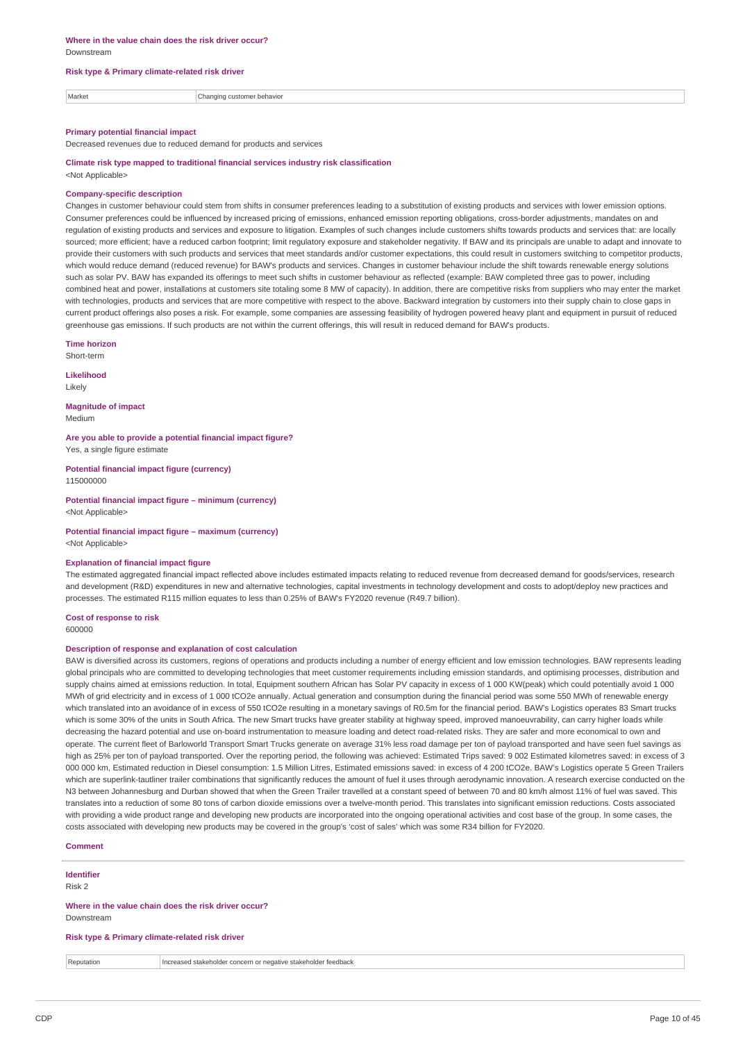**Where in the value chain does the risk driver occur?**
Downstream

**Risk type & Primary climate-related risk driver**

| Market | Changing customer behavior |
|---|---|

**Primary potential financial impact**
Decreased revenues due to reduced demand for products and services

**Climate risk type mapped to traditional financial services industry risk classification**
<Not Applicable>

**Company-specific description**
Changes in customer behaviour could stem from shifts in consumer preferences leading to a substitution of existing products and services with lower emission options. Consumer preferences could be influenced by increased pricing of emissions, enhanced emission reporting obligations, cross-border adjustments, mandates on and regulation of existing products and services and exposure to litigation. Examples of such changes include customers shifts towards products and services that: are locally sourced; more efficient; have a reduced carbon footprint; limit regulatory exposure and stakeholder negativity. If BAW and its principals are unable to adapt and innovate to provide their customers with such products and services that meet standards and/or customer expectations, this could result in customers switching to competitor products, which would reduce demand (reduced revenue) for BAW's products and services. Changes in customer behaviour include the shift towards renewable energy solutions such as solar PV. BAW has expanded its offerings to meet such shifts in customer behaviour as reflected (example: BAW completed three gas to power, including combined heat and power, installations at customers site totaling some 8 MW of capacity). In addition, there are competitive risks from suppliers who may enter the market with technologies, products and services that are more competitive with respect to the above. Backward integration by customers into their supply chain to close gaps in current product offerings also poses a risk. For example, some companies are assessing feasibility of hydrogen powered heavy plant and equipment in pursuit of reduced greenhouse gas emissions. If such products are not within the current offerings, this will result in reduced demand for BAW's products.

**Time horizon**
Short-term

**Likelihood**
Likely

**Magnitude of impact**
Medium

**Are you able to provide a potential financial impact figure?**
Yes, a single figure estimate

**Potential financial impact figure (currency)**
115000000

**Potential financial impact figure – minimum (currency)**
<Not Applicable>

**Potential financial impact figure – maximum (currency)**
<Not Applicable>

**Explanation of financial impact figure**
The estimated aggregated financial impact reflected above includes estimated impacts relating to reduced revenue from decreased demand for goods/services, research and development (R&D) expenditures in new and alternative technologies, capital investments in technology development and costs to adopt/deploy new practices and processes. The estimated R115 million equates to less than 0.25% of BAW's FY2020 revenue (R49.7 billion).

**Cost of response to risk**
600000

**Description of response and explanation of cost calculation**
BAW is diversified across its customers, regions of operations and products including a number of energy efficient and low emission technologies. BAW represents leading global principals who are committed to developing technologies that meet customer requirements including emission standards, and optimising processes, distribution and supply chains aimed at emissions reduction. In total, Equipment southern African has Solar PV capacity in excess of 1 000 KW(peak) which could potentially avoid 1 000 MWh of grid electricity and in excess of 1 000 tCO2e annually. Actual generation and consumption during the financial period was some 550 MWh of renewable energy which translated into an avoidance of in excess of 550 tCO2e resulting in a monetary savings of R0.5m for the financial period. BAW's Logistics operates 83 Smart trucks which is some 30% of the units in South Africa. The new Smart trucks have greater stability at highway speed, improved manoeuvrability, can carry higher loads while decreasing the hazard potential and use on-board instrumentation to measure loading and detect road-related risks. They are safer and more economical to own and operate. The current fleet of Barloworld Transport Smart Trucks generate on average 31% less road damage per ton of payload transported and have seen fuel savings as high as 25% per ton of payload transported. Over the reporting period, the following was achieved: Estimated Trips saved: 9 002 Estimated kilometres saved: in excess of 3 000 000 km, Estimated reduction in Diesel consumption: 1.5 Million Litres, Estimated emissions saved: in excess of 4 200 tCO2e. BAW's Logistics operate 5 Green Trailers which are superlink-tautliner trailer combinations that significantly reduces the amount of fuel it uses through aerodynamic innovation. A research exercise conducted on the N3 between Johannesburg and Durban showed that when the Green Trailer travelled at a constant speed of between 70 and 80 km/h almost 11% of fuel was saved. This translates into a reduction of some 80 tons of carbon dioxide emissions over a twelve-month period. This translates into significant emission reductions. Costs associated with providing a wide product range and developing new products are incorporated into the ongoing operational activities and cost base of the group. In some cases, the costs associated with developing new products may be covered in the group's 'cost of sales' which was some R34 billion for FY2020.

**Comment**

**Identifier**
Risk 2

**Where in the value chain does the risk driver occur?**
Downstream

**Risk type & Primary climate-related risk driver**

| Reputation | Increased stakeholder concern or negative stakeholder feedback |
|---|---|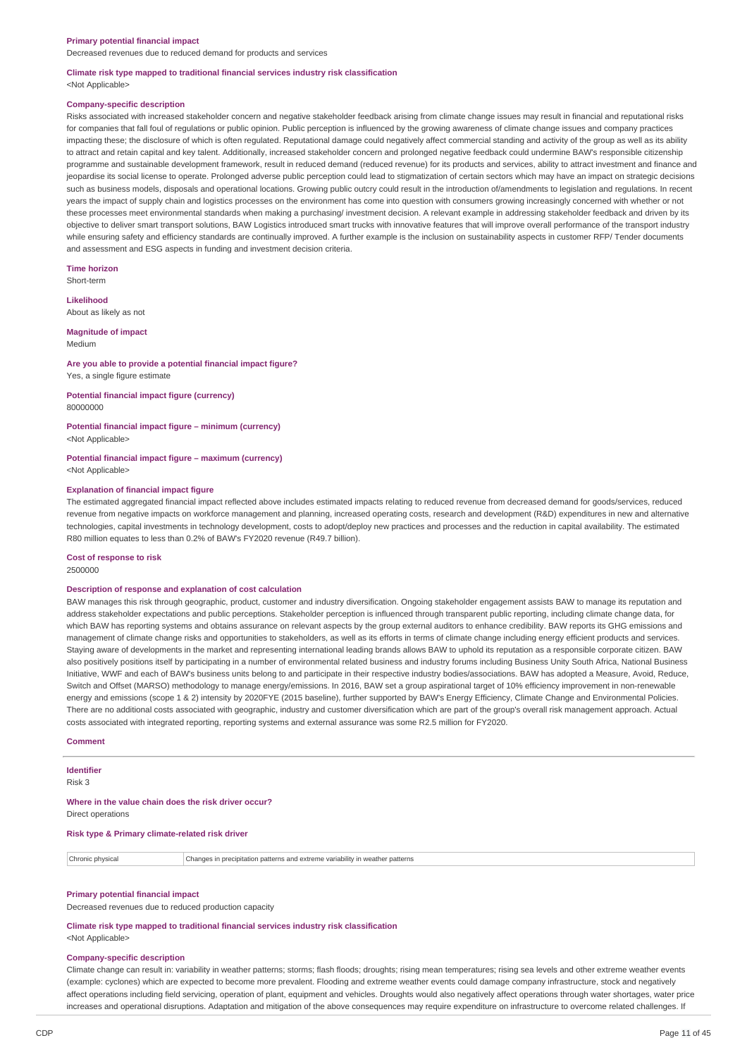**Primary potential financial impact**
Decreased revenues due to reduced demand for products and services

**Climate risk type mapped to traditional financial services industry risk classification**
<Not Applicable>

**Company-specific description**
Risks associated with increased stakeholder concern and negative stakeholder feedback arising from climate change issues may result in financial and reputational risks for companies that fall foul of regulations or public opinion. Public perception is influenced by the growing awareness of climate change issues and company practices impacting these; the disclosure of which is often regulated. Reputational damage could negatively affect commercial standing and activity of the group as well as its ability to attract and retain capital and key talent. Additionally, increased stakeholder concern and prolonged negative feedback could undermine BAW's responsible citizenship programme and sustainable development framework, result in reduced demand (reduced revenue) for its products and services, ability to attract investment and finance and jeopardise its social license to operate. Prolonged adverse public perception could lead to stigmatization of certain sectors which may have an impact on strategic decisions such as business models, disposals and operational locations. Growing public outcry could result in the introduction of/amendments to legislation and regulations. In recent years the impact of supply chain and logistics processes on the environment has come into question with consumers growing increasingly concerned with whether or not these processes meet environmental standards when making a purchasing/ investment decision. A relevant example in addressing stakeholder feedback and driven by its objective to deliver smart transport solutions, BAW Logistics introduced smart trucks with innovative features that will improve overall performance of the transport industry while ensuring safety and efficiency standards are continually improved. A further example is the inclusion on sustainability aspects in customer RFP/ Tender documents and assessment and ESG aspects in funding and investment decision criteria.

**Time horizon**
Short-term

**Likelihood**
About as likely as not

**Magnitude of impact**
Medium

**Are you able to provide a potential financial impact figure?**
Yes, a single figure estimate

**Potential financial impact figure (currency)**
80000000

**Potential financial impact figure – minimum (currency)**
<Not Applicable>

**Potential financial impact figure – maximum (currency)**
<Not Applicable>

**Explanation of financial impact figure**
The estimated aggregated financial impact reflected above includes estimated impacts relating to reduced revenue from decreased demand for goods/services, reduced revenue from negative impacts on workforce management and planning, increased operating costs, research and development (R&D) expenditures in new and alternative technologies, capital investments in technology development, costs to adopt/deploy new practices and processes and the reduction in capital availability. The estimated R80 million equates to less than 0.2% of BAW's FY2020 revenue (R49.7 billion).

**Cost of response to risk**
2500000

**Description of response and explanation of cost calculation**
BAW manages this risk through geographic, product, customer and industry diversification. Ongoing stakeholder engagement assists BAW to manage its reputation and address stakeholder expectations and public perceptions. Stakeholder perception is influenced through transparent public reporting, including climate change data, for which BAW has reporting systems and obtains assurance on relevant aspects by the group external auditors to enhance credibility. BAW reports its GHG emissions and management of climate change risks and opportunities to stakeholders, as well as its efforts in terms of climate change including energy efficient products and services. Staying aware of developments in the market and representing international leading brands allows BAW to uphold its reputation as a responsible corporate citizen. BAW also positively positions itself by participating in a number of environmental related business and industry forums including Business Unity South Africa, National Business Initiative, WWF and each of BAW's business units belong to and participate in their respective industry bodies/associations. BAW has adopted a Measure, Avoid, Reduce, Switch and Offset (MARSO) methodology to manage energy/emissions. In 2016, BAW set a group aspirational target of 10% efficiency improvement in non-renewable energy and emissions (scope 1 & 2) intensity by 2020FYE (2015 baseline), further supported by BAW's Energy Efficiency, Climate Change and Environmental Policies. There are no additional costs associated with geographic, industry and customer diversification which are part of the group's overall risk management approach. Actual costs associated with integrated reporting, reporting systems and external assurance was some R2.5 million for FY2020.

**Comment**

---

**Identifier**
Risk 3

**Where in the value chain does the risk driver occur?**
Direct operations

**Risk type & Primary climate-related risk driver**

| Chronic physical | Changes in precipitation patterns and extreme variability in weather patterns |
|---|---|

**Primary potential financial impact**
Decreased revenues due to reduced production capacity

**Climate risk type mapped to traditional financial services industry risk classification**
<Not Applicable>

**Company-specific description**
Climate change can result in: variability in weather patterns; storms; flash floods; droughts; rising mean temperatures; rising sea levels and other extreme weather events (example: cyclones) which are expected to become more prevalent. Flooding and extreme weather events could damage company infrastructure, stock and negatively affect operations including field servicing, operation of plant, equipment and vehicles. Droughts would also negatively affect operations through water shortages, water price increases and operational disruptions. Adaptation and mitigation of the above consequences may require expenditure on infrastructure to overcome related challenges. If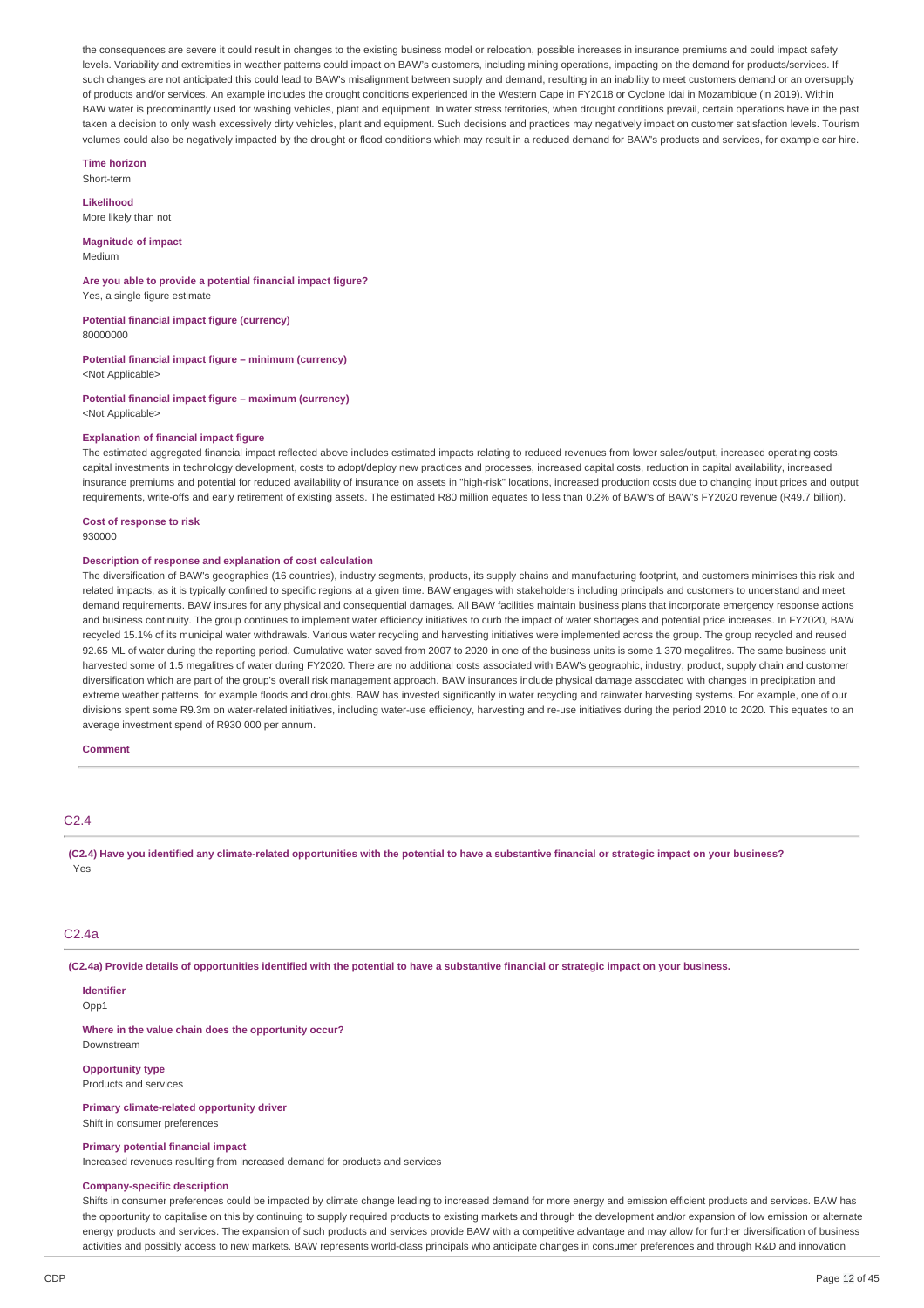the consequences are severe it could result in changes to the existing business model or relocation, possible increases in insurance premiums and could impact safety levels. Variability and extremities in weather patterns could impact on BAW's customers, including mining operations, impacting on the demand for products/services. If such changes are not anticipated this could lead to BAW's misalignment between supply and demand, resulting in an inability to meet customers demand or an oversupply of products and/or services. An example includes the drought conditions experienced in the Western Cape in FY2018 or Cyclone Idai in Mozambique (in 2019). Within BAW water is predominantly used for washing vehicles, plant and equipment. In water stress territories, when drought conditions prevail, certain operations have in the past taken a decision to only wash excessively dirty vehicles, plant and equipment. Such decisions and practices may negatively impact on customer satisfaction levels. Tourism volumes could also be negatively impacted by the drought or flood conditions which may result in a reduced demand for BAW's products and services, for example car hire.

**Time horizon**
Short-term

**Likelihood**
More likely than not

**Magnitude of impact**
Medium

**Are you able to provide a potential financial impact figure?**
Yes, a single figure estimate

**Potential financial impact figure (currency)**
80000000

**Potential financial impact figure – minimum (currency)**
<Not Applicable>

**Potential financial impact figure – maximum (currency)**
<Not Applicable>

**Explanation of financial impact figure**
The estimated aggregated financial impact reflected above includes estimated impacts relating to reduced revenues from lower sales/output, increased operating costs, capital investments in technology development, costs to adopt/deploy new practices and processes, increased capital costs, reduction in capital availability, increased insurance premiums and potential for reduced availability of insurance on assets in "high-risk" locations, increased production costs due to changing input prices and output requirements, write-offs and early retirement of existing assets. The estimated R80 million equates to less than 0.2% of BAW's of BAW's FY2020 revenue (R49.7 billion).

**Cost of response to risk**
930000

**Description of response and explanation of cost calculation**
The diversification of BAW's geographies (16 countries), industry segments, products, its supply chains and manufacturing footprint, and customers minimises this risk and related impacts, as it is typically confined to specific regions at a given time. BAW engages with stakeholders including principals and customers to understand and meet demand requirements. BAW insures for any physical and consequential damages. All BAW facilities maintain business plans that incorporate emergency response actions and business continuity. The group continues to implement water efficiency initiatives to curb the impact of water shortages and potential price increases. In FY2020, BAW recycled 15.1% of its municipal water withdrawals. Various water recycling and harvesting initiatives were implemented across the group. The group recycled and reused 92.65 ML of water during the reporting period. Cumulative water saved from 2007 to 2020 in one of the business units is some 1 370 megalitres. The same business unit harvested some of 1.5 megalitres of water during FY2020. There are no additional costs associated with BAW's geographic, industry, product, supply chain and customer diversification which are part of the group's overall risk management approach. BAW insurances include physical damage associated with changes in precipitation and extreme weather patterns, for example floods and droughts. BAW has invested significantly in water recycling and rainwater harvesting systems. For example, one of our divisions spent some R9.3m on water-related initiatives, including water-use efficiency, harvesting and re-use initiatives during the period 2010 to 2020. This equates to an average investment spend of R930 000 per annum.

**Comment**

## C2.4

**(C2.4) Have you identified any climate-related opportunities with the potential to have a substantive financial or strategic impact on your business?**
Yes

## C2.4a

**(C2.4a) Provide details of opportunities identified with the potential to have a substantive financial or strategic impact on your business.**

**Identifier**
Opp1

**Where in the value chain does the opportunity occur?**
Downstream

**Opportunity type**
Products and services

**Primary climate-related opportunity driver**
Shift in consumer preferences

**Primary potential financial impact**
Increased revenues resulting from increased demand for products and services

**Company-specific description**
Shifts in consumer preferences could be impacted by climate change leading to increased demand for more energy and emission efficient products and services. BAW has the opportunity to capitalise on this by continuing to supply required products to existing markets and through the development and/or expansion of low emission or alternate energy products and services. The expansion of such products and services provide BAW with a competitive advantage and may allow for further diversification of business activities and possibly access to new markets. BAW represents world-class principals who anticipate changes in consumer preferences and through R&D and innovation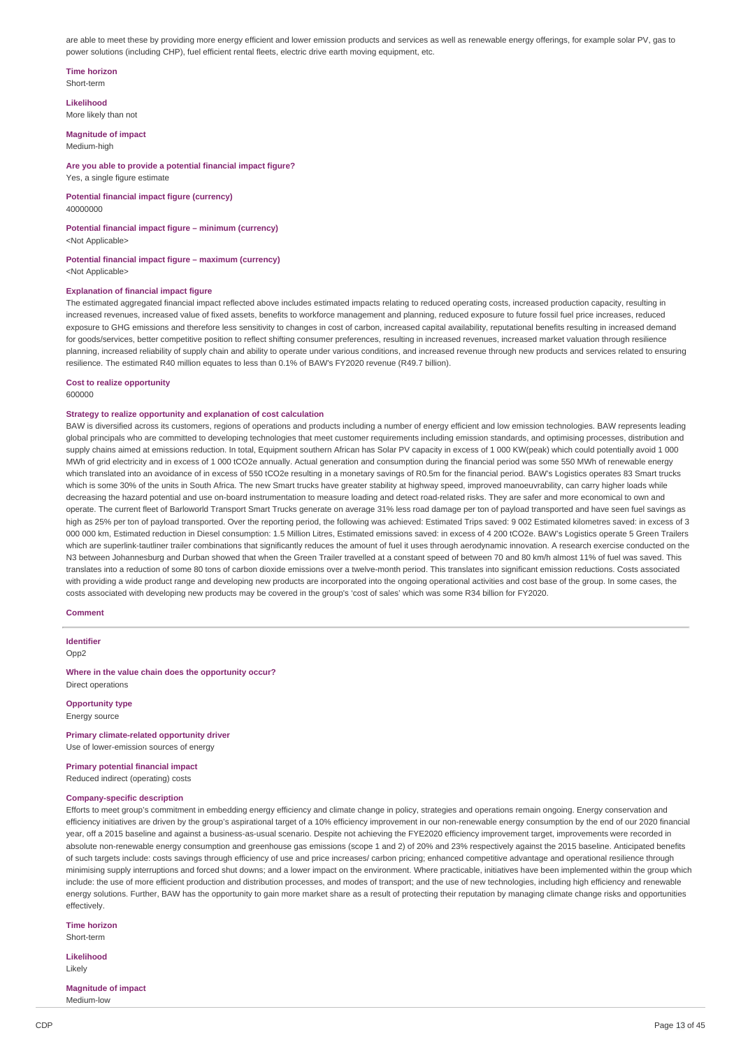are able to meet these by providing more energy efficient and lower emission products and services as well as renewable energy offerings, for example solar PV, gas to power solutions (including CHP), fuel efficient rental fleets, electric drive earth moving equipment, etc.

**Time horizon**
Short-term

**Likelihood**
More likely than not

**Magnitude of impact**
Medium-high

**Are you able to provide a potential financial impact figure?**
Yes, a single figure estimate

**Potential financial impact figure (currency)**
40000000

**Potential financial impact figure – minimum (currency)**
<Not Applicable>

**Potential financial impact figure – maximum (currency)**
<Not Applicable>

**Explanation of financial impact figure**
The estimated aggregated financial impact reflected above includes estimated impacts relating to reduced operating costs, increased production capacity, resulting in increased revenues, increased value of fixed assets, benefits to workforce management and planning, reduced exposure to future fossil fuel price increases, reduced exposure to GHG emissions and therefore less sensitivity to changes in cost of carbon, increased capital availability, reputational benefits resulting in increased demand for goods/services, better competitive position to reflect shifting consumer preferences, resulting in increased revenues, increased market valuation through resilience planning, increased reliability of supply chain and ability to operate under various conditions, and increased revenue through new products and services related to ensuring resilience. The estimated R40 million equates to less than 0.1% of BAW's FY2020 revenue (R49.7 billion).

**Cost to realize opportunity**
600000

**Strategy to realize opportunity and explanation of cost calculation**
BAW is diversified across its customers, regions of operations and products including a number of energy efficient and low emission technologies. BAW represents leading global principals who are committed to developing technologies that meet customer requirements including emission standards, and optimising processes, distribution and supply chains aimed at emissions reduction. In total, Equipment southern African has Solar PV capacity in excess of 1 000 KW(peak) which could potentially avoid 1 000 MWh of grid electricity and in excess of 1 000 tCO2e annually. Actual generation and consumption during the financial period was some 550 MWh of renewable energy which translated into an avoidance of in excess of 550 tCO2e resulting in a monetary savings of R0.5m for the financial period. BAW's Logistics operates 83 Smart trucks which is some 30% of the units in South Africa. The new Smart trucks have greater stability at highway speed, improved manoeuvrability, can carry higher loads while decreasing the hazard potential and use on-board instrumentation to measure loading and detect road-related risks. They are safer and more economical to own and operate. The current fleet of Barloworld Transport Smart Trucks generate on average 31% less road damage per ton of payload transported and have seen fuel savings as high as 25% per ton of payload transported. Over the reporting period, the following was achieved: Estimated Trips saved: 9 002 Estimated kilometres saved: in excess of 3 000 000 km, Estimated reduction in Diesel consumption: 1.5 Million Litres, Estimated emissions saved: in excess of 4 200 tCO2e. BAW's Logistics operate 5 Green Trailers which are superlink-tautliner trailer combinations that significantly reduces the amount of fuel it uses through aerodynamic innovation. A research exercise conducted on the N3 between Johannesburg and Durban showed that when the Green Trailer travelled at a constant speed of between 70 and 80 km/h almost 11% of fuel was saved. This translates into a reduction of some 80 tons of carbon dioxide emissions over a twelve-month period. This translates into significant emission reductions. Costs associated with providing a wide product range and developing new products are incorporated into the ongoing operational activities and cost base of the group. In some cases, the costs associated with developing new products may be covered in the group's 'cost of sales' which was some R34 billion for FY2020.

**Comment**

**Identifier**
Opp2

**Where in the value chain does the opportunity occur?**
Direct operations

**Opportunity type**
Energy source

**Primary climate-related opportunity driver**
Use of lower-emission sources of energy

**Primary potential financial impact**
Reduced indirect (operating) costs

**Company-specific description**
Efforts to meet group's commitment in embedding energy efficiency and climate change in policy, strategies and operations remain ongoing. Energy conservation and efficiency initiatives are driven by the group's aspirational target of a 10% efficiency improvement in our non-renewable energy consumption by the end of our 2020 financial year, off a 2015 baseline and against a business-as-usual scenario. Despite not achieving the FYE2020 efficiency improvement target, improvements were recorded in absolute non-renewable energy consumption and greenhouse gas emissions (scope 1 and 2) of 20% and 23% respectively against the 2015 baseline. Anticipated benefits of such targets include: costs savings through efficiency of use and price increases/ carbon pricing; enhanced competitive advantage and operational resilience through minimising supply interruptions and forced shut downs; and a lower impact on the environment. Where practicable, initiatives have been implemented within the group which include: the use of more efficient production and distribution processes, and modes of transport; and the use of new technologies, including high efficiency and renewable energy solutions. Further, BAW has the opportunity to gain more market share as a result of protecting their reputation by managing climate change risks and opportunities effectively.

**Time horizon**
Short-term

**Likelihood**
Likely

**Magnitude of impact**
Medium-low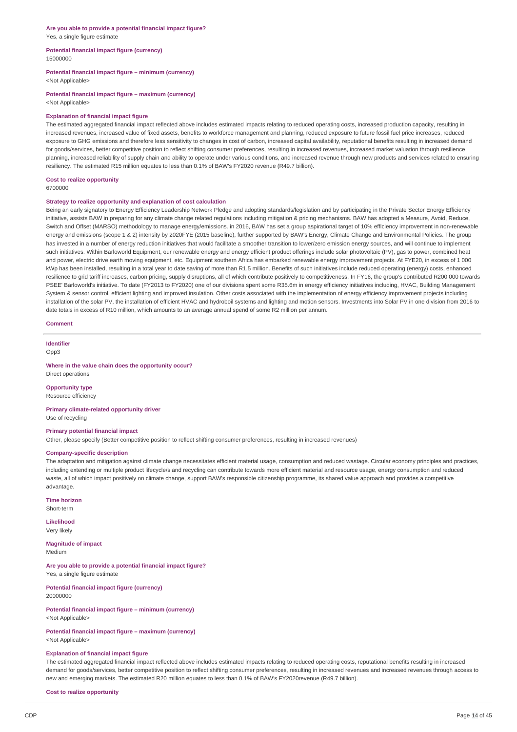**Are you able to provide a potential financial impact figure?**
Yes, a single figure estimate

**Potential financial impact figure (currency)**
15000000

**Potential financial impact figure – minimum (currency)**
<Not Applicable>

**Potential financial impact figure – maximum (currency)**
<Not Applicable>

**Explanation of financial impact figure**
The estimated aggregated financial impact reflected above includes estimated impacts relating to reduced operating costs, increased production capacity, resulting in increased revenues, increased value of fixed assets, benefits to workforce management and planning, reduced exposure to future fossil fuel price increases, reduced exposure to GHG emissions and therefore less sensitivity to changes in cost of carbon, increased capital availability, reputational benefits resulting in increased demand for goods/services, better competitive position to reflect shifting consumer preferences, resulting in increased revenues, increased market valuation through resilience planning, increased reliability of supply chain and ability to operate under various conditions, and increased revenue through new products and services related to ensuring resiliency. The estimated R15 million equates to less than 0.1% of BAW's FY2020 revenue (R49.7 billion).

**Cost to realize opportunity**
6700000

**Strategy to realize opportunity and explanation of cost calculation**
Being an early signatory to Energy Efficiency Leadership Network Pledge and adopting standards/legislation and by participating in the Private Sector Energy Efficiency initiative, assists BAW in preparing for any climate change related regulations including mitigation & pricing mechanisms. BAW has adopted a Measure, Avoid, Reduce, Switch and Offset (MARSO) methodology to manage energy/emissions. in 2016, BAW has set a group aspirational target of 10% efficiency improvement in non-renewable energy and emissions (scope 1 & 2) intensity by 2020FYE (2015 baseline), further supported by BAW's Energy, Climate Change and Environmental Policies. The group has invested in a number of energy reduction initiatives that would facilitate a smoother transition to lower/zero emission energy sources, and will continue to implement such initiatives. Within Barloworld Equipment, our renewable energy and energy efficient product offerings include solar photovoltaic (PV), gas to power, combined heat and power, electric drive earth moving equipment, etc. Equipment southern Africa has embarked renewable energy improvement projects. At FYE20, in excess of 1 000 kWp has been installed, resulting in a total year to date saving of more than R1.5 million. Benefits of such initiatives include reduced operating (energy) costs, enhanced resilience to grid tariff increases, carbon pricing, supply disruptions, all of which contribute positively to competitiveness. In FY16, the group's contributed R200 000 towards PSEE' Barloworld's initiative. To date (FY2013 to FY2020) one of our divisions spent some R35.6m in energy efficiency initiatives including, HVAC, Building Management System & sensor control, efficient lighting and improved insulation. Other costs associated with the implementation of energy efficiency improvement projects including installation of the solar PV, the installation of efficient HVAC and hydroboil systems and lighting and motion sensors. Investments into Solar PV in one division from 2016 to date totals in excess of R10 million, which amounts to an average annual spend of some R2 million per annum.

**Comment**

---

**Identifier**
Opp3

**Where in the value chain does the opportunity occur?**
Direct operations

**Opportunity type**
Resource efficiency

**Primary climate-related opportunity driver**
Use of recycling

**Primary potential financial impact**
Other, please specify (Better competitive position to reflect shifting consumer preferences, resulting in increased revenues)

**Company-specific description**
The adaptation and mitigation against climate change necessitates efficient material usage, consumption and reduced wastage. Circular economy principles and practices, including extending or multiple product lifecycle/s and recycling can contribute towards more efficient material and resource usage, energy consumption and reduced waste, all of which impact positively on climate change, support BAW's responsible citizenship programme, its shared value approach and provides a competitive advantage.

**Time horizon**
Short-term

**Likelihood**
Very likely

**Magnitude of impact**
Medium

**Are you able to provide a potential financial impact figure?**
Yes, a single figure estimate

**Potential financial impact figure (currency)**
20000000

**Potential financial impact figure – minimum (currency)**
<Not Applicable>

**Potential financial impact figure – maximum (currency)**
<Not Applicable>

**Explanation of financial impact figure**
The estimated aggregated financial impact reflected above includes estimated impacts relating to reduced operating costs, reputational benefits resulting in increased demand for goods/services, better competitive position to reflect shifting consumer preferences, resulting in increased revenues and increased revenues through access to new and emerging markets. The estimated R20 million equates to less than 0.1% of BAW's FY2020revenue (R49.7 billion).

**Cost to realize opportunity**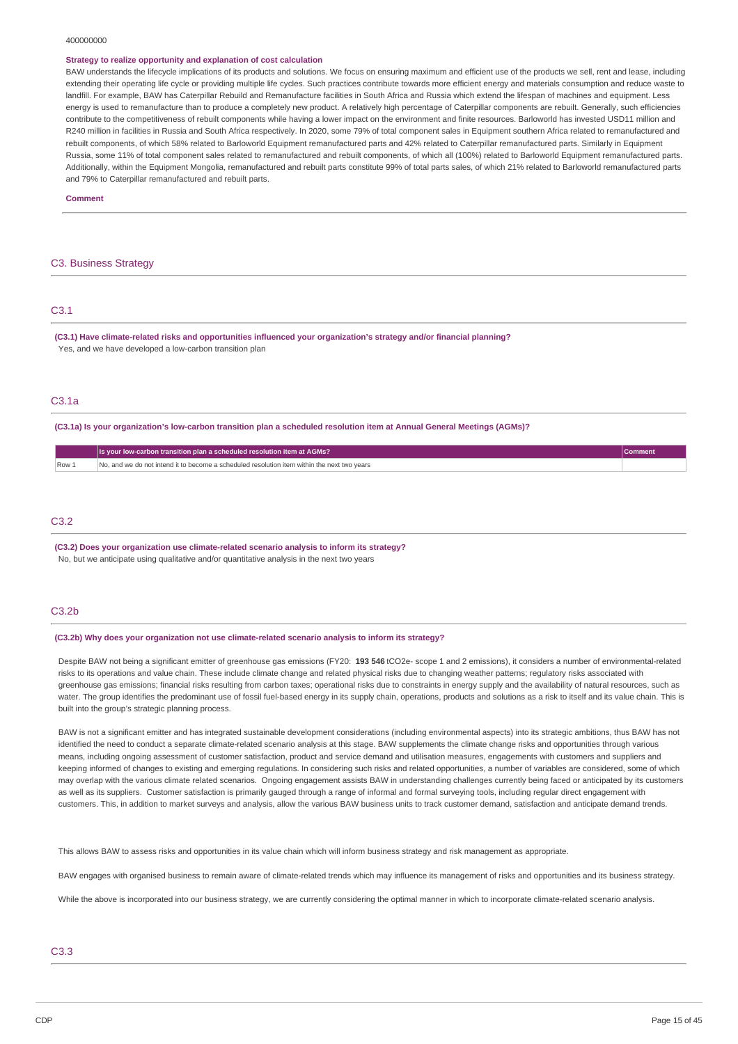400000000

**Strategy to realize opportunity and explanation of cost calculation**

BAW understands the lifecycle implications of its products and solutions. We focus on ensuring maximum and efficient use of the products we sell, rent and lease, including extending their operating life cycle or providing multiple life cycles. Such practices contribute towards more efficient energy and materials consumption and reduce waste to landfill. For example, BAW has Caterpillar Rebuild and Remanufacture facilities in South Africa and Russia which extend the lifespan of machines and equipment. Less energy is used to remanufacture than to produce a completely new product. A relatively high percentage of Caterpillar components are rebuilt. Generally, such efficiencies contribute to the competitiveness of rebuilt components while having a lower impact on the environment and finite resources. Barloworld has invested USD11 million and R240 million in facilities in Russia and South Africa respectively. In 2020, some 79% of total component sales in Equipment southern Africa related to remanufactured and rebuilt components, of which 58% related to Barloworld Equipment remanufactured parts and 42% related to Caterpillar remanufactured parts. Similarly in Equipment Russia, some 11% of total component sales related to remanufactured and rebuilt components, of which all (100%) related to Barloworld Equipment remanufactured parts. Additionally, within the Equipment Mongolia, remanufactured and rebuilt parts constitute 99% of total parts sales, of which 21% related to Barloworld remanufactured parts and 79% to Caterpillar remanufactured and rebuilt parts.

**Comment**

## C3. Business Strategy

### C3.1

**(C3.1) Have climate-related risks and opportunities influenced your organization's strategy and/or financial planning?**

Yes, and we have developed a low-carbon transition plan

### C3.1a

**(C3.1a) Is your organization's low-carbon transition plan a scheduled resolution item at Annual General Meetings (AGMs)?**

| | Is your low-carbon transition plan a scheduled resolution item at AGMs? | Comment |
|---|---|---|
| Row 1 | No, and we do not intend it to become a scheduled resolution item within the next two years | |

### C3.2

**(C3.2) Does your organization use climate-related scenario analysis to inform its strategy?**

No, but we anticipate using qualitative and/or quantitative analysis in the next two years

### C3.2b

**(C3.2b) Why does your organization not use climate-related scenario analysis to inform its strategy?**

Despite BAW not being a significant emitter of greenhouse gas emissions (FY20: **193 546** tCO2e- scope 1 and 2 emissions), it considers a number of environmental-related risks to its operations and value chain. These include climate change and related physical risks due to changing weather patterns; regulatory risks associated with greenhouse gas emissions; financial risks resulting from carbon taxes; operational risks due to constraints in energy supply and the availability of natural resources, such as water. The group identifies the predominant use of fossil fuel-based energy in its supply chain, operations, products and solutions as a risk to itself and its value chain. This is built into the group's strategic planning process.

BAW is not a significant emitter and has integrated sustainable development considerations (including environmental aspects) into its strategic ambitions, thus BAW has not identified the need to conduct a separate climate-related scenario analysis at this stage. BAW supplements the climate change risks and opportunities through various means, including ongoing assessment of customer satisfaction, product and service demand and utilisation measures, engagements with customers and suppliers and keeping informed of changes to existing and emerging regulations. In considering such risks and related opportunities, a number of variables are considered, some of which may overlap with the various climate related scenarios. Ongoing engagement assists BAW in understanding challenges currently being faced or anticipated by its customers as well as its suppliers. Customer satisfaction is primarily gauged through a range of informal and formal surveying tools, including regular direct engagement with customers. This, in addition to market surveys and analysis, allow the various BAW business units to track customer demand, satisfaction and anticipate demand trends.

This allows BAW to assess risks and opportunities in its value chain which will inform business strategy and risk management as appropriate.

BAW engages with organised business to remain aware of climate-related trends which may influence its management of risks and opportunities and its business strategy.

While the above is incorporated into our business strategy, we are currently considering the optimal manner in which to incorporate climate-related scenario analysis.

### C3.3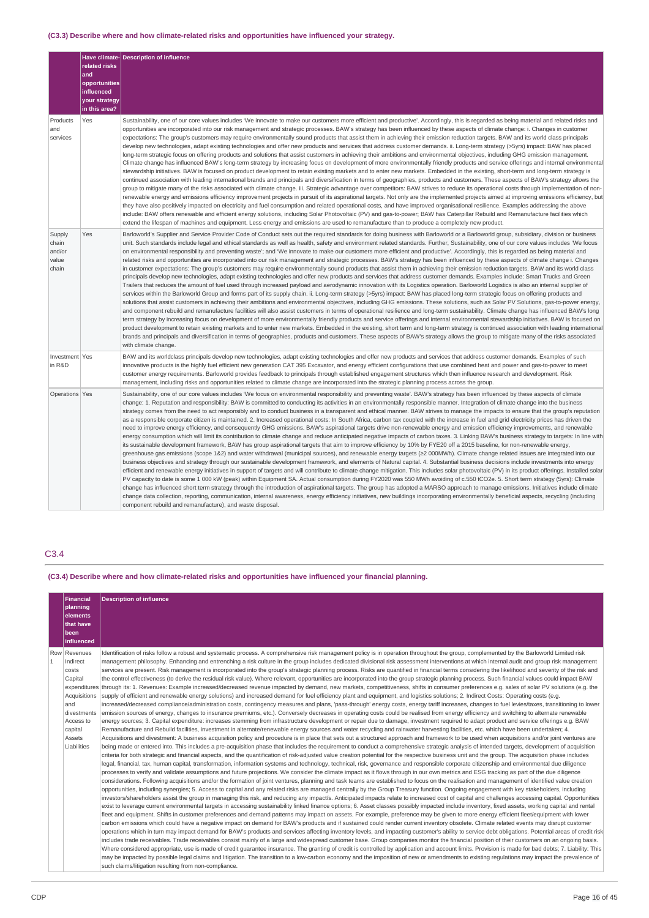**(C3.3) Describe where and how climate-related risks and opportunities have influenced your strategy.**

| | Have climate-related risks and opportunities influenced your strategy in this area? | Description of influence |
|---|---|---|
| Products and services | Yes | Sustainability, one of our core values includes 'We innovate to make our customers more efficient and productive'. Accordingly, this is regarded as being material and related risks and opportunities are incorporated into our risk management and strategic processes. BAW's strategy has been influenced by these aspects of climate change: i. Changes in customer expectations: The group's customers may require environmentally sound products that assist them in achieving their emission reduction targets. BAW and its world class principals develop new technologies, adapt existing technologies and offer new products and services that address customer demands. ii. Long-term strategy (>5yrs) impact: BAW has placed long-term strategic focus on offering products and solutions that assist customers in achieving their ambitions and environmental objectives, including GHG emission management. Climate change has influenced BAW's long-term strategy by increasing focus on development of more environmentally friendly products and service offerings and internal environmental stewardship initiatives. BAW is focused on product development to retain existing markets and to enter new markets. Embedded in the existing, short-term and long-term strategy is continued association with leading international brands and principals and diversification in terms of geographies, products and customers. These aspects of BAW's strategy allows the group to mitigate many of the risks associated with climate change. iii. Strategic advantage over competitors: BAW strives to reduce its operational costs through implementation of non-renewable energy and emissions efficiency improvement projects in pursuit of its aspirational targets. Not only are the implemented projects aimed at improving emissions efficiency, but they have also positively impacted on electricity and fuel consumption and related operational costs, and have improved organisational resilience. Examples addressing the above include: BAW offers renewable and efficient energy solutions, including Solar Photovoltaic (PV) and gas-to-power; BAW has Caterpillar Rebuild and Remanufacture facilities which extend the lifespan of machines and equipment. Less energy and emissions are used to remanufacture than to produce a completely new product. |
| Supply chain and/or value chain | Yes | Barloworld's Supplier and Service Provider Code of Conduct sets out the required standards for doing business with Barloworld or a Barloworld group, subsidiary, division or business unit. Such standards include legal and ethical standards as well as health, safety and environment related standards. Further, Sustainability, one of our core values includes 'We focus on environmental responsibility and preventing waste'; and 'We innovate to make our customers more efficient and productive'. Accordingly, this is regarded as being material and related risks and opportunities are incorporated into our risk management and strategic processes. BAW's strategy has been influenced by these aspects of climate change i. Changes in customer expectations: The group's customers may require environmentally sound products that assist them in achieving their emission reduction targets. BAW and its world class principals develop new technologies, adapt existing technologies and offer new products and services that address customer demands. Examples include: Smart Trucks and Green Trailers that reduces the amount of fuel used through increased payload and aerodynamic innovation with its Logistics operation. Barloworld Logistics is also an internal supplier of services within the Barloworld Group and forms part of its supply chain. ii. Long-term strategy (>5yrs) impact: BAW has placed long-term strategic focus on offering products and solutions that assist customers in achieving their ambitions and environmental objectives, including GHG emissions. These solutions, such as Solar PV Solutions, gas-to-power energy, and component rebuild and remanufacture facilities will also assist customers in terms of operational resilience and long-term sustainability. Climate change has influenced BAW's long term strategy by increasing focus on development of more environmentally friendly products and service offerings and internal environmental stewardship initiatives. BAW is focused on product development to retain existing markets and to enter new markets. Embedded in the existing, short term and long-term strategy is continued association with leading international brands and principals and diversification in terms of geographies, products and customers. These aspects of BAW's strategy allows the group to mitigate many of the risks associated with climate change. |
| Investment in R&D | Yes | BAW and its worldclass principals develop new technologies, adapt existing technologies and offer new products and services that address customer demands. Examples of such innovative products is the highly fuel efficient new generation CAT 395 Excavator, and energy efficient configurations that use combined heat and power and gas-to-power to meet customer energy requirements. Barloworld provides feedback to principals through established engagement structures which then influence research and development. Risk management, including risks and opportunities related to climate change are incorporated into the strategic planning process across the group. |
| Operations | Yes | Sustainability, one of our core values includes 'We focus on environmental responsibility and preventing waste'. BAW's strategy has been influenced by these aspects of climate change: 1. Reputation and responsibility: BAW is committed to conducting its activities in an environmentally responsible manner. Integration of climate change into the business strategy comes from the need to act responsibly and to conduct business in a transparent and ethical manner. BAW strives to manage the impacts to ensure that the group's reputation as a responsible corporate citizen is maintained. 2. Increased operational costs: In South Africa, carbon tax coupled with the increase in fuel and grid electricity prices has driven the need to improve energy efficiency, and consequently GHG emissions. BAW's aspirational targets drive non-renewable energy and emission efficiency improvements, and renewable energy consumption which will limit its contribution to climate change and reduce anticipated negative impacts of carbon taxes. 3. Linking BAW's business strategy to targets: In line with its sustainable development framework, BAW has group aspirational targets that aim to improve efficiency by 10% by FYE20 off a 2015 baseline, for non-renewable energy, greenhouse gas emissions (scope 1&2) and water withdrawal (municipal sources), and renewable energy targets (≥2 000MWh). Climate change related issues are integrated into our business objectives and strategy through our sustainable development framework, and elements of Natural capital. 4. Substantial business decisions include investments into energy efficient and renewable energy initiatives in support of targets and will contribute to climate change mitigation. This includes solar photovoltaic (PV) in its product offerings. Installed solar PV capacity to date is some 1 000 kW (peak) within Equipment SA. Actual consumption during FY2020 was 550 MWh avoiding of c.550 tCO2e. 5. Short term strategy (5yrs): Climate change has influenced short term strategy through the introduction of aspirational targets. The group has adopted a MARSO approach to manage emissions. Initiatives include climate change data collection, reporting, communication, internal awareness, energy efficiency initiatives, new buildings incorporating environmentally beneficial aspects, recycling (including component rebuild and remanufacture), and waste disposal. |

## C3.4

**(C3.4) Describe where and how climate-related risks and opportunities have influenced your financial planning.**

| | Financial planning elements that have been influenced | Description of influence |
|---|---|---|
| Row 1 | Revenues<br>Indirect costs<br>Capital expenditures<br>Acquisitions and divestments<br>Access to capital<br>Assets<br>Liabilities | Identification of risks follow a robust and systematic process. A comprehensive risk management policy is in operation throughout the group, complemented by the Barloworld Limited risk management philosophy. Enhancing and entrenching a risk culture in the group includes dedicated divisional risk assessment interventions at which internal audit and group risk management services are present. Risk management is incorporated into the group's strategic planning process. Risks are quantified in financial terms considering the likelihood and severity of the risk and the control effectiveness (to derive the residual risk value). Where relevant, opportunities are incorporated into the group strategic planning process. Such financial values could impact BAW through its: 1. Revenues: Example increased/decreased revenue impacted by demand, new markets, competitiveness, shifts in consumer preferences e.g. sales of solar PV solutions (e.g. the supply of efficient and renewable energy solutions) and increased demand for fuel efficiency plant and equipment, and logistics solutions; 2. Indirect Costs: Operating costs (e.g. increased/decreased compliance/administration costs, contingency measures and plans, 'pass-through' energy costs, energy tariff increases, changes to fuel levies/taxes, transitioning to lower emission sources of energy, changes to insurance premiums, etc.). Conversely decreases in operating costs could be realised from energy efficiency and switching to alternate renewable energy sources; 3. Capital expenditure: increases stemming from infrastructure development or repair due to damage, investment required to adapt product and service offerings e.g. BAW Remanufacture and Rebuild facilities, investment in alternate/renewable energy sources and water recycling and rainwater harvesting facilities, etc. which have been undertaken; 4. Acquisitions and divestment: A business acquisition policy and procedure is in place that sets out a structured approach and framework to be used when acquisitions and/or joint ventures are being made or entered into. This includes a pre-acquisition phase that includes the requirement to conduct a comprehensive strategic analysis of intended targets, development of acquisition criteria for both strategic and financial aspects, and the quantification of risk-adjusted value creation potential for the respective business unit and the group. The acquisition phase includes legal, financial, tax, human capital, transformation, information systems and technology, technical, risk, governance and responsible corporate citizenship and environmental due diligence processes to verify and validate assumptions and future projections. We consider the climate impact as it flows through in our own metrics and ESG tracking as part of the due diligence considerations. Following acquisitions and/or the formation of joint ventures, planning and task teams are established to focus on the realisation and management of identified value creation opportunities, including synergies; 5. Access to capital and any related risks are managed centrally by the Group Treasury function. Ongoing engagement with key stakeholders, including investors/shareholders assist the group in managing this risk, and reducing any impact/s. Anticipated impacts relate to increased cost of capital and challenges accessing capital. Opportunities exist to leverage current environmental targets in accessing sustainability linked finance options; 6. Asset classes possibly impacted include inventory, fixed assets, working capital and rental fleet and equipment. Shifts in customer preferences and demand patterns may impact on assets. For example, preference may be given to more energy efficient fleet/equipment with lower carbon emissions which could have a negative impact on demand for BAW's products and if sustained could render current inventory obsolete. Climate related events may disrupt customer operations which in turn may impact demand for BAW's products and services affecting inventory levels, and impacting customer's ability to service debt obligations. Potential areas of credit risk includes trade receivables. Trade receivables consist mainly of a large and widespread customer base. Group companies monitor the financial position of their customers on an ongoing basis. Where considered appropriate, use is made of credit guarantee insurance. The granting of credit is controlled by application and account limits. Provision is made for bad debts; 7. Liability: This may be impacted by possible legal claims and litigation. The transition to a low-carbon economy and the imposition of new or amendments to existing regulations may impact the prevalence of such claims/litigation resulting from non-compliance. |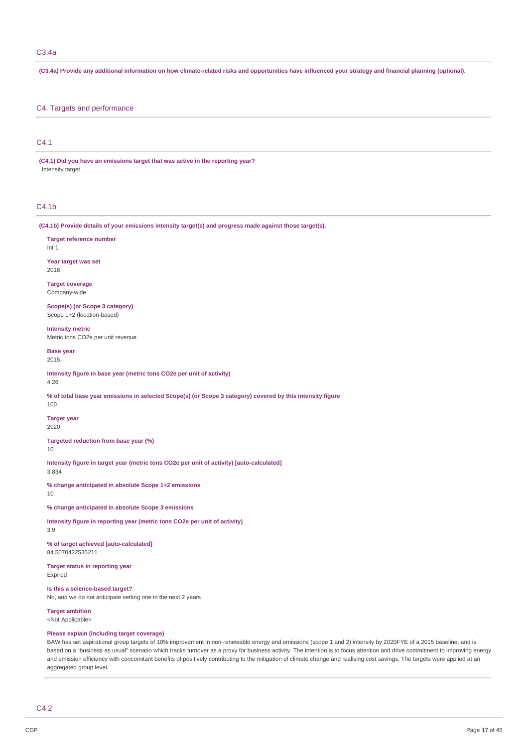## C3.4a

**(C3.4a) Provide any additional information on how climate-related risks and opportunities have influenced your strategy and financial planning (optional).**

# C4. Targets and performance

## C4.1

**(C4.1) Did you have an emissions target that was active in the reporting year?**

Intensity target

## C4.1b

**(C4.1b) Provide details of your emissions intensity target(s) and progress made against those target(s).**

**Target reference number**
Int 1

**Year target was set**
2016

**Target coverage**
Company-wide

**Scope(s) (or Scope 3 category)**
Scope 1+2 (location-based)

**Intensity metric**
Metric tons CO2e per unit revenue

**Base year**
2015

**Intensity figure in base year (metric tons CO2e per unit of activity)**
4.26

**% of total base year emissions in selected Scope(s) (or Scope 3 category) covered by this intensity figure**
100

**Target year**
2020

**Targeted reduction from base year (%)**
10

**Intensity figure in target year (metric tons CO2e per unit of activity) [auto-calculated]**
3.834

**% change anticipated in absolute Scope 1+2 emissions**
10

**% change anticipated in absolute Scope 3 emissions**

**Intensity figure in reporting year (metric tons CO2e per unit of activity)**
3.9

**% of target achieved [auto-calculated]**
84.5070422535211

**Target status in reporting year**
Expired

**Is this a science-based target?**
No, and we do not anticipate setting one in the next 2 years

**Target ambition**
<Not Applicable>

**Please explain (including target coverage)**
BAW has set aspirational group targets of 10% improvement in non-renewable energy and emissions (scope 1 and 2) intensity by 2020FYE of a 2015 baseline, and is based on a "business as usual" scenario which tracks turnover as a proxy for business activity. The intention is to focus attention and drive commitment to improving energy and emission efficiency with concomitant benefits of positively contributing to the mitigation of climate change and realising cost savings. The targets were applied at an aggregated group level.

## C4.2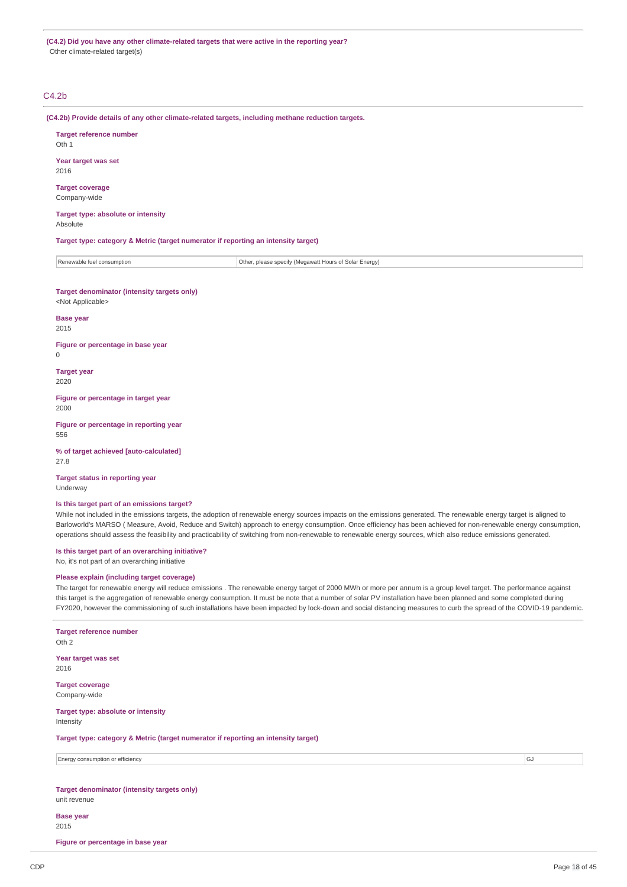**(C4.2) Did you have any other climate-related targets that were active in the reporting year?**

Other climate-related target(s)

## C4.2b

**(C4.2b) Provide details of any other climate-related targets, including methane reduction targets.**

**Target reference number**
Oth 1

**Year target was set**
2016

**Target coverage**
Company-wide

**Target type: absolute or intensity**
Absolute

**Target type: category & Metric (target numerator if reporting an intensity target)**

| | |
|---|---|
| Renewable fuel consumption | Other, please specify (Megawatt Hours of Solar Energy) |

**Target denominator (intensity targets only)**
<Not Applicable>

**Base year**
2015

**Figure or percentage in base year**
0

**Target year**
2020

**Figure or percentage in target year**
2000

**Figure or percentage in reporting year**
556

**% of target achieved [auto-calculated]**
27.8

**Target status in reporting year**
Underway

**Is this target part of an emissions target?**
While not included in the emissions targets, the adoption of renewable energy sources impacts on the emissions generated. The renewable energy target is aligned to Barloworld's MARSO ( Measure, Avoid, Reduce and Switch) approach to energy consumption. Once efficiency has been achieved for non-renewable energy consumption, operations should assess the feasibility and practicability of switching from non-renewable to renewable energy sources, which also reduce emissions generated.

**Is this target part of an overarching initiative?**
No, it's not part of an overarching initiative

**Please explain (including target coverage)**
The target for renewable energy will reduce emissions . The renewable energy target of 2000 MWh or more per annum is a group level target. The performance against this target is the aggregation of renewable energy consumption. It must be note that a number of solar PV installation have been planned and some completed during FY2020, however the commissioning of such installations have been impacted by lock-down and social distancing measures to curb the spread of the COVID-19 pandemic.

**Target reference number**
Oth 2

**Year target was set**
2016

**Target coverage**
Company-wide

**Target type: absolute or intensity**
Intensity

**Target type: category & Metric (target numerator if reporting an intensity target)**

| | |
|---|---|
| Energy consumption or efficiency | GJ |

**Target denominator (intensity targets only)**
unit revenue

**Base year**
2015

**Figure or percentage in base year**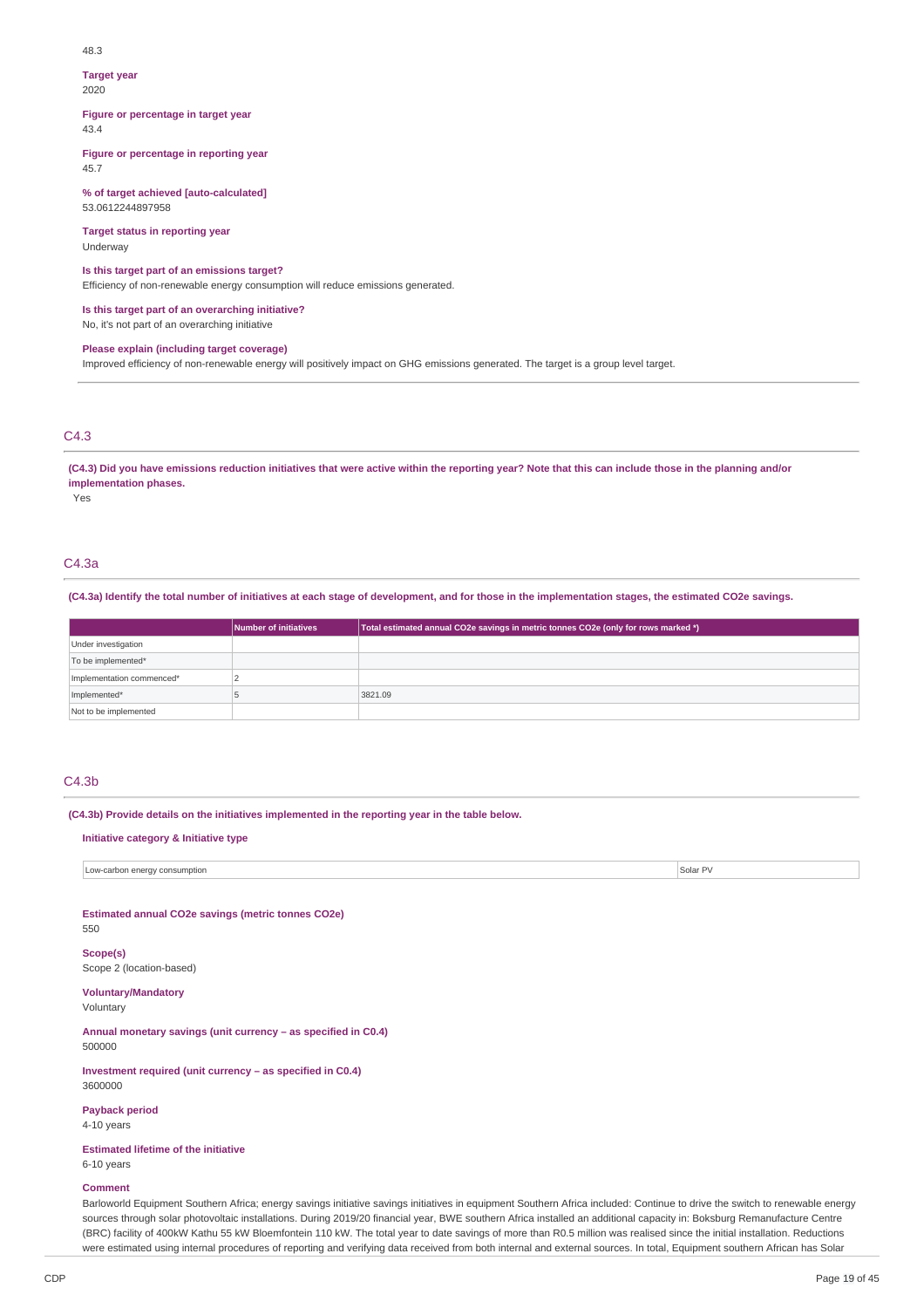48.3

**Target year**
2020

**Figure or percentage in target year**
43.4

**Figure or percentage in reporting year**
45.7

**% of target achieved [auto-calculated]**
53.0612244897958

**Target status in reporting year**
Underway

**Is this target part of an emissions target?**
Efficiency of non-renewable energy consumption will reduce emissions generated.

**Is this target part of an overarching initiative?**
No, it's not part of an overarching initiative

**Please explain (including target coverage)**
Improved efficiency of non-renewable energy will positively impact on GHG emissions generated. The target is a group level target.

## C4.3

**(C4.3) Did you have emissions reduction initiatives that were active within the reporting year? Note that this can include those in the planning and/or implementation phases.**

Yes

## C4.3a

**(C4.3a) Identify the total number of initiatives at each stage of development, and for those in the implementation stages, the estimated CO2e savings.**

| | Number of initiatives | Total estimated annual CO2e savings in metric tonnes CO2e (only for rows marked *) |
|---|---|---|
| Under investigation | | |
| To be implemented* | | |
| Implementation commenced* | 2 | |
| Implemented* | 5 | 3821.09 |
| Not to be implemented | | |

## C4.3b

**(C4.3b) Provide details on the initiatives implemented in the reporting year in the table below.**

**Initiative category & Initiative type**

| Low-carbon energy consumption | Solar PV |
|---|---|

**Estimated annual CO2e savings (metric tonnes CO2e)**
550

**Scope(s)**
Scope 2 (location-based)

**Voluntary/Mandatory**
Voluntary

**Annual monetary savings (unit currency – as specified in C0.4)**
500000

**Investment required (unit currency – as specified in C0.4)**
3600000

**Payback period**
4-10 years

**Estimated lifetime of the initiative**
6-10 years

**Comment**
Barloworld Equipment Southern Africa; energy savings initiative savings initiatives in equipment Southern Africa included: Continue to drive the switch to renewable energy sources through solar photovoltaic installations. During 2019/20 financial year, BWE southern Africa installed an additional capacity in: Boksburg Remanufacture Centre (BRC) facility of 400kW Kathu 55 kW Bloemfontein 110 kW. The total year to date savings of more than R0.5 million was realised since the initial installation. Reductions were estimated using internal procedures of reporting and verifying data received from both internal and external sources. In total, Equipment southern African has Solar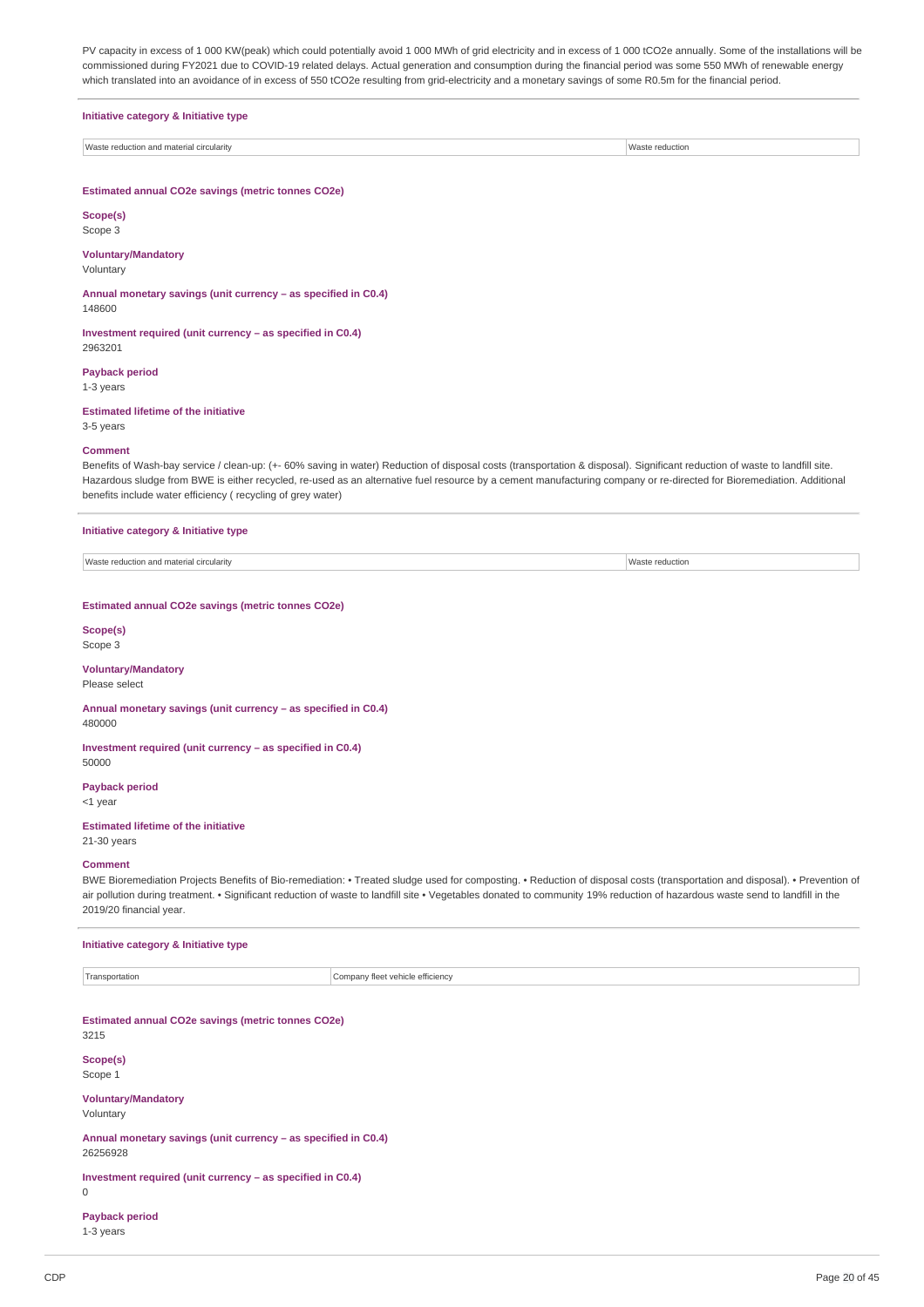PV capacity in excess of 1 000 KW(peak) which could potentially avoid 1 000 MWh of grid electricity and in excess of 1 000 tCO2e annually. Some of the installations will be commissioned during FY2021 due to COVID-19 related delays. Actual generation and consumption during the financial period was some 550 MWh of renewable energy which translated into an avoidance of in excess of 550 tCO2e resulting from grid-electricity and a monetary savings of some R0.5m for the financial period.

**Initiative category & Initiative type**

| Waste reduction and material circularity | Waste reduction |
|---|---|

**Estimated annual CO2e savings (metric tonnes CO2e)**

**Scope(s)**
Scope 3

**Voluntary/Mandatory**
Voluntary

**Annual monetary savings (unit currency – as specified in C0.4)**
148600

**Investment required (unit currency – as specified in C0.4)**
2963201

**Payback period**
1-3 years

**Estimated lifetime of the initiative**
3-5 years

**Comment**
Benefits of Wash-bay service / clean-up: (+- 60% saving in water) Reduction of disposal costs (transportation & disposal). Significant reduction of waste to landfill site. Hazardous sludge from BWE is either recycled, re-used as an alternative fuel resource by a cement manufacturing company or re-directed for Bioremediation. Additional benefits include water efficiency ( recycling of grey water)

**Initiative category & Initiative type**

| Waste reduction and material circularity | Waste reduction |
|---|---|

**Estimated annual CO2e savings (metric tonnes CO2e)**

**Scope(s)**
Scope 3

**Voluntary/Mandatory**
Please select

**Annual monetary savings (unit currency – as specified in C0.4)**
480000

**Investment required (unit currency – as specified in C0.4)**
50000

**Payback period**
<1 year

**Estimated lifetime of the initiative**
21-30 years

**Comment**
BWE Bioremediation Projects Benefits of Bio-remediation: • Treated sludge used for composting. • Reduction of disposal costs (transportation and disposal). • Prevention of air pollution during treatment. • Significant reduction of waste to landfill site • Vegetables donated to community 19% reduction of hazardous waste send to landfill in the 2019/20 financial year.

**Initiative category & Initiative type**

| Transportation | Company fleet vehicle efficiency |
|---|---|

**Estimated annual CO2e savings (metric tonnes CO2e)**
3215

**Scope(s)**
Scope 1

**Voluntary/Mandatory**
Voluntary

**Annual monetary savings (unit currency – as specified in C0.4)**
26256928

**Investment required (unit currency – as specified in C0.4)**
0

**Payback period**
1-3 years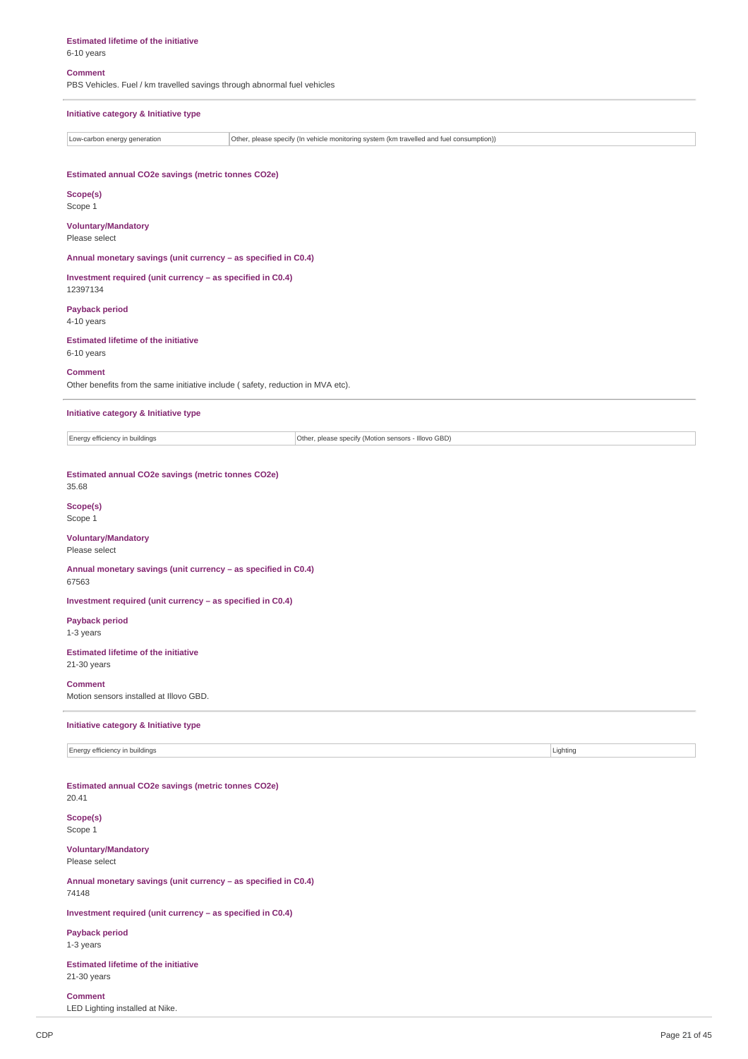**Estimated lifetime of the initiative**
6-10 years

**Comment**
PBS Vehicles. Fuel / km travelled savings through abnormal fuel vehicles

---

**Initiative category & Initiative type**

| Low-carbon energy generation | Other, please specify (In vehicle monitoring system (km travelled and fuel consumption)) |
|---|---|

**Estimated annual CO2e savings (metric tonnes CO2e)**

**Scope(s)**
Scope 1

**Voluntary/Mandatory**
Please select

**Annual monetary savings (unit currency – as specified in C0.4)**

**Investment required (unit currency – as specified in C0.4)**
12397134

**Payback period**
4-10 years

**Estimated lifetime of the initiative**
6-10 years

**Comment**
Other benefits from the same initiative include ( safety, reduction in MVA etc).

---

**Initiative category & Initiative type**

| Energy efficiency in buildings | Other, please specify (Motion sensors - Illovo GBD) |
|---|---|

**Estimated annual CO2e savings (metric tonnes CO2e)**
35.68

**Scope(s)**
Scope 1

**Voluntary/Mandatory**
Please select

**Annual monetary savings (unit currency – as specified in C0.4)**
67563

**Investment required (unit currency – as specified in C0.4)**

**Payback period**
1-3 years

**Estimated lifetime of the initiative**
21-30 years

**Comment**
Motion sensors installed at Illovo GBD.

---

**Initiative category & Initiative type**

| Energy efficiency in buildings | Lighting |
|---|---|

**Estimated annual CO2e savings (metric tonnes CO2e)**
20.41

**Scope(s)**
Scope 1

**Voluntary/Mandatory**
Please select

**Annual monetary savings (unit currency – as specified in C0.4)**
74148

**Investment required (unit currency – as specified in C0.4)**

**Payback period**
1-3 years

**Estimated lifetime of the initiative**
21-30 years

**Comment**
LED Lighting installed at Nike.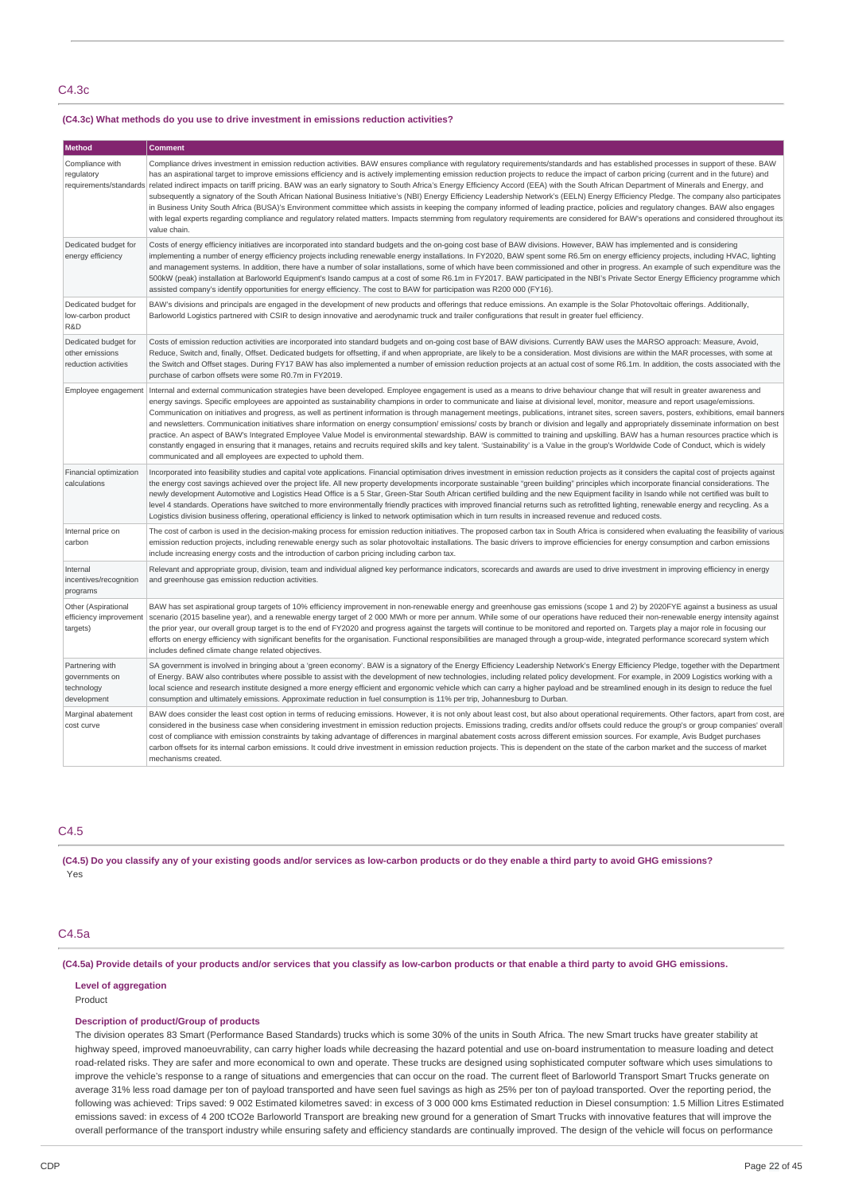## C4.3c

**(C4.3c) What methods do you use to drive investment in emissions reduction activities?**

| Method | Comment |
|---|---|
| Compliance with regulatory requirements/standards | Compliance drives investment in emission reduction activities. BAW ensures compliance with regulatory requirements/standards and has established processes in support of these. BAW has an aspirational target to improve emissions efficiency and is actively implementing emission reduction projects to reduce the impact of carbon pricing (current and in the future) and related indirect impacts on tariff pricing. BAW was an early signatory to South Africa's Energy Efficiency Accord (EEA) with the South African Department of Minerals and Energy, and subsequently a signatory of the South African National Business Initiative's (NBI) Energy Efficiency Leadership Network's (EELN) Energy Efficiency Pledge. The company also participates in Business Unity South Africa (BUSA)'s Environment committee which assists in keeping the company informed of leading practice, policies and regulatory changes. BAW also engages with legal experts regarding compliance and regulatory related matters. Impacts stemming from regulatory requirements are considered for BAW's operations and considered throughout its value chain. |
| Dedicated budget for energy efficiency | Costs of energy efficiency initiatives are incorporated into standard budgets and the on-going cost base of BAW divisions. However, BAW has implemented and is considering implementing a number of energy efficiency projects including renewable energy installations. In FY2020, BAW spent some R6.5m on energy efficiency projects, including HVAC, lighting and management systems. In addition, there have a number of solar installations, some of which have been commissioned and other in progress. An example of such expenditure was the 500kW (peak) installation at Barloworld Equipment's Isando campus at a cost of some R6.1m in FY2017. BAW participated in the NBI's Private Sector Energy Efficiency programme which assisted company's identify opportunities for energy efficiency. The cost to BAW for participation was R200 000 (FY16). |
| Dedicated budget for low-carbon product R&D | BAW's divisions and principals are engaged in the development of new products and offerings that reduce emissions. An example is the Solar Photovoltaic offerings. Additionally, Barloworld Logistics partnered with CSIR to design innovative and aerodynamic truck and trailer configurations that result in greater fuel efficiency. |
| Dedicated budget for other emissions reduction activities | Costs of emission reduction activities are incorporated into standard budgets and on-going cost base of BAW divisions. Currently BAW uses the MARSO approach: Measure, Avoid, Reduce, Switch and, finally, Offset. Dedicated budgets for offsetting, if and when appropriate, are likely to be a consideration. Most divisions are within the MAR processes, with some at the Switch and Offset stages. During FY17 BAW has also implemented a number of emission reduction projects at an actual cost of some R6.1m. In addition, the costs associated with the purchase of carbon offsets were some R0.7m in FY2019. |
| Employee engagement | Internal and external communication strategies have been developed. Employee engagement is used as a means to drive behaviour change that will result in greater awareness and energy savings. Specific employees are appointed as sustainability champions in order to communicate and liaise at divisional level, monitor, measure and report usage/emissions. Communication on initiatives and progress, as well as pertinent information is through management meetings, publications, intranet sites, screen savers, posters, exhibitions, email banners and newsletters. Communication initiatives share information on energy consumption/ emissions/ costs by branch or division and legally and appropriately disseminate information on best practice. An aspect of BAW's Integrated Employee Value Model is environmental stewardship. BAW is committed to training and upskilling. BAW has a human resources practice which is constantly engaged in ensuring that it manages, retains and recruits required skills and key talent. 'Sustainability' is a Value in the group's Worldwide Code of Conduct, which is widely communicated and all employees are expected to uphold them. |
| Financial optimization calculations | Incorporated into feasibility studies and capital vote applications. Financial optimisation drives investment in emission reduction projects as it considers the capital cost of projects against the energy cost savings achieved over the project life. All new property developments incorporate sustainable "green building" principles which incorporate financial considerations. The newly development Automotive and Logistics Head Office is a 5 Star, Green-Star South African certified building and the new Equipment facility in Isando while not certified was built to level 4 standards. Operations have switched to more environmentally friendly practices with improved financial returns such as retrofitted lighting, renewable energy and recycling. As a Logistics division business offering, operational efficiency is linked to network optimisation which in turn results in increased revenue and reduced costs. |
| Internal price on carbon | The cost of carbon is used in the decision-making process for emission reduction initiatives. The proposed carbon tax in South Africa is considered when evaluating the feasibility of various emission reduction projects, including renewable energy such as solar photovoltaic installations. The basic drivers to improve efficiencies for energy consumption and carbon emissions include increasing energy costs and the introduction of carbon pricing including carbon tax. |
| Internal incentives/recognition programs | Relevant and appropriate group, division, team and individual aligned key performance indicators, scorecards and awards are used to drive investment in improving efficiency in energy and greenhouse gas emission reduction activities. |
| Other (Aspirational efficiency improvement targets) | BAW has set aspirational group targets of 10% efficiency improvement in non-renewable energy and greenhouse gas emissions (scope 1 and 2) by 2020FYE against a business as usual scenario (2015 baseline year), and a renewable energy target of 2 000 MWh or more per annum. While some of our operations have reduced their non-renewable energy intensity against the prior year, our overall group target is to the end of FY2020 and progress against the targets will continue to be monitored and reported on. Targets play a major role in focusing our efforts on energy efficiency with significant benefits for the organisation. Functional responsibilities are managed through a group-wide, integrated performance scorecard system which includes defined climate change related objectives. |
| Partnering with governments on technology development | SA government is involved in bringing about a 'green economy'. BAW is a signatory of the Energy Efficiency Leadership Network's Energy Efficiency Pledge, together with the Department of Energy. BAW also contributes where possible to assist with the development of new technologies, including related policy development. For example, in 2009 Logistics working with a local science and research institute designed a more energy efficient and ergonomic vehicle which can carry a higher payload and be streamlined enough in its design to reduce the fuel consumption and ultimately emissions. Approximate reduction in fuel consumption is 11% per trip, Johannesburg to Durban. |
| Marginal abatement cost curve | BAW does consider the least cost option in terms of reducing emissions. However, it is not only about least cost, but also about operational requirements. Other factors, apart from cost, are considered in the business case when considering investment in emission reduction projects. Emissions trading, credits and/or offsets could reduce the group's or group companies' overall cost of compliance with emission constraints by taking advantage of differences in marginal abatement costs across different emission sources. For example, Avis Budget purchases carbon offsets for its internal carbon emissions. It could drive investment in emission reduction projects. This is dependent on the state of the carbon market and the success of market mechanisms created. |

## C4.5

**(C4.5) Do you classify any of your existing goods and/or services as low-carbon products or do they enable a third party to avoid GHG emissions?**

Yes

## C4.5a

**(C4.5a) Provide details of your products and/or services that you classify as low-carbon products or that enable a third party to avoid GHG emissions.**

**Level of aggregation**

Product

**Description of product/Group of products**

The division operates 83 Smart (Performance Based Standards) trucks which is some 30% of the units in South Africa. The new Smart trucks have greater stability at highway speed, improved manoeuvrability, can carry higher loads while decreasing the hazard potential and use on-board instrumentation to measure loading and detect road-related risks. They are safer and more economical to own and operate. These trucks are designed using sophisticated computer software which uses simulations to improve the vehicle's response to a range of situations and emergencies that can occur on the road. The current fleet of Barloworld Transport Smart Trucks generate on average 31% less road damage per ton of payload transported and have seen fuel savings as high as 25% per ton of payload transported. Over the reporting period, the following was achieved: Trips saved: 9 002 Estimated kilometres saved: in excess of 3 000 000 kms Estimated reduction in Diesel consumption: 1.5 Million Litres Estimated emissions saved: in excess of 4 200 tCO2e Barloworld Transport are breaking new ground for a generation of Smart Trucks with innovative features that will improve the overall performance of the transport industry while ensuring safety and efficiency standards are continually improved. The design of the vehicle will focus on performance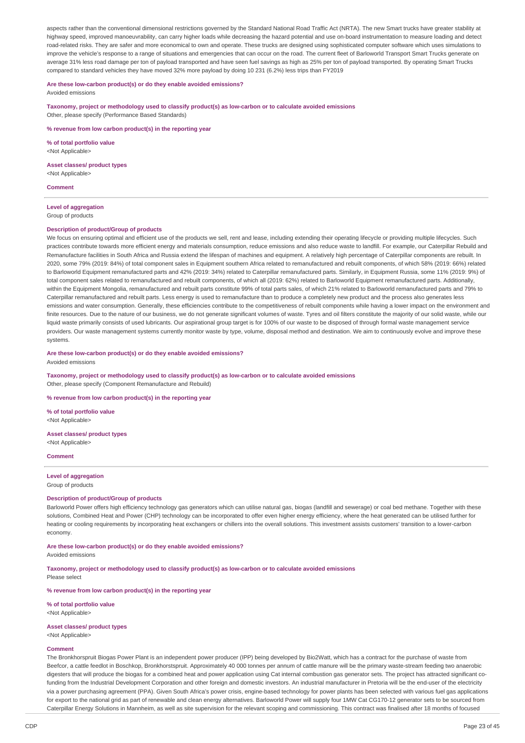aspects rather than the conventional dimensional restrictions governed by the Standard National Road Traffic Act (NRTA). The new Smart trucks have greater stability at highway speed, improved manoeuvrability, can carry higher loads while decreasing the hazard potential and use on-board instrumentation to measure loading and detect road-related risks. They are safer and more economical to own and operate. These trucks are designed using sophisticated computer software which uses simulations to improve the vehicle's response to a range of situations and emergencies that can occur on the road. The current fleet of Barloworld Transport Smart Trucks generate on average 31% less road damage per ton of payload transported and have seen fuel savings as high as 25% per ton of payload transported. By operating Smart Trucks compared to standard vehicles they have moved 32% more payload by doing 10 231 (6.2%) less trips than FY2019

**Are these low-carbon product(s) or do they enable avoided emissions?**

Avoided emissions

**Taxonomy, project or methodology used to classify product(s) as low-carbon or to calculate avoided emissions**

Other, please specify (Performance Based Standards)

**% revenue from low carbon product(s) in the reporting year**

**% of total portfolio value**

<Not Applicable>

**Asset classes/ product types**

<Not Applicable>

**Comment**

---

**Level of aggregation**

Group of products

**Description of product/Group of products**

We focus on ensuring optimal and efficient use of the products we sell, rent and lease, including extending their operating lifecycle or providing multiple lifecycles. Such practices contribute towards more efficient energy and materials consumption, reduce emissions and also reduce waste to landfill. For example, our Caterpillar Rebuild and Remanufacture facilities in South Africa and Russia extend the lifespan of machines and equipment. A relatively high percentage of Caterpillar components are rebuilt. In 2020, some 79% (2019: 84%) of total component sales in Equipment southern Africa related to remanufactured and rebuilt components, of which 58% (2019: 66%) related to Barloworld Equipment remanufactured parts and 42% (2019: 34%) related to Caterpillar remanufactured parts. Similarly, in Equipment Russia, some 11% (2019: 9%) of total component sales related to remanufactured and rebuilt components, of which all (2019: 62%) related to Barloworld Equipment remanufactured parts. Additionally, within the Equipment Mongolia, remanufactured and rebuilt parts constitute 99% of total parts sales, of which 21% related to Barloworld remanufactured parts and 79% to Caterpillar remanufactured and rebuilt parts. Less energy is used to remanufacture than to produce a completely new product and the process also generates less emissions and water consumption. Generally, these efficiencies contribute to the competitiveness of rebuilt components while having a lower impact on the environment and finite resources. Due to the nature of our business, we do not generate significant volumes of waste. Tyres and oil filters constitute the majority of our solid waste, while our liquid waste primarily consists of used lubricants. Our aspirational group target is for 100% of our waste to be disposed of through formal waste management service providers. Our waste management systems currently monitor waste by type, volume, disposal method and destination. We aim to continuously evolve and improve these systems.

**Are these low-carbon product(s) or do they enable avoided emissions?**

Avoided emissions

**Taxonomy, project or methodology used to classify product(s) as low-carbon or to calculate avoided emissions**

Other, please specify (Component Remanufacture and Rebuild)

**% revenue from low carbon product(s) in the reporting year**

**% of total portfolio value**

<Not Applicable>

**Asset classes/ product types**

<Not Applicable>

**Comment**

---

**Level of aggregation**

Group of products

**Description of product/Group of products**

Barloworld Power offers high efficiency technology gas generators which can utilise natural gas, biogas (landfill and sewerage) or coal bed methane. Together with these solutions, Combined Heat and Power (CHP) technology can be incorporated to offer even higher energy efficiency, where the heat generated can be utilised further for heating or cooling requirements by incorporating heat exchangers or chillers into the overall solutions. This investment assists customers' transition to a lower-carbon economy.

**Are these low-carbon product(s) or do they enable avoided emissions?**

Avoided emissions

**Taxonomy, project or methodology used to classify product(s) as low-carbon or to calculate avoided emissions**

Please select

**% revenue from low carbon product(s) in the reporting year**

**% of total portfolio value**

<Not Applicable>

**Asset classes/ product types**

<Not Applicable>

**Comment**

The Bronkhorspruit Biogas Power Plant is an independent power producer (IPP) being developed by Bio2Watt, which has a contract for the purchase of waste from Beefcor, a cattle feedlot in Boschkop, Bronkhorstspruit. Approximately 40 000 tonnes per annum of cattle manure will be the primary waste-stream feeding two anaerobic digesters that will produce the biogas for a combined heat and power application using Cat internal combustion gas generator sets. The project has attracted significant co-funding from the Industrial Development Corporation and other foreign and domestic investors. An industrial manufacturer in Pretoria will be the end-user of the electricity via a power purchasing agreement (PPA). Given South Africa's power crisis, engine-based technology for power plants has been selected with various fuel gas applications for export to the national grid as part of renewable and clean energy alternatives. Barloworld Power will supply four 1MW Cat CG170-12 generator sets to be sourced from Caterpillar Energy Solutions in Mannheim, as well as site supervision for the relevant scoping and commissioning. This contract was finalised after 18 months of focused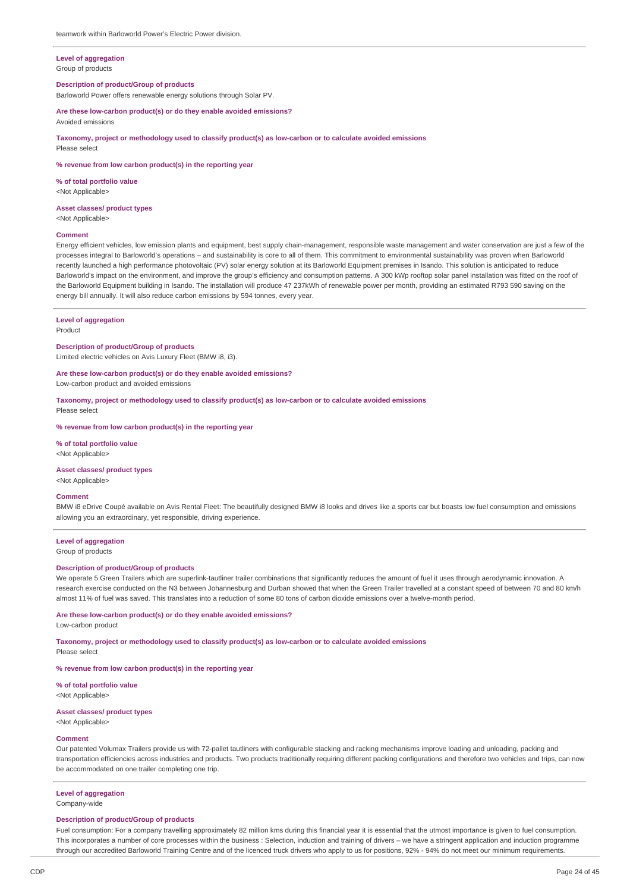teamwork within Barloworld Power's Electric Power division.

**Level of aggregation**
Group of products

**Description of product/Group of products**
Barloworld Power offers renewable energy solutions through Solar PV.

**Are these low-carbon product(s) or do they enable avoided emissions?**
Avoided emissions

**Taxonomy, project or methodology used to classify product(s) as low-carbon or to calculate avoided emissions**
Please select

**% revenue from low carbon product(s) in the reporting year**

**% of total portfolio value**
<Not Applicable>

**Asset classes/ product types**
<Not Applicable>

**Comment**
Energy efficient vehicles, low emission plants and equipment, best supply chain-management, responsible waste management and water conservation are just a few of the processes integral to Barloworld's operations – and sustainability is core to all of them. This commitment to environmental sustainability was proven when Barloworld recently launched a high performance photovoltaic (PV) solar energy solution at its Barloworld Equipment premises in Isando. This solution is anticipated to reduce Barloworld's impact on the environment, and improve the group's efficiency and consumption patterns. A 300 kWp rooftop solar panel installation was fitted on the roof of the Barloworld Equipment building in Isando. The installation will produce 47 237kWh of renewable power per month, providing an estimated R793 590 saving on the energy bill annually. It will also reduce carbon emissions by 594 tonnes, every year.

**Level of aggregation**
Product

**Description of product/Group of products**
Limited electric vehicles on Avis Luxury Fleet (BMW i8, i3).

**Are these low-carbon product(s) or do they enable avoided emissions?**
Low-carbon product and avoided emissions

**Taxonomy, project or methodology used to classify product(s) as low-carbon or to calculate avoided emissions**
Please select

**% revenue from low carbon product(s) in the reporting year**

**% of total portfolio value**
<Not Applicable>

**Asset classes/ product types**
<Not Applicable>

**Comment**
BMW i8 eDrive Coupé available on Avis Rental Fleet: The beautifully designed BMW i8 looks and drives like a sports car but boasts low fuel consumption and emissions allowing you an extraordinary, yet responsible, driving experience.

**Level of aggregation**
Group of products

**Description of product/Group of products**
We operate 5 Green Trailers which are superlink-tautliner trailer combinations that significantly reduces the amount of fuel it uses through aerodynamic innovation. A research exercise conducted on the N3 between Johannesburg and Durban showed that when the Green Trailer travelled at a constant speed of between 70 and 80 km/h almost 11% of fuel was saved. This translates into a reduction of some 80 tons of carbon dioxide emissions over a twelve-month period.

**Are these low-carbon product(s) or do they enable avoided emissions?**
Low-carbon product

**Taxonomy, project or methodology used to classify product(s) as low-carbon or to calculate avoided emissions**
Please select

**% revenue from low carbon product(s) in the reporting year**

**% of total portfolio value**
<Not Applicable>

**Asset classes/ product types**
<Not Applicable>

**Comment**
Our patented Volumax Trailers provide us with 72-pallet tautliners with configurable stacking and racking mechanisms improve loading and unloading, packing and transportation efficiencies across industries and products. Two products traditionally requiring different packing configurations and therefore two vehicles and trips, can now be accommodated on one trailer completing one trip.

**Level of aggregation**
Company-wide

**Description of product/Group of products**
Fuel consumption: For a company travelling approximately 82 million kms during this financial year it is essential that the utmost importance is given to fuel consumption. This incorporates a number of core processes within the business : Selection, induction and training of drivers – we have a stringent application and induction programme through our accredited Barloworld Training Centre and of the licenced truck drivers who apply to us for positions, 92% - 94% do not meet our minimum requirements.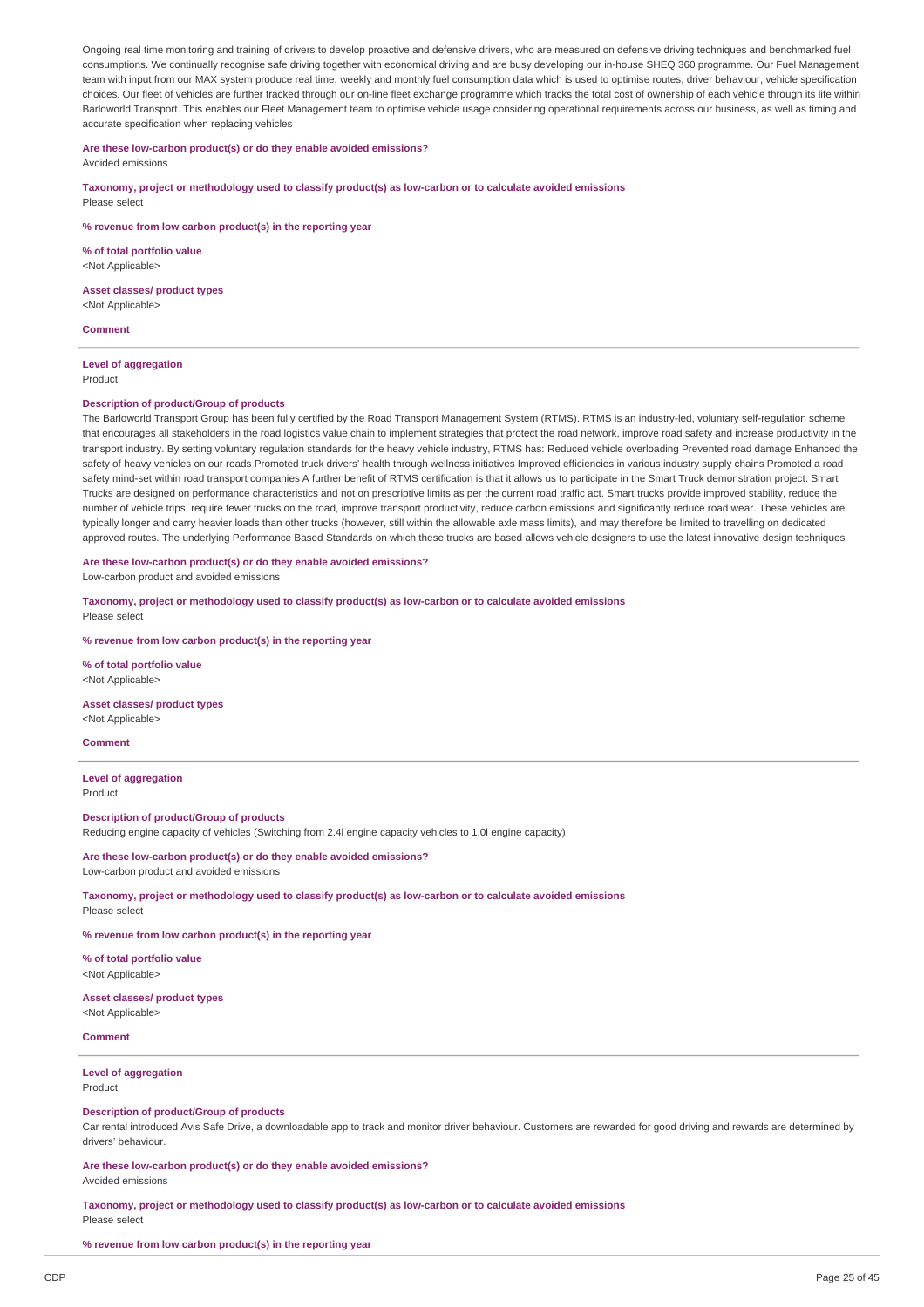Ongoing real time monitoring and training of drivers to develop proactive and defensive drivers, who are measured on defensive driving techniques and benchmarked fuel consumptions. We continually recognise safe driving together with economical driving and are busy developing our in-house SHEQ 360 programme. Our Fuel Management team with input from our MAX system produce real time, weekly and monthly fuel consumption data which is used to optimise routes, driver behaviour, vehicle specification choices. Our fleet of vehicles are further tracked through our on-line fleet exchange programme which tracks the total cost of ownership of each vehicle through its life within Barloworld Transport. This enables our Fleet Management team to optimise vehicle usage considering operational requirements across our business, as well as timing and accurate specification when replacing vehicles

**Are these low-carbon product(s) or do they enable avoided emissions?**
Avoided emissions

**Taxonomy, project or methodology used to classify product(s) as low-carbon or to calculate avoided emissions**
Please select

**% revenue from low carbon product(s) in the reporting year**

**% of total portfolio value**
<Not Applicable>

**Asset classes/ product types**
<Not Applicable>

**Comment**

---

**Level of aggregation**
Product

**Description of product/Group of products**
The Barloworld Transport Group has been fully certified by the Road Transport Management System (RTMS). RTMS is an industry-led, voluntary self-regulation scheme that encourages all stakeholders in the road logistics value chain to implement strategies that protect the road network, improve road safety and increase productivity in the transport industry. By setting voluntary regulation standards for the heavy vehicle industry, RTMS has: Reduced vehicle overloading Prevented road damage Enhanced the safety of heavy vehicles on our roads Promoted truck drivers' health through wellness initiatives Improved efficiencies in various industry supply chains Promoted a road safety mind-set within road transport companies A further benefit of RTMS certification is that it allows us to participate in the Smart Truck demonstration project. Smart Trucks are designed on performance characteristics and not on prescriptive limits as per the current road traffic act. Smart trucks provide improved stability, reduce the number of vehicle trips, require fewer trucks on the road, improve transport productivity, reduce carbon emissions and significantly reduce road wear. These vehicles are typically longer and carry heavier loads than other trucks (however, still within the allowable axle mass limits), and may therefore be limited to travelling on dedicated approved routes. The underlying Performance Based Standards on which these trucks are based allows vehicle designers to use the latest innovative design techniques

**Are these low-carbon product(s) or do they enable avoided emissions?**
Low-carbon product and avoided emissions

**Taxonomy, project or methodology used to classify product(s) as low-carbon or to calculate avoided emissions**
Please select

**% revenue from low carbon product(s) in the reporting year**

**% of total portfolio value**
<Not Applicable>

**Asset classes/ product types**
<Not Applicable>

**Comment**

---

**Level of aggregation**
Product

**Description of product/Group of products**
Reducing engine capacity of vehicles (Switching from 2.4l engine capacity vehicles to 1.0l engine capacity)

**Are these low-carbon product(s) or do they enable avoided emissions?**
Low-carbon product and avoided emissions

**Taxonomy, project or methodology used to classify product(s) as low-carbon or to calculate avoided emissions**
Please select

**% revenue from low carbon product(s) in the reporting year**

**% of total portfolio value**
<Not Applicable>

**Asset classes/ product types**
<Not Applicable>

**Comment**

---

**Level of aggregation**
Product

**Description of product/Group of products**
Car rental introduced Avis Safe Drive, a downloadable app to track and monitor driver behaviour. Customers are rewarded for good driving and rewards are determined by drivers' behaviour.

**Are these low-carbon product(s) or do they enable avoided emissions?**
Avoided emissions

**Taxonomy, project or methodology used to classify product(s) as low-carbon or to calculate avoided emissions**
Please select

**% revenue from low carbon product(s) in the reporting year**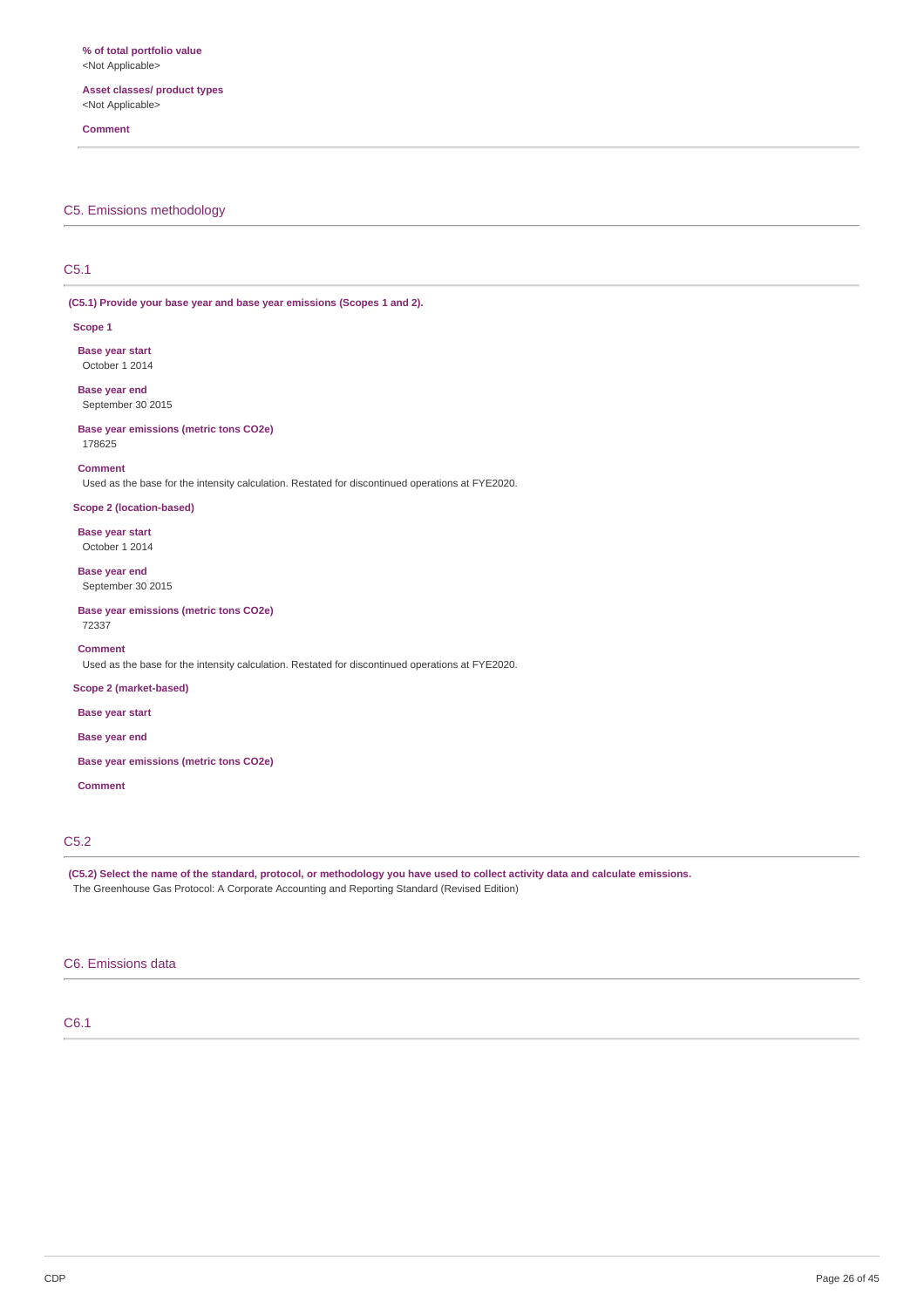**% of total portfolio value**
<Not Applicable>

**Asset classes/ product types**
<Not Applicable>

**Comment**

## C5. Emissions methodology

### C5.1

**(C5.1) Provide your base year and base year emissions (Scopes 1 and 2).**

**Scope 1**

**Base year start**
October 1 2014

**Base year end**
September 30 2015

**Base year emissions (metric tons CO2e)**
178625

**Comment**
Used as the base for the intensity calculation. Restated for discontinued operations at FYE2020.

**Scope 2 (location-based)**

**Base year start**
October 1 2014

**Base year end**
September 30 2015

**Base year emissions (metric tons CO2e)**
72337

**Comment**
Used as the base for the intensity calculation. Restated for discontinued operations at FYE2020.

**Scope 2 (market-based)**

**Base year start**

**Base year end**

**Base year emissions (metric tons CO2e)**

**Comment**

### C5.2

**(C5.2) Select the name of the standard, protocol, or methodology you have used to collect activity data and calculate emissions.**
The Greenhouse Gas Protocol: A Corporate Accounting and Reporting Standard (Revised Edition)

## C6. Emissions data

### C6.1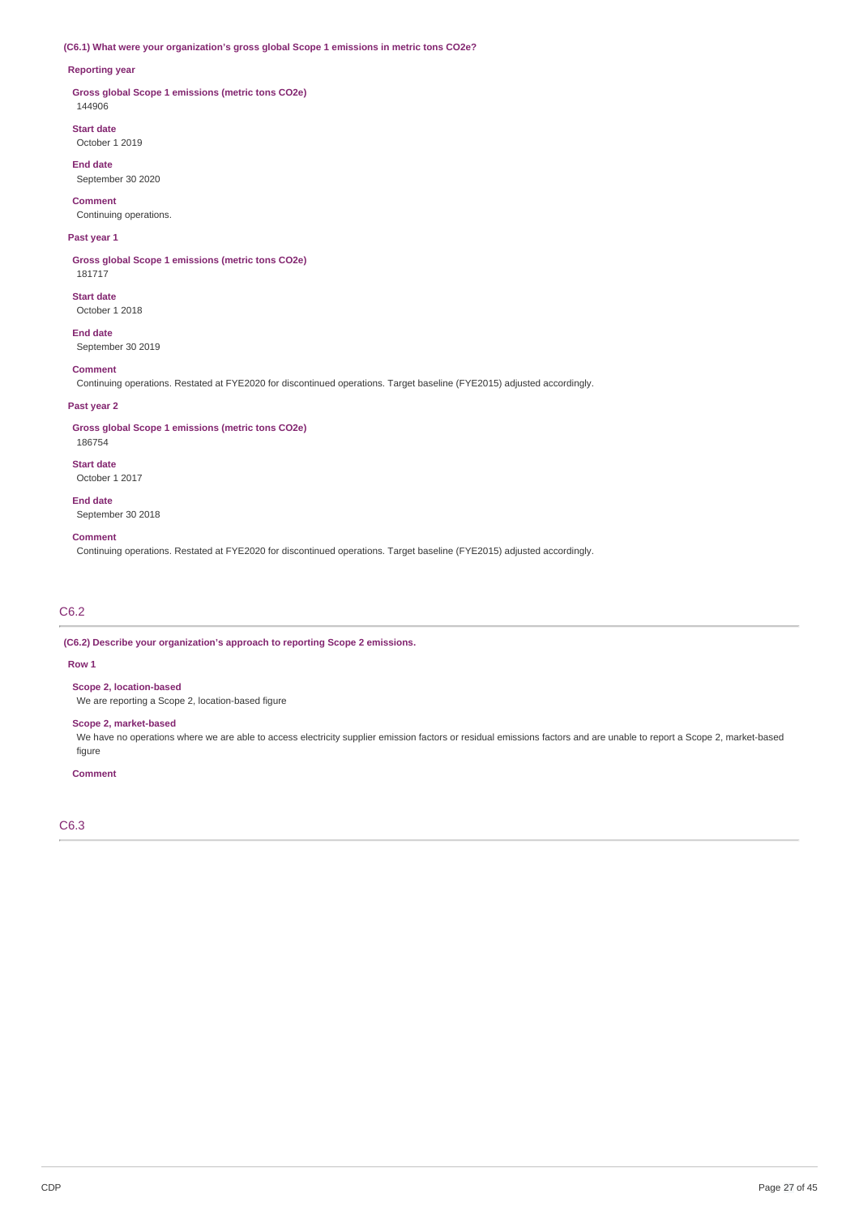**(C6.1) What were your organization's gross global Scope 1 emissions in metric tons CO2e?**

**Reporting year**

**Gross global Scope 1 emissions (metric tons CO2e)**
144906

**Start date**
October 1 2019

**End date**
September 30 2020

**Comment**
Continuing operations.

**Past year 1**

**Gross global Scope 1 emissions (metric tons CO2e)**
181717

**Start date**
October 1 2018

**End date**
September 30 2019

**Comment**
Continuing operations. Restated at FYE2020 for discontinued operations. Target baseline (FYE2015) adjusted accordingly.

**Past year 2**

**Gross global Scope 1 emissions (metric tons CO2e)**
186754

**Start date**
October 1 2017

**End date**
September 30 2018

**Comment**
Continuing operations. Restated at FYE2020 for discontinued operations. Target baseline (FYE2015) adjusted accordingly.

## C6.2

**(C6.2) Describe your organization's approach to reporting Scope 2 emissions.**

**Row 1**

**Scope 2, location-based**
We are reporting a Scope 2, location-based figure

**Scope 2, market-based**
We have no operations where we are able to access electricity supplier emission factors or residual emissions factors and are unable to report a Scope 2, market-based figure

**Comment**

## C6.3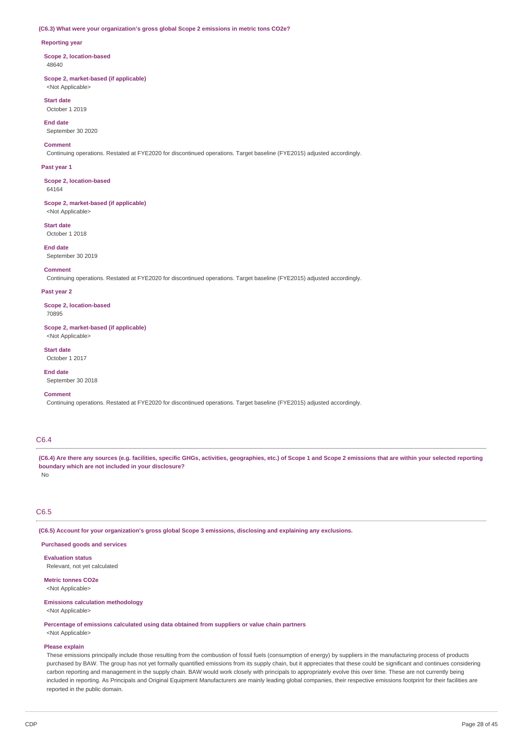**(C6.3) What were your organization's gross global Scope 2 emissions in metric tons CO2e?**

**Reporting year**

**Scope 2, location-based**
48640

**Scope 2, market-based (if applicable)**
<Not Applicable>

**Start date**
October 1 2019

**End date**
September 30 2020

**Comment**
Continuing operations. Restated at FYE2020 for discontinued operations. Target baseline (FYE2015) adjusted accordingly.

**Past year 1**

**Scope 2, location-based**
64164

**Scope 2, market-based (if applicable)**
<Not Applicable>

**Start date**
October 1 2018

**End date**
September 30 2019

**Comment**
Continuing operations. Restated at FYE2020 for discontinued operations. Target baseline (FYE2015) adjusted accordingly.

**Past year 2**

**Scope 2, location-based**
70895

**Scope 2, market-based (if applicable)**
<Not Applicable>

**Start date**
October 1 2017

**End date**
September 30 2018

**Comment**
Continuing operations. Restated at FYE2020 for discontinued operations. Target baseline (FYE2015) adjusted accordingly.

## C6.4

**(C6.4) Are there any sources (e.g. facilities, specific GHGs, activities, geographies, etc.) of Scope 1 and Scope 2 emissions that are within your selected reporting boundary which are not included in your disclosure?**

No

## C6.5

**(C6.5) Account for your organization's gross global Scope 3 emissions, disclosing and explaining any exclusions.**

**Purchased goods and services**

**Evaluation status**
Relevant, not yet calculated

**Metric tonnes CO2e**
<Not Applicable>

**Emissions calculation methodology**
<Not Applicable>

**Percentage of emissions calculated using data obtained from suppliers or value chain partners**
<Not Applicable>

**Please explain**
These emissions principally include those resulting from the combustion of fossil fuels (consumption of energy) by suppliers in the manufacturing process of products purchased by BAW. The group has not yet formally quantified emissions from its supply chain, but it appreciates that these could be significant and continues considering carbon reporting and management in the supply chain. BAW would work closely with principals to appropriately evolve this over time. These are not currently being included in reporting. As Principals and Original Equipment Manufacturers are mainly leading global companies, their respective emissions footprint for their facilities are reported in the public domain.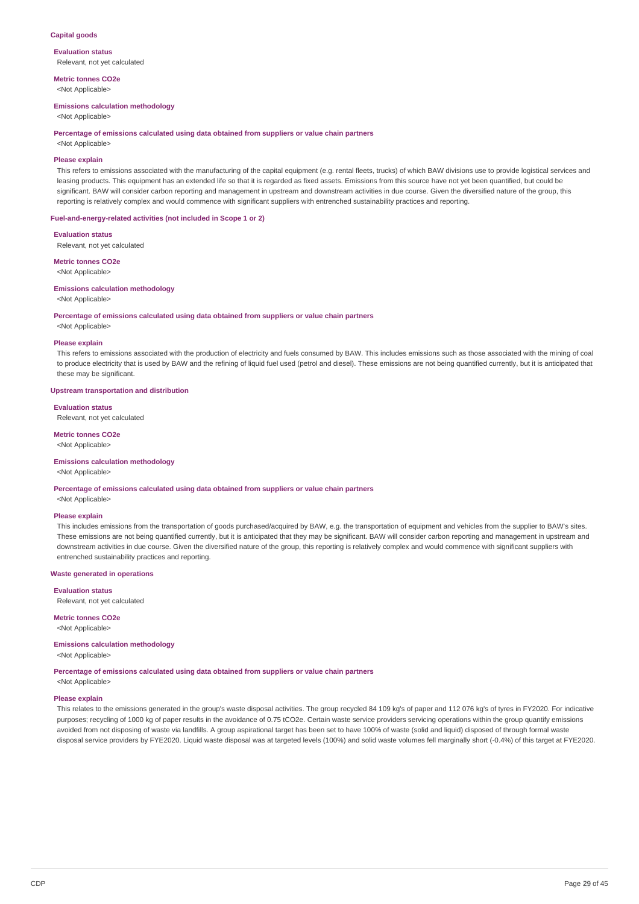### Capital goods

**Evaluation status**

Relevant, not yet calculated

**Metric tonnes CO2e**

<Not Applicable>

**Emissions calculation methodology**

<Not Applicable>

**Percentage of emissions calculated using data obtained from suppliers or value chain partners**

<Not Applicable>

**Please explain**

This refers to emissions associated with the manufacturing of the capital equipment (e.g. rental fleets, trucks) of which BAW divisions use to provide logistical services and leasing products. This equipment has an extended life so that it is regarded as fixed assets. Emissions from this source have not yet been quantified, but could be significant. BAW will consider carbon reporting and management in upstream and downstream activities in due course. Given the diversified nature of the group, this reporting is relatively complex and would commence with significant suppliers with entrenched sustainability practices and reporting.

### Fuel-and-energy-related activities (not included in Scope 1 or 2)

**Evaluation status**

Relevant, not yet calculated

**Metric tonnes CO2e**

<Not Applicable>

**Emissions calculation methodology**

<Not Applicable>

**Percentage of emissions calculated using data obtained from suppliers or value chain partners**

<Not Applicable>

**Please explain**

This refers to emissions associated with the production of electricity and fuels consumed by BAW. This includes emissions such as those associated with the mining of coal to produce electricity that is used by BAW and the refining of liquid fuel used (petrol and diesel). These emissions are not being quantified currently, but it is anticipated that these may be significant.

### Upstream transportation and distribution

**Evaluation status**

Relevant, not yet calculated

**Metric tonnes CO2e**

<Not Applicable>

**Emissions calculation methodology**

<Not Applicable>

**Percentage of emissions calculated using data obtained from suppliers or value chain partners**

<Not Applicable>

**Please explain**

This includes emissions from the transportation of goods purchased/acquired by BAW, e.g. the transportation of equipment and vehicles from the supplier to BAW's sites. These emissions are not being quantified currently, but it is anticipated that they may be significant. BAW will consider carbon reporting and management in upstream and downstream activities in due course. Given the diversified nature of the group, this reporting is relatively complex and would commence with significant suppliers with entrenched sustainability practices and reporting.

### Waste generated in operations

**Evaluation status**

Relevant, not yet calculated

**Metric tonnes CO2e**

<Not Applicable>

**Emissions calculation methodology**

<Not Applicable>

**Percentage of emissions calculated using data obtained from suppliers or value chain partners**

<Not Applicable>

**Please explain**

This relates to the emissions generated in the group's waste disposal activities. The group recycled 84 109 kg's of paper and 112 076 kg's of tyres in FY2020. For indicative purposes; recycling of 1000 kg of paper results in the avoidance of 0.75 tCO2e. Certain waste service providers servicing operations within the group quantify emissions avoided from not disposing of waste via landfills. A group aspirational target has been set to have 100% of waste (solid and liquid) disposed of through formal waste disposal service providers by FYE2020. Liquid waste disposal was at targeted levels (100%) and solid waste volumes fell marginally short (-0.4%) of this target at FYE2020.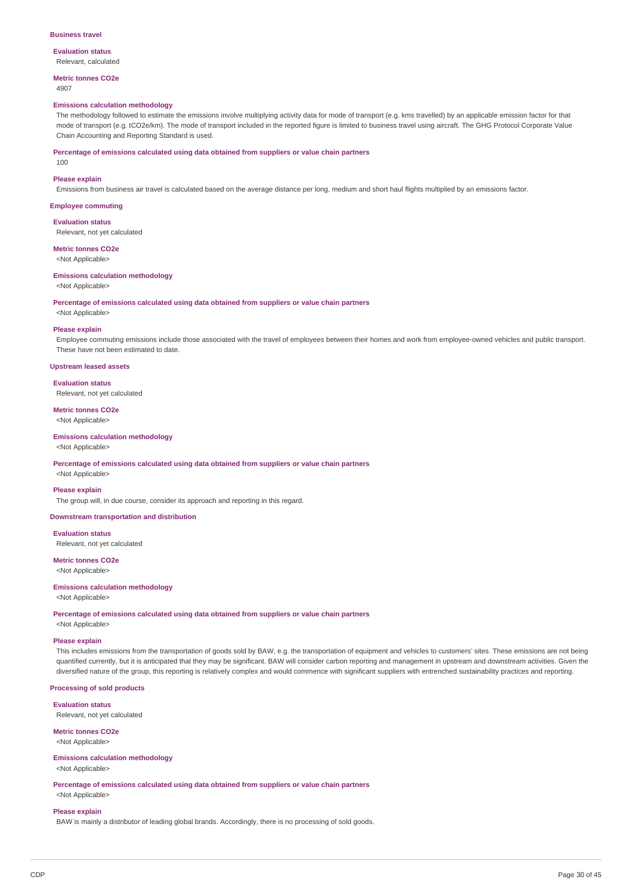### Business travel

**Evaluation status**

Relevant, calculated

**Metric tonnes CO2e**

4907

**Emissions calculation methodology**

The methodology followed to estimate the emissions involve multiplying activity data for mode of transport (e.g. kms travelled) by an applicable emission factor for that mode of transport (e.g. tCO2e/km). The mode of transport included in the reported figure is limited to business travel using aircraft. The GHG Protocol Corporate Value Chain Accounting and Reporting Standard is used.

**Percentage of emissions calculated using data obtained from suppliers or value chain partners**

100

**Please explain**

Emissions from business air travel is calculated based on the average distance per long, medium and short haul flights multiplied by an emissions factor.

### Employee commuting

**Evaluation status**

Relevant, not yet calculated

**Metric tonnes CO2e**

<Not Applicable>

**Emissions calculation methodology**

<Not Applicable>

**Percentage of emissions calculated using data obtained from suppliers or value chain partners**

<Not Applicable>

**Please explain**

Employee commuting emissions include those associated with the travel of employees between their homes and work from employee-owned vehicles and public transport. These have not been estimated to date.

### Upstream leased assets

**Evaluation status**

Relevant, not yet calculated

**Metric tonnes CO2e**

<Not Applicable>

**Emissions calculation methodology**

<Not Applicable>

**Percentage of emissions calculated using data obtained from suppliers or value chain partners**

<Not Applicable>

**Please explain**

The group will, in due course, consider its approach and reporting in this regard.

### Downstream transportation and distribution

**Evaluation status**

Relevant, not yet calculated

**Metric tonnes CO2e**

<Not Applicable>

**Emissions calculation methodology**

<Not Applicable>

**Percentage of emissions calculated using data obtained from suppliers or value chain partners**

<Not Applicable>

**Please explain**

This includes emissions from the transportation of goods sold by BAW, e.g. the transportation of equipment and vehicles to customers' sites. These emissions are not being quantified currently, but it is anticipated that they may be significant. BAW will consider carbon reporting and management in upstream and downstream activities. Given the diversified nature of the group, this reporting is relatively complex and would commence with significant suppliers with entrenched sustainability practices and reporting.

### Processing of sold products

**Evaluation status**

Relevant, not yet calculated

**Metric tonnes CO2e**

<Not Applicable>

**Emissions calculation methodology**

<Not Applicable>

**Percentage of emissions calculated using data obtained from suppliers or value chain partners**

<Not Applicable>

**Please explain**

BAW is mainly a distributor of leading global brands. Accordingly, there is no processing of sold goods.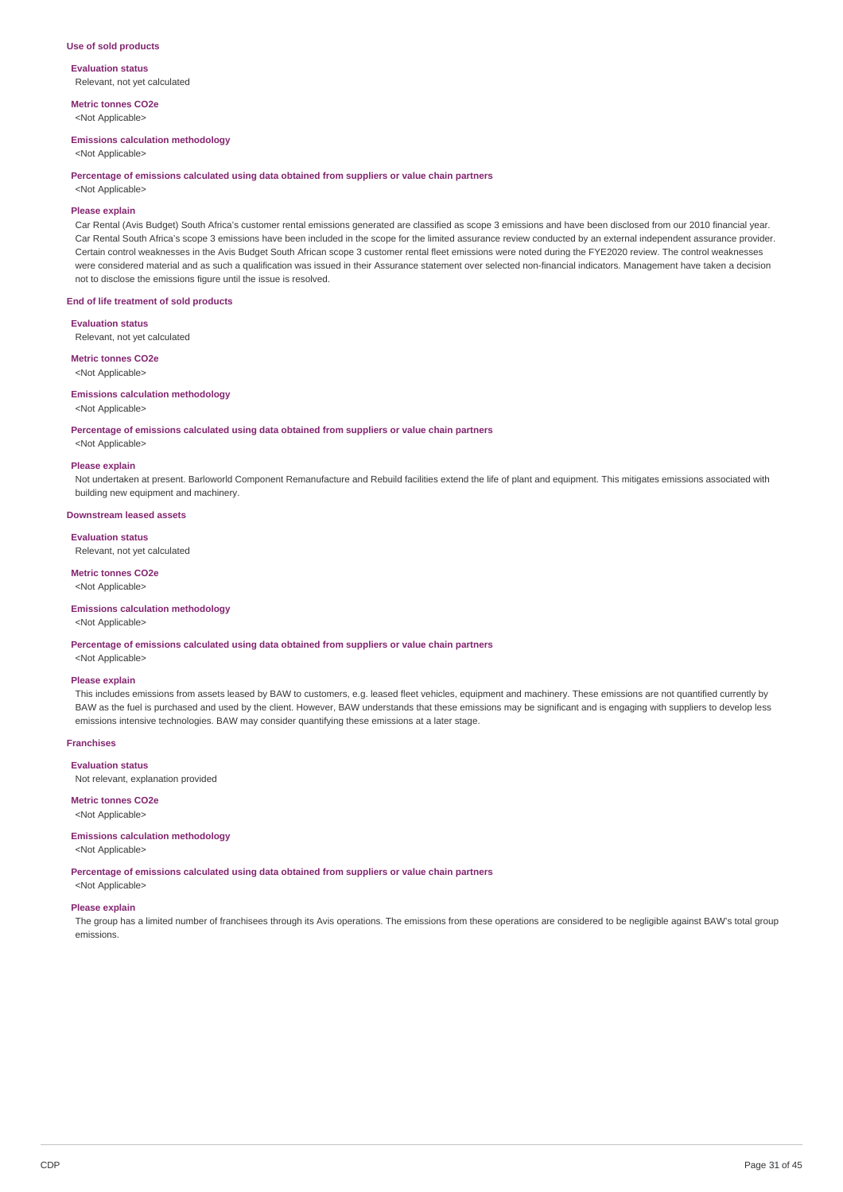### Use of sold products

**Evaluation status**

Relevant, not yet calculated

**Metric tonnes CO2e**

<Not Applicable>

**Emissions calculation methodology**

<Not Applicable>

**Percentage of emissions calculated using data obtained from suppliers or value chain partners**

<Not Applicable>

**Please explain**

Car Rental (Avis Budget) South Africa's customer rental emissions generated are classified as scope 3 emissions and have been disclosed from our 2010 financial year. Car Rental South Africa's scope 3 emissions have been included in the scope for the limited assurance review conducted by an external independent assurance provider. Certain control weaknesses in the Avis Budget South African scope 3 customer rental fleet emissions were noted during the FYE2020 review. The control weaknesses were considered material and as such a qualification was issued in their Assurance statement over selected non-financial indicators. Management have taken a decision not to disclose the emissions figure until the issue is resolved.

### End of life treatment of sold products

**Evaluation status**

Relevant, not yet calculated

**Metric tonnes CO2e**

<Not Applicable>

**Emissions calculation methodology**

<Not Applicable>

**Percentage of emissions calculated using data obtained from suppliers or value chain partners**

<Not Applicable>

**Please explain**

Not undertaken at present. Barloworld Component Remanufacture and Rebuild facilities extend the life of plant and equipment. This mitigates emissions associated with building new equipment and machinery.

### Downstream leased assets

**Evaluation status**

Relevant, not yet calculated

**Metric tonnes CO2e**

<Not Applicable>

**Emissions calculation methodology**

<Not Applicable>

**Percentage of emissions calculated using data obtained from suppliers or value chain partners**

<Not Applicable>

**Please explain**

This includes emissions from assets leased by BAW to customers, e.g. leased fleet vehicles, equipment and machinery. These emissions are not quantified currently by BAW as the fuel is purchased and used by the client. However, BAW understands that these emissions may be significant and is engaging with suppliers to develop less emissions intensive technologies. BAW may consider quantifying these emissions at a later stage.

### Franchises

**Evaluation status**

Not relevant, explanation provided

**Metric tonnes CO2e**

<Not Applicable>

**Emissions calculation methodology**

<Not Applicable>

**Percentage of emissions calculated using data obtained from suppliers or value chain partners**

<Not Applicable>

**Please explain**

The group has a limited number of franchisees through its Avis operations. The emissions from these operations are considered to be negligible against BAW's total group emissions.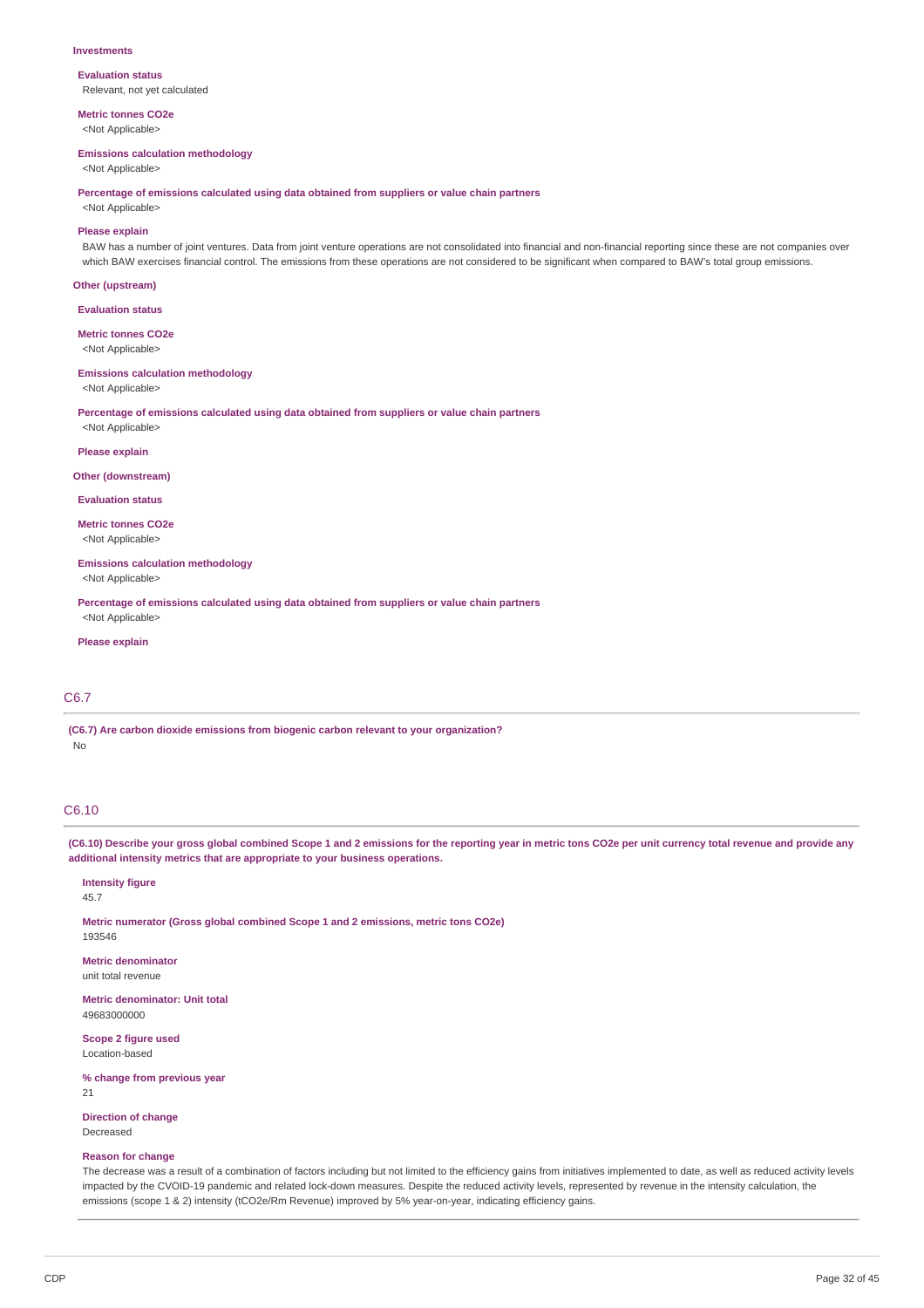**Investments**

**Evaluation status**

Relevant, not yet calculated

**Metric tonnes CO2e**

<Not Applicable>

**Emissions calculation methodology**

<Not Applicable>

**Percentage of emissions calculated using data obtained from suppliers or value chain partners**

<Not Applicable>

**Please explain**

BAW has a number of joint ventures. Data from joint venture operations are not consolidated into financial and non-financial reporting since these are not companies over which BAW exercises financial control. The emissions from these operations are not considered to be significant when compared to BAW's total group emissions.

**Other (upstream)**

**Evaluation status**

**Metric tonnes CO2e**

<Not Applicable>

**Emissions calculation methodology**

<Not Applicable>

**Percentage of emissions calculated using data obtained from suppliers or value chain partners**

<Not Applicable>

**Please explain**

**Other (downstream)**

**Evaluation status**

**Metric tonnes CO2e**

<Not Applicable>

**Emissions calculation methodology**

<Not Applicable>

**Percentage of emissions calculated using data obtained from suppliers or value chain partners**

<Not Applicable>

**Please explain**

## C6.7

**(C6.7) Are carbon dioxide emissions from biogenic carbon relevant to your organization?**

No

## C6.10

**(C6.10) Describe your gross global combined Scope 1 and 2 emissions for the reporting year in metric tons CO2e per unit currency total revenue and provide any additional intensity metrics that are appropriate to your business operations.**

**Intensity figure**

45.7

**Metric numerator (Gross global combined Scope 1 and 2 emissions, metric tons CO2e)**

193546

**Metric denominator**

unit total revenue

**Metric denominator: Unit total**

49683000000

**Scope 2 figure used**

Location-based

**% change from previous year**

21

**Direction of change**

Decreased

**Reason for change**

The decrease was a result of a combination of factors including but not limited to the efficiency gains from initiatives implemented to date, as well as reduced activity levels impacted by the CVOID-19 pandemic and related lock-down measures. Despite the reduced activity levels, represented by revenue in the intensity calculation, the emissions (scope 1 & 2) intensity (tCO2e/Rm Revenue) improved by 5% year-on-year, indicating efficiency gains.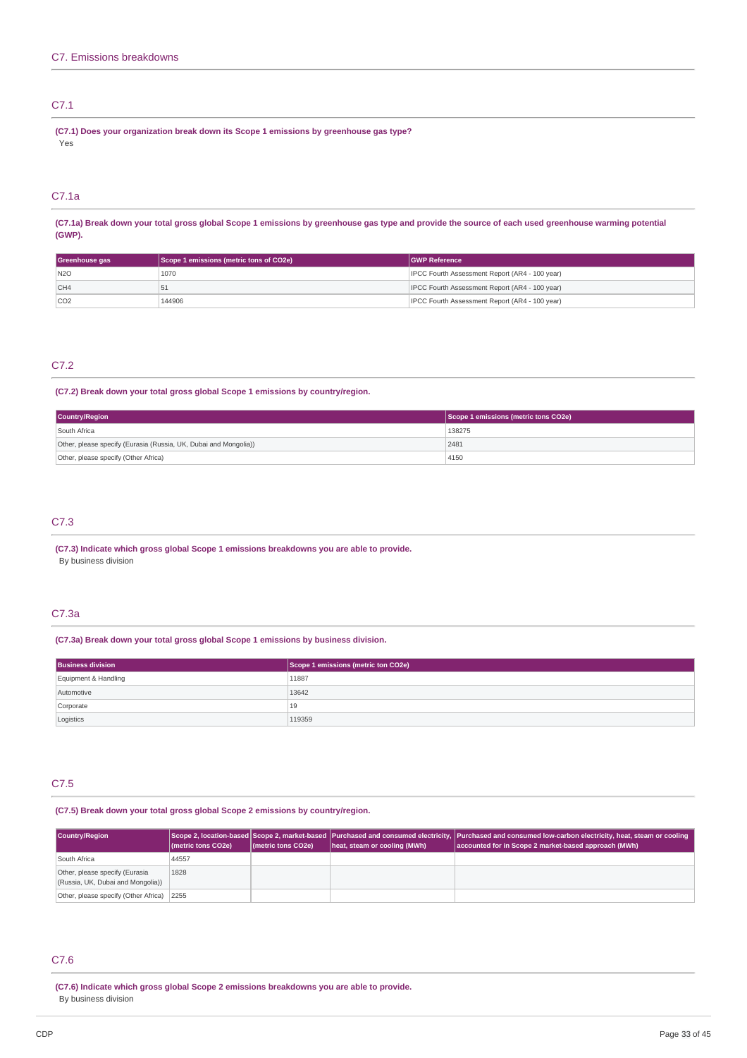## C7. Emissions breakdowns

### C7.1

**(C7.1) Does your organization break down its Scope 1 emissions by greenhouse gas type?**

Yes

### C7.1a

**(C7.1a) Break down your total gross global Scope 1 emissions by greenhouse gas type and provide the source of each used greenhouse warming potential (GWP).**

| Greenhouse gas | Scope 1 emissions (metric tons of CO2e) | GWP Reference |
|---|---|---|
| N2O | 1070 | IPCC Fourth Assessment Report (AR4 - 100 year) |
| CH4 | 51 | IPCC Fourth Assessment Report (AR4 - 100 year) |
| CO2 | 144906 | IPCC Fourth Assessment Report (AR4 - 100 year) |

### C7.2

**(C7.2) Break down your total gross global Scope 1 emissions by country/region.**

| Country/Region | Scope 1 emissions (metric tons CO2e) |
|---|---|
| South Africa | 138275 |
| Other, please specify (Eurasia (Russia, UK, Dubai and Mongolia)) | 2481 |
| Other, please specify (Other Africa) | 4150 |

### C7.3

**(C7.3) Indicate which gross global Scope 1 emissions breakdowns you are able to provide.**

By business division

### C7.3a

**(C7.3a) Break down your total gross global Scope 1 emissions by business division.**

| Business division | Scope 1 emissions (metric ton CO2e) |
|---|---|
| Equipment & Handling | 11887 |
| Automotive | 13642 |
| Corporate | 19 |
| Logistics | 119359 |

### C7.5

**(C7.5) Break down your total gross global Scope 2 emissions by country/region.**

| Country/Region | Scope 2, location-based (metric tons CO2e) | Scope 2, market-based (metric tons CO2e) | Purchased and consumed electricity, heat, steam or cooling (MWh) | Purchased and consumed low-carbon electricity, heat, steam or cooling accounted for in Scope 2 market-based approach (MWh) |
|---|---|---|---|---|
| South Africa | 44557 | | | |
| Other, please specify (Eurasia (Russia, UK, Dubai and Mongolia)) | 1828 | | | |
| Other, please specify (Other Africa) | 2255 | | | |

### C7.6

**(C7.6) Indicate which gross global Scope 2 emissions breakdowns you are able to provide.**

By business division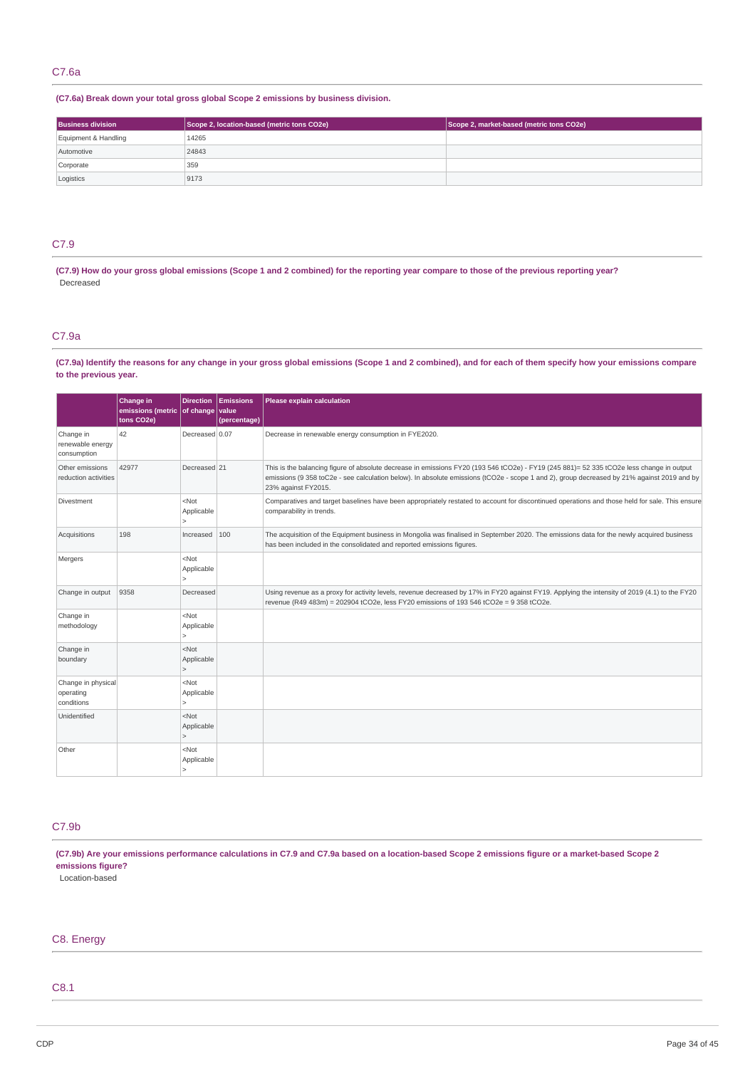## C7.6a

**(C7.6a) Break down your total gross global Scope 2 emissions by business division.**

| Business division | Scope 2, location-based (metric tons CO2e) | Scope 2, market-based (metric tons CO2e) |
|---|---|---|
| Equipment & Handling | 14265 | |
| Automotive | 24843 | |
| Corporate | 359 | |
| Logistics | 9173 | |

## C7.9

**(C7.9) How do your gross global emissions (Scope 1 and 2 combined) for the reporting year compare to those of the previous reporting year?**

Decreased

## C7.9a

**(C7.9a) Identify the reasons for any change in your gross global emissions (Scope 1 and 2 combined), and for each of them specify how your emissions compare to the previous year.**

| | Change in emissions (metric tons CO2e) | Direction of change | Emissions value (percentage) | Please explain calculation |
|---|---|---|---|---|
| Change in renewable energy consumption | 42 | Decreased | 0.07 | Decrease in renewable energy consumption in FYE2020. |
| Other emissions reduction activities | 42977 | Decreased | 21 | This is the balancing figure of absolute decrease in emissions FY20 (193 546 tCO2e) - FY19 (245 881)= 52 335 tCO2e less change in output emissions (9 358 toC2e - see calculation below). In absolute emissions (tCO2e - scope 1 and 2), group decreased by 21% against 2019 and by 23% against FY2015. |
| Divestment | | <Not Applicable> | | Comparatives and target baselines have been appropriately restated to account for discontinued operations and those held for sale. This ensure comparability in trends. |
| Acquisitions | 198 | Increased | 100 | The acquisition of the Equipment business in Mongolia was finalised in September 2020. The emissions data for the newly acquired business has been included in the consolidated and reported emissions figures. |
| Mergers | | <Not Applicable> | | |
| Change in output | 9358 | Decreased | | Using revenue as a proxy for activity levels, revenue decreased by 17% in FY20 against FY19. Applying the intensity of 2019 (4.1) to the FY20 revenue (R49 483m) = 202904 tCO2e, less FY20 emissions of 193 546 tCO2e = 9 358 tCO2e. |
| Change in methodology | | <Not Applicable> | | |
| Change in boundary | | <Not Applicable> | | |
| Change in physical operating conditions | | <Not Applicable> | | |
| Unidentified | | <Not Applicable> | | |
| Other | | <Not Applicable> | | |

## C7.9b

**(C7.9b) Are your emissions performance calculations in C7.9 and C7.9a based on a location-based Scope 2 emissions figure or a market-based Scope 2 emissions figure?**

Location-based

# C8. Energy

## C8.1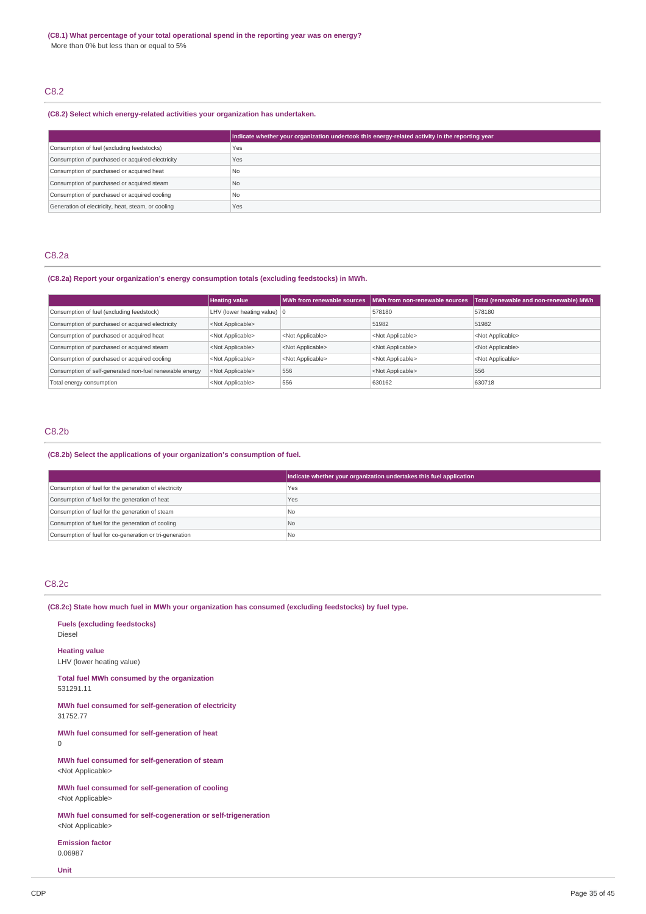**(C8.1) What percentage of your total operational spend in the reporting year was on energy?**

More than 0% but less than or equal to 5%

## C8.2

**(C8.2) Select which energy-related activities your organization has undertaken.**

| | Indicate whether your organization undertook this energy-related activity in the reporting year |
|---|---|
| Consumption of fuel (excluding feedstocks) | Yes |
| Consumption of purchased or acquired electricity | Yes |
| Consumption of purchased or acquired heat | No |
| Consumption of purchased or acquired steam | No |
| Consumption of purchased or acquired cooling | No |
| Generation of electricity, heat, steam, or cooling | Yes |

## C8.2a

**(C8.2a) Report your organization's energy consumption totals (excluding feedstocks) in MWh.**

| | Heating value | MWh from renewable sources | MWh from non-renewable sources | Total (renewable and non-renewable) MWh |
|---|---|---|---|---|
| Consumption of fuel (excluding feedstock) | LHV (lower heating value) | 0 | 578180 | 578180 |
| Consumption of purchased or acquired electricity | <Not Applicable> | | 51982 | 51982 |
| Consumption of purchased or acquired heat | <Not Applicable> | <Not Applicable> | <Not Applicable> | <Not Applicable> |
| Consumption of purchased or acquired steam | <Not Applicable> | <Not Applicable> | <Not Applicable> | <Not Applicable> |
| Consumption of purchased or acquired cooling | <Not Applicable> | <Not Applicable> | <Not Applicable> | <Not Applicable> |
| Consumption of self-generated non-fuel renewable energy | <Not Applicable> | 556 | <Not Applicable> | 556 |
| Total energy consumption | <Not Applicable> | 556 | 630162 | 630718 |

## C8.2b

**(C8.2b) Select the applications of your organization's consumption of fuel.**

| | Indicate whether your organization undertakes this fuel application |
|---|---|
| Consumption of fuel for the generation of electricity | Yes |
| Consumption of fuel for the generation of heat | Yes |
| Consumption of fuel for the generation of steam | No |
| Consumption of fuel for the generation of cooling | No |
| Consumption of fuel for co-generation or tri-generation | No |

## C8.2c

**(C8.2c) State how much fuel in MWh your organization has consumed (excluding feedstocks) by fuel type.**

**Fuels (excluding feedstocks)**
Diesel

**Heating value**
LHV (lower heating value)

**Total fuel MWh consumed by the organization**
531291.11

**MWh fuel consumed for self-generation of electricity**
31752.77

**MWh fuel consumed for self-generation of heat**
0

**MWh fuel consumed for self-generation of steam**
<Not Applicable>

**MWh fuel consumed for self-generation of cooling**
<Not Applicable>

**MWh fuel consumed for self-cogeneration or self-trigeneration**
<Not Applicable>

**Emission factor**
0.06987

**Unit**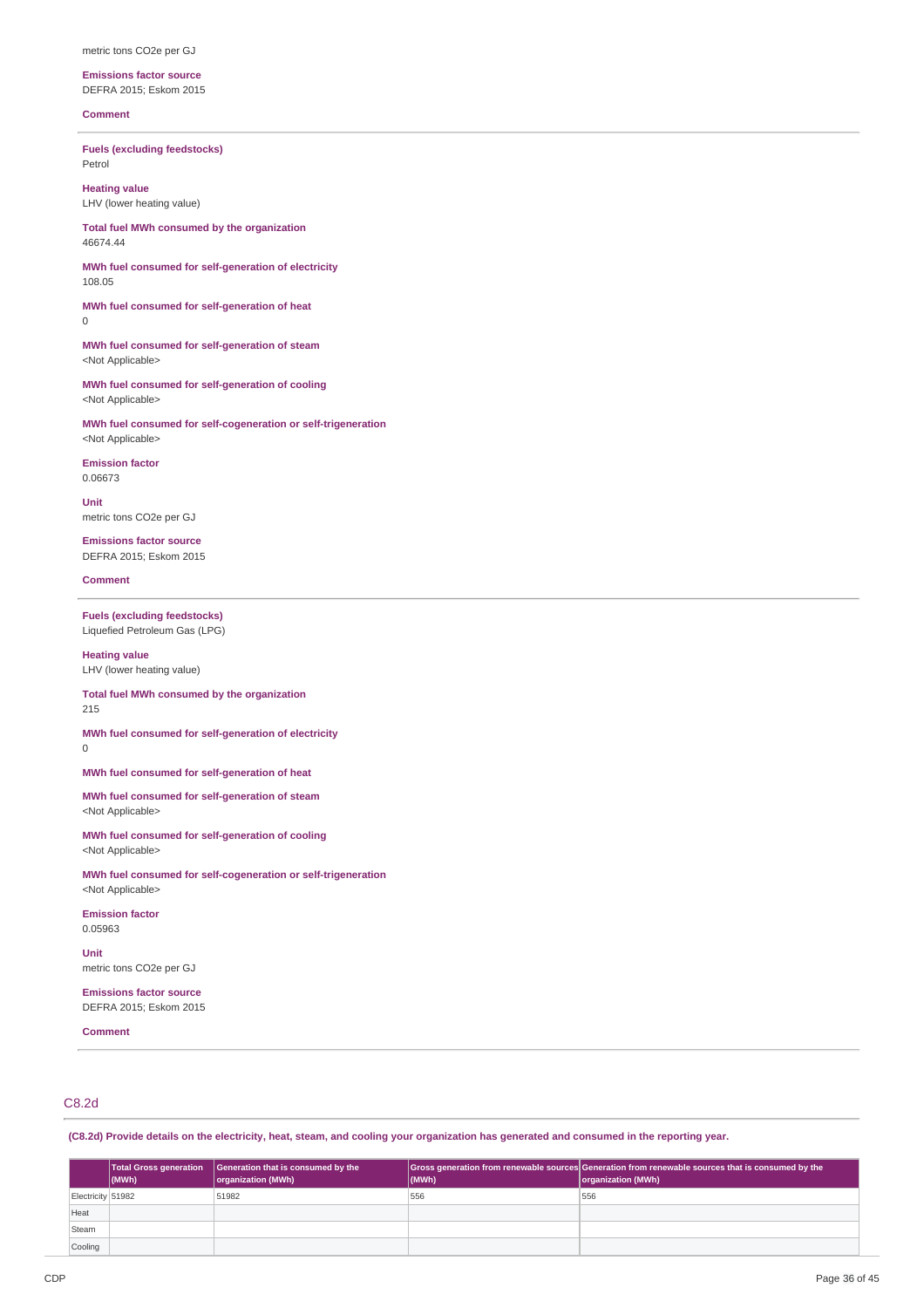metric tons CO2e per GJ

**Emissions factor source**
DEFRA 2015; Eskom 2015

**Comment**

---

**Fuels (excluding feedstocks)**
Petrol

**Heating value**
LHV (lower heating value)

**Total fuel MWh consumed by the organization**
46674.44

**MWh fuel consumed for self-generation of electricity**
108.05

**MWh fuel consumed for self-generation of heat**
0

**MWh fuel consumed for self-generation of steam**
<Not Applicable>

**MWh fuel consumed for self-generation of cooling**
<Not Applicable>

**MWh fuel consumed for self-cogeneration or self-trigeneration**
<Not Applicable>

**Emission factor**
0.06673

**Unit**
metric tons CO2e per GJ

**Emissions factor source**
DEFRA 2015; Eskom 2015

**Comment**

---

**Fuels (excluding feedstocks)**
Liquefied Petroleum Gas (LPG)

**Heating value**
LHV (lower heating value)

**Total fuel MWh consumed by the organization**
215

**MWh fuel consumed for self-generation of electricity**
0

**MWh fuel consumed for self-generation of heat**

**MWh fuel consumed for self-generation of steam**
<Not Applicable>

**MWh fuel consumed for self-generation of cooling**
<Not Applicable>

**MWh fuel consumed for self-cogeneration or self-trigeneration**
<Not Applicable>

**Emission factor**
0.05963

**Unit**
metric tons CO2e per GJ

**Emissions factor source**
DEFRA 2015; Eskom 2015

**Comment**

---

## C8.2d

**(C8.2d) Provide details on the electricity, heat, steam, and cooling your organization has generated and consumed in the reporting year.**

| | Total Gross generation (MWh) | Generation that is consumed by the organization (MWh) | Gross generation from renewable sources (MWh) | Generation from renewable sources that is consumed by the organization (MWh) |
|---|---|---|---|---|
| Electricity | 51982 | 51982 | 556 | 556 |
| Heat | | | | |
| Steam | | | | |
| Cooling | | | | |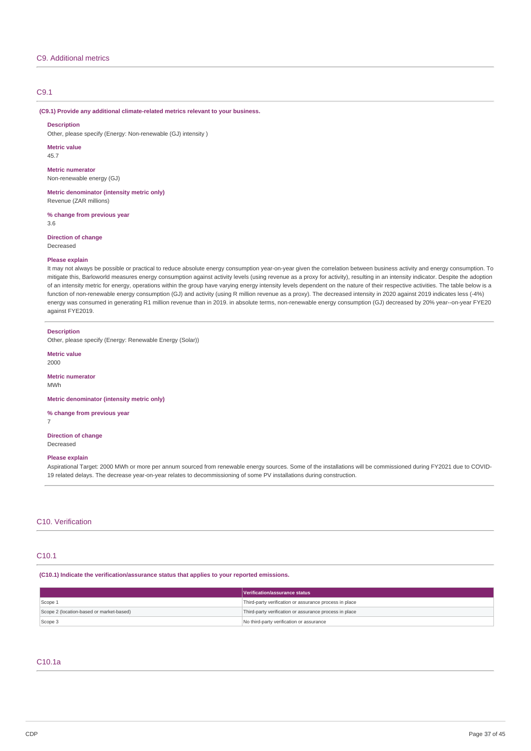## C9. Additional metrics

### C9.1

**(C9.1) Provide any additional climate-related metrics relevant to your business.**

**Description**
Other, please specify (Energy: Non-renewable (GJ) intensity )

**Metric value**
45.7

**Metric numerator**
Non-renewable energy (GJ)

**Metric denominator (intensity metric only)**
Revenue (ZAR millions)

**% change from previous year**
3.6

**Direction of change**
Decreased

**Please explain**
It may not always be possible or practical to reduce absolute energy consumption year-on-year given the correlation between business activity and energy consumption. To mitigate this, Barloworld measures energy consumption against activity levels (using revenue as a proxy for activity), resulting in an intensity indicator. Despite the adoption of an intensity metric for energy, operations within the group have varying energy intensity levels dependent on the nature of their respective activities. The table below is a function of non-renewable energy consumption (GJ) and activity (using R million revenue as a proxy). The decreased intensity in 2020 against 2019 indicates less (-4%) energy was consumed in generating R1 million revenue than in 2019. in absolute terms, non-renewable energy consumption (GJ) decreased by 20% year--on-year FYE20 against FYE2019.

---

**Description**
Other, please specify (Energy: Renewable Energy (Solar))

**Metric value**
2000

**Metric numerator**
MWh

**Metric denominator (intensity metric only)**

**% change from previous year**
7

**Direction of change**
Decreased

**Please explain**
Aspirational Target: 2000 MWh or more per annum sourced from renewable energy sources. Some of the installations will be commissioned during FY2021 due to COVID-19 related delays. The decrease year-on-year relates to decommissioning of some PV installations during construction.

## C10. Verification

### C10.1

**(C10.1) Indicate the verification/assurance status that applies to your reported emissions.**

| | Verification/assurance status |
|---|---|
| Scope 1 | Third-party verification or assurance process in place |
| Scope 2 (location-based or market-based) | Third-party verification or assurance process in place |
| Scope 3 | No third-party verification or assurance |

### C10.1a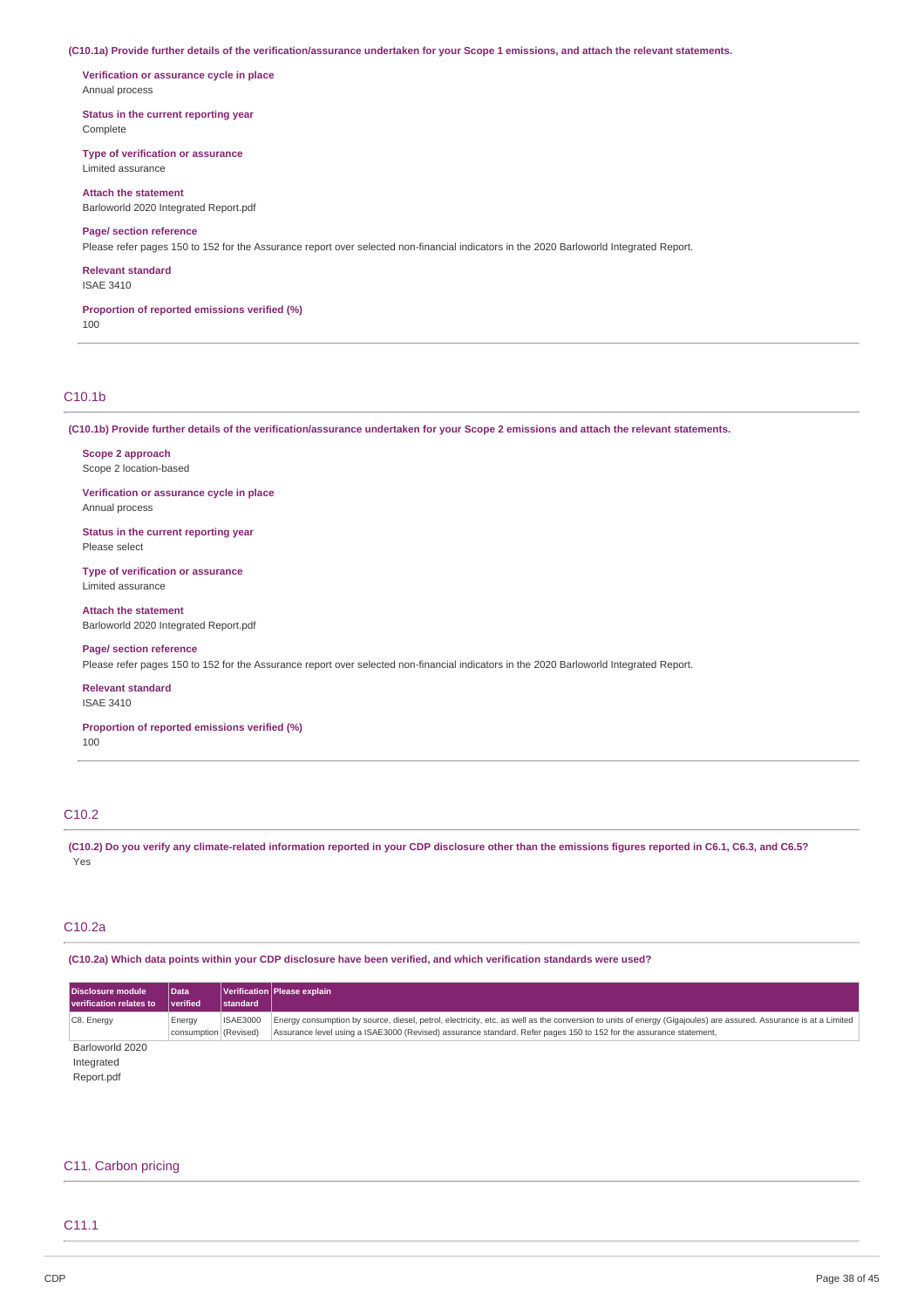**(C10.1a) Provide further details of the verification/assurance undertaken for your Scope 1 emissions, and attach the relevant statements.**

**Verification or assurance cycle in place**
Annual process

**Status in the current reporting year**
Complete

**Type of verification or assurance**
Limited assurance

**Attach the statement**
Barloworld 2020 Integrated Report.pdf

**Page/ section reference**
Please refer pages 150 to 152 for the Assurance report over selected non-financial indicators in the 2020 Barloworld Integrated Report.

**Relevant standard**
ISAE 3410

**Proportion of reported emissions verified (%)**
100

## C10.1b

**(C10.1b) Provide further details of the verification/assurance undertaken for your Scope 2 emissions and attach the relevant statements.**

**Scope 2 approach**
Scope 2 location-based

**Verification or assurance cycle in place**
Annual process

**Status in the current reporting year**
Please select

**Type of verification or assurance**
Limited assurance

**Attach the statement**
Barloworld 2020 Integrated Report.pdf

**Page/ section reference**
Please refer pages 150 to 152 for the Assurance report over selected non-financial indicators in the 2020 Barloworld Integrated Report.

**Relevant standard**
ISAE 3410

**Proportion of reported emissions verified (%)**
100

## C10.2

**(C10.2) Do you verify any climate-related information reported in your CDP disclosure other than the emissions figures reported in C6.1, C6.3, and C6.5?**
Yes

## C10.2a

**(C10.2a) Which data points within your CDP disclosure have been verified, and which verification standards were used?**

| Disclosure module verification relates to | Data verified | Verification standard | Please explain |
|---|---|---|---|
| C8. Energy | Energy consumption | ISAE3000 (Revised) | Energy consumption by source, diesel, petrol, electricity, etc. as well as the conversion to units of energy (Gigajoules) are assured. Assurance is at a Limited Assurance level using a ISAE3000 (Revised) assurance standard. Refer pages 150 to 152 for the assurance statement, |

Barloworld 2020 Integrated Report.pdf

# C11. Carbon pricing

## C11.1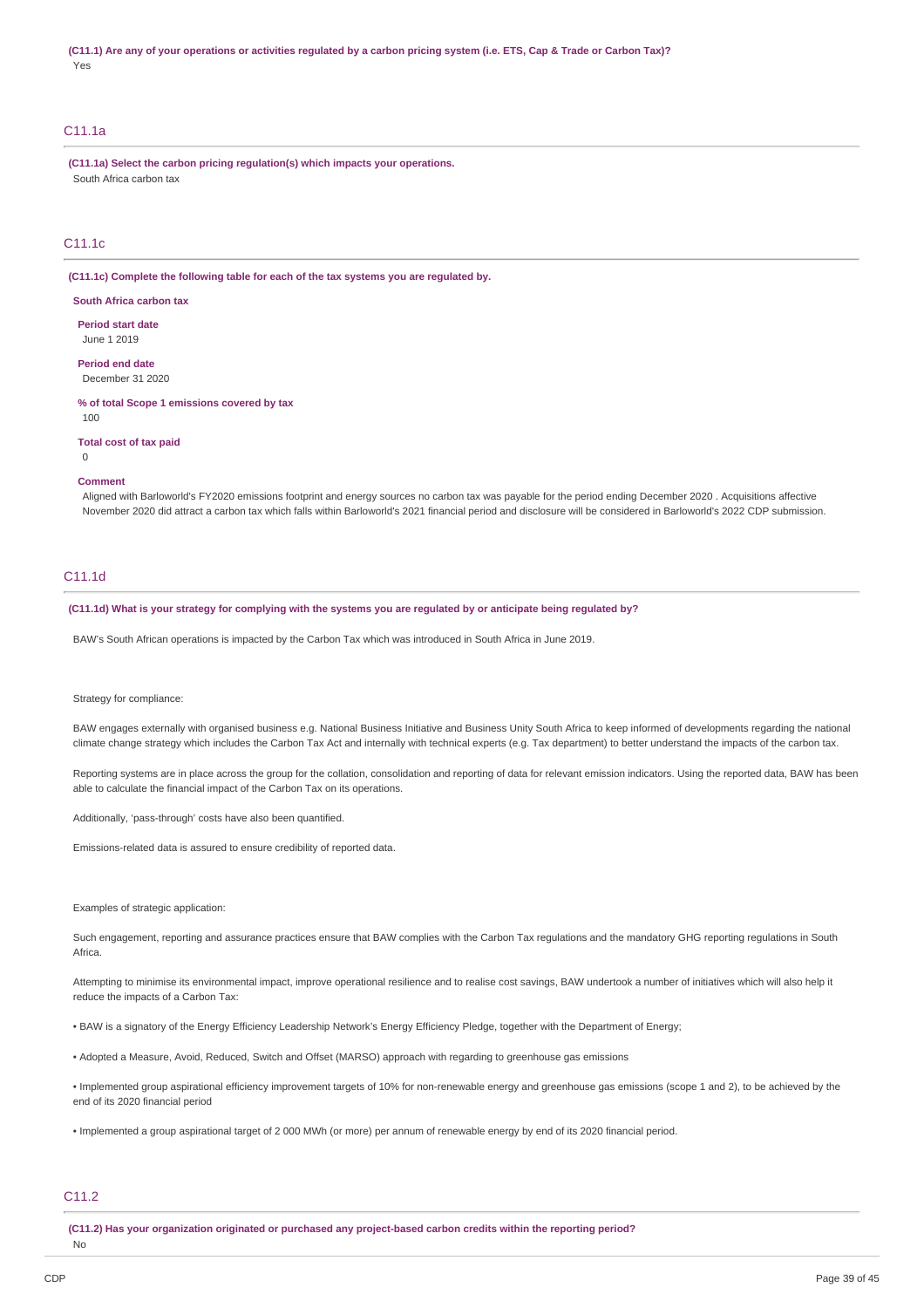**(C11.1) Are any of your operations or activities regulated by a carbon pricing system (i.e. ETS, Cap & Trade or Carbon Tax)?**

Yes

## C11.1a

**(C11.1a) Select the carbon pricing regulation(s) which impacts your operations.**

South Africa carbon tax

## C11.1c

**(C11.1c) Complete the following table for each of the tax systems you are regulated by.**

**South Africa carbon tax**

**Period start date**

June 1 2019

**Period end date**

December 31 2020

**% of total Scope 1 emissions covered by tax**

100

**Total cost of tax paid**

0

**Comment**

Aligned with Barloworld's FY2020 emissions footprint and energy sources no carbon tax was payable for the period ending December 2020 . Acquisitions affective November 2020 did attract a carbon tax which falls within Barloworld's 2021 financial period and disclosure will be considered in Barloworld's 2022 CDP submission.

## C11.1d

**(C11.1d) What is your strategy for complying with the systems you are regulated by or anticipate being regulated by?**

BAW's South African operations is impacted by the Carbon Tax which was introduced in South Africa in June 2019.

Strategy for compliance:

BAW engages externally with organised business e.g. National Business Initiative and Business Unity South Africa to keep informed of developments regarding the national climate change strategy which includes the Carbon Tax Act and internally with technical experts (e.g. Tax department) to better understand the impacts of the carbon tax.

Reporting systems are in place across the group for the collation, consolidation and reporting of data for relevant emission indicators. Using the reported data, BAW has been able to calculate the financial impact of the Carbon Tax on its operations.

Additionally, 'pass-through' costs have also been quantified.

Emissions-related data is assured to ensure credibility of reported data.

Examples of strategic application:

Such engagement, reporting and assurance practices ensure that BAW complies with the Carbon Tax regulations and the mandatory GHG reporting regulations in South Africa.

Attempting to minimise its environmental impact, improve operational resilience and to realise cost savings, BAW undertook a number of initiatives which will also help it reduce the impacts of a Carbon Tax:

• BAW is a signatory of the Energy Efficiency Leadership Network's Energy Efficiency Pledge, together with the Department of Energy;

• Adopted a Measure, Avoid, Reduced, Switch and Offset (MARSO) approach with regarding to greenhouse gas emissions

• Implemented group aspirational efficiency improvement targets of 10% for non-renewable energy and greenhouse gas emissions (scope 1 and 2), to be achieved by the end of its 2020 financial period

• Implemented a group aspirational target of 2 000 MWh (or more) per annum of renewable energy by end of its 2020 financial period.

## C11.2

**(C11.2) Has your organization originated or purchased any project-based carbon credits within the reporting period?**

No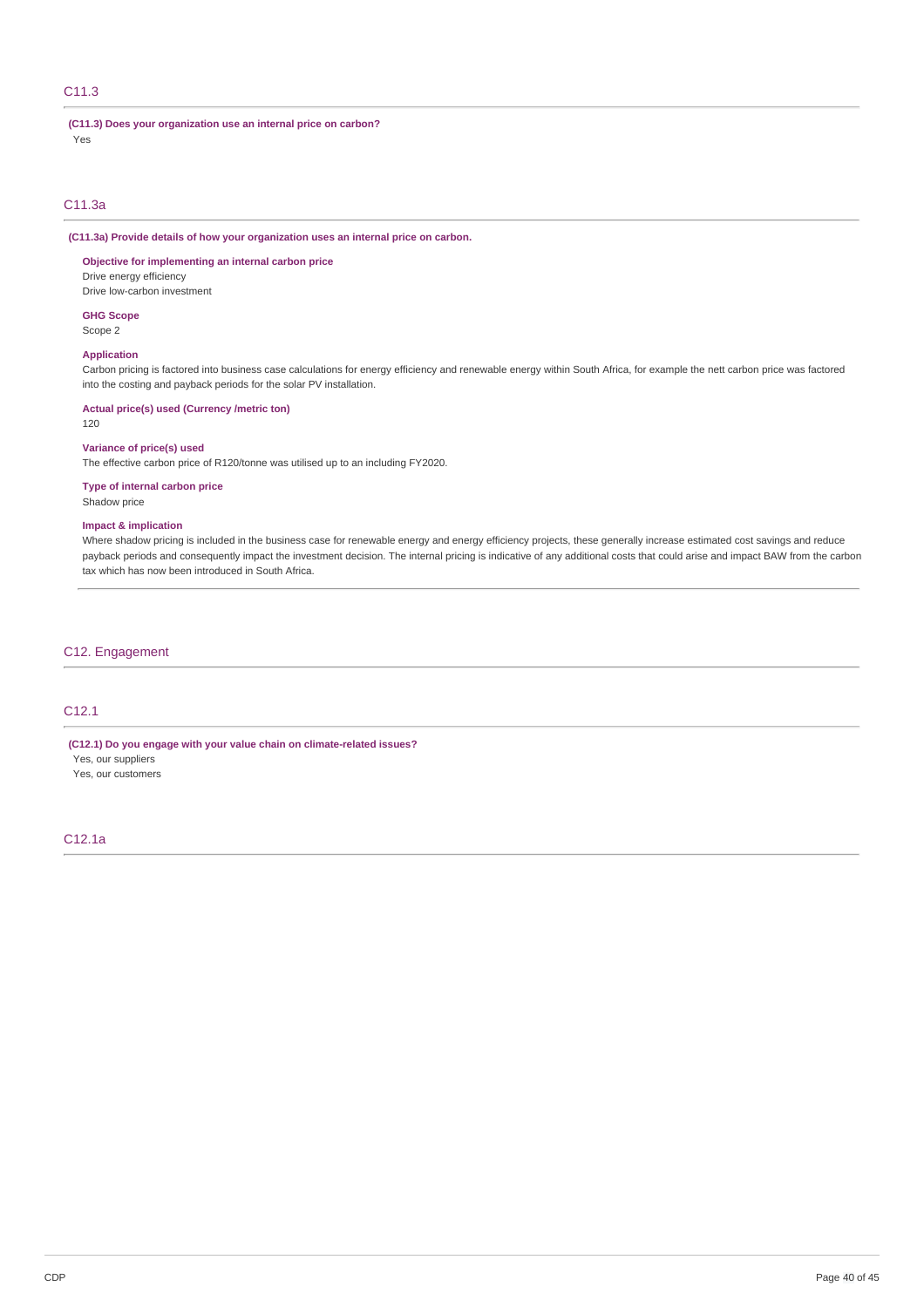## C11.3

**(C11.3) Does your organization use an internal price on carbon?**

Yes

## C11.3a

**(C11.3a) Provide details of how your organization uses an internal price on carbon.**

**Objective for implementing an internal carbon price**

Drive energy efficiency
Drive low-carbon investment

**GHG Scope**

Scope 2

**Application**

Carbon pricing is factored into business case calculations for energy efficiency and renewable energy within South Africa, for example the nett carbon price was factored into the costing and payback periods for the solar PV installation.

**Actual price(s) used (Currency /metric ton)**

120

**Variance of price(s) used**

The effective carbon price of R120/tonne was utilised up to an including FY2020.

**Type of internal carbon price**

Shadow price

**Impact & implication**

Where shadow pricing is included in the business case for renewable energy and energy efficiency projects, these generally increase estimated cost savings and reduce payback periods and consequently impact the investment decision. The internal pricing is indicative of any additional costs that could arise and impact BAW from the carbon tax which has now been introduced in South Africa.

# C12. Engagement

## C12.1

**(C12.1) Do you engage with your value chain on climate-related issues?**

Yes, our suppliers
Yes, our customers

## C12.1a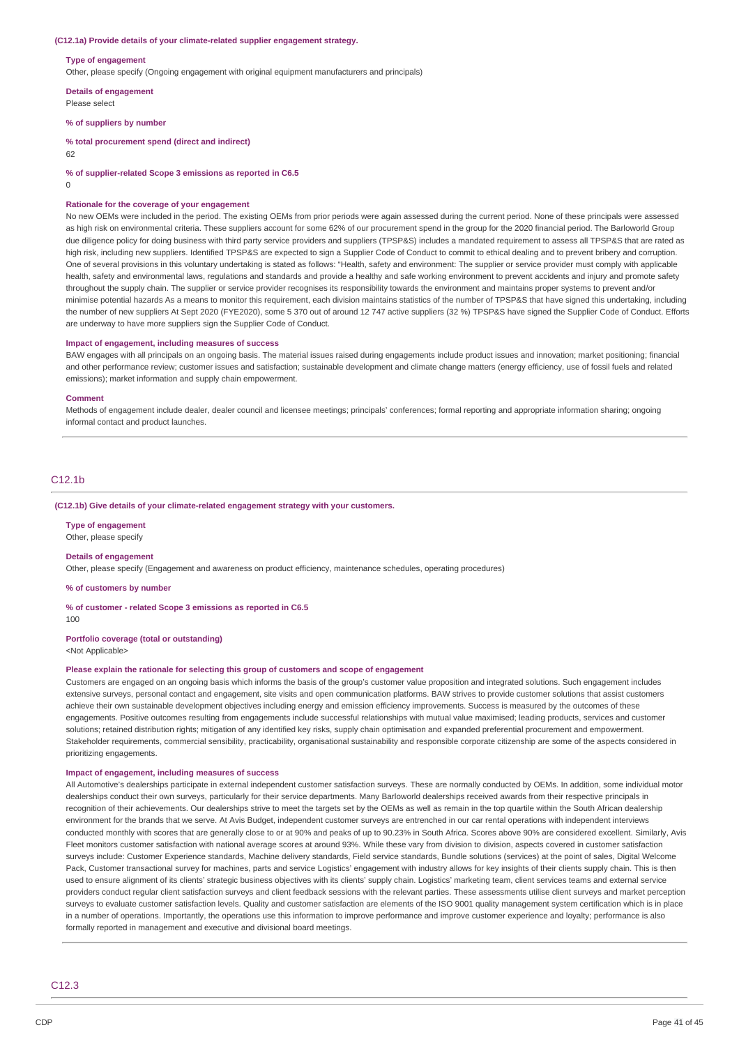**(C12.1a) Provide details of your climate-related supplier engagement strategy.**

**Type of engagement**

Other, please specify (Ongoing engagement with original equipment manufacturers and principals)

**Details of engagement**

Please select

**% of suppliers by number**

**% total procurement spend (direct and indirect)**

62

**% of supplier-related Scope 3 emissions as reported in C6.5**

0

**Rationale for the coverage of your engagement**

No new OEMs were included in the period. The existing OEMs from prior periods were again assessed during the current period. None of these principals were assessed as high risk on environmental criteria. These suppliers account for some 62% of our procurement spend in the group for the 2020 financial period. The Barloworld Group due diligence policy for doing business with third party service providers and suppliers (TPSP&S) includes a mandated requirement to assess all TPSP&S that are rated as high risk, including new suppliers. Identified TPSP&S are expected to sign a Supplier Code of Conduct to commit to ethical dealing and to prevent bribery and corruption. One of several provisions in this voluntary undertaking is stated as follows: "Health, safety and environment: The supplier or service provider must comply with applicable health, safety and environmental laws, regulations and standards and provide a healthy and safe working environment to prevent accidents and injury and promote safety throughout the supply chain. The supplier or service provider recognises its responsibility towards the environment and maintains proper systems to prevent and/or minimise potential hazards As a means to monitor this requirement, each division maintains statistics of the number of TPSP&S that have signed this undertaking, including the number of new suppliers At Sept 2020 (FYE2020), some 5 370 out of around 12 747 active suppliers (32 %) TPSP&S have signed the Supplier Code of Conduct. Efforts are underway to have more suppliers sign the Supplier Code of Conduct.

**Impact of engagement, including measures of success**

BAW engages with all principals on an ongoing basis. The material issues raised during engagements include product issues and innovation; market positioning; financial and other performance review; customer issues and satisfaction; sustainable development and climate change matters (energy efficiency, use of fossil fuels and related emissions); market information and supply chain empowerment.

**Comment**

Methods of engagement include dealer, dealer council and licensee meetings; principals' conferences; formal reporting and appropriate information sharing; ongoing informal contact and product launches.

## C12.1b

**(C12.1b) Give details of your climate-related engagement strategy with your customers.**

**Type of engagement**

Other, please specify

**Details of engagement**

Other, please specify (Engagement and awareness on product efficiency, maintenance schedules, operating procedures)

**% of customers by number**

**% of customer - related Scope 3 emissions as reported in C6.5**

100

**Portfolio coverage (total or outstanding)**

<Not Applicable>

**Please explain the rationale for selecting this group of customers and scope of engagement**

Customers are engaged on an ongoing basis which informs the basis of the group's customer value proposition and integrated solutions. Such engagement includes extensive surveys, personal contact and engagement, site visits and open communication platforms. BAW strives to provide customer solutions that assist customers achieve their own sustainable development objectives including energy and emission efficiency improvements. Success is measured by the outcomes of these engagements. Positive outcomes resulting from engagements include successful relationships with mutual value maximised; leading products, services and customer solutions; retained distribution rights; mitigation of any identified key risks, supply chain optimisation and expanded preferential procurement and empowerment. Stakeholder requirements, commercial sensibility, practicability, organisational sustainability and responsible corporate citizenship are some of the aspects considered in prioritizing engagements.

**Impact of engagement, including measures of success**

All Automotive's dealerships participate in external independent customer satisfaction surveys. These are normally conducted by OEMs. In addition, some individual motor dealerships conduct their own surveys, particularly for their service departments. Many Barloworld dealerships received awards from their respective principals in recognition of their achievements. Our dealerships strive to meet the targets set by the OEMs as well as remain in the top quartile within the South African dealership environment for the brands that we serve. At Avis Budget, independent customer surveys are entrenched in our car rental operations with independent interviews conducted monthly with scores that are generally close to or at 90% and peaks of up to 90.23% in South Africa. Scores above 90% are considered excellent. Similarly, Avis Fleet monitors customer satisfaction with national average scores at around 93%. While these vary from division to division, aspects covered in customer satisfaction surveys include: Customer Experience standards, Machine delivery standards, Field service standards, Bundle solutions (services) at the point of sales, Digital Welcome Pack, Customer transactional survey for machines, parts and service Logistics' engagement with industry allows for key insights of their clients supply chain. This is then used to ensure alignment of its clients' strategic business objectives with its clients' supply chain. Logistics' marketing team, client services teams and external service providers conduct regular client satisfaction surveys and client feedback sessions with the relevant parties. These assessments utilise client surveys and market perception surveys to evaluate customer satisfaction levels. Quality and customer satisfaction are elements of the ISO 9001 quality management system certification which is in place in a number of operations. Importantly, the operations use this information to improve performance and improve customer experience and loyalty; performance is also formally reported in management and executive and divisional board meetings.

## C12.3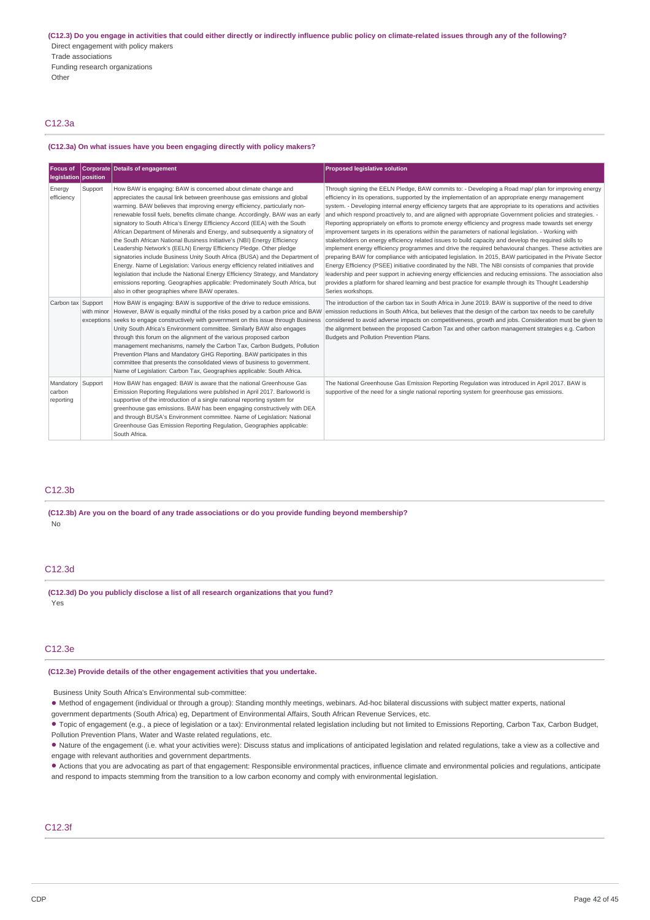**(C12.3) Do you engage in activities that could either directly or indirectly influence public policy on climate-related issues through any of the following?**

Direct engagement with policy makers

Trade associations

Funding research organizations

Other

## C12.3a

**(C12.3a) On what issues have you been engaging directly with policy makers?**

| Focus of legislation | Corporate position | Details of engagement | Proposed legislative solution |
|---|---|---|---|
| Energy efficiency | Support | How BAW is engaging: BAW is concerned about climate change and appreciates the causal link between greenhouse gas emissions and global warming. BAW believes that improving energy efficiency, particularly non-renewable fossil fuels, benefits climate change. Accordingly, BAW was an early signatory to South Africa's Energy Efficiency Accord (EEA) with the South African Department of Minerals and Energy, and subsequently a signatory of the South African National Business Initiative's (NBI) Energy Efficiency Leadership Network's (EELN) Energy Efficiency Pledge. Other pledge signatories include Business Unity South Africa (BUSA) and the Department of Energy. Name of Legislation: Various energy efficiency related initiatives and legislation that include the National Energy Efficiency Strategy, and Mandatory emissions reporting. Geographies applicable: Predominately South Africa, but also in other geographies where BAW operates. | Through signing the EELN Pledge, BAW commits to: - Developing a Road map/ plan for improving energy efficiency in its operations, supported by the implementation of an appropriate energy management system. - Developing internal energy efficiency targets that are appropriate to its operations and activities and which respond proactively to, and are aligned with appropriate Government policies and strategies. - Reporting appropriately on efforts to promote energy efficiency and progress made towards set energy improvement targets in its operations within the parameters of national legislation. - Working with stakeholders on energy efficiency related issues to build capacity and develop the required skills to implement energy efficiency programmes and drive the required behavioural changes. These activities are preparing BAW for compliance with anticipated legislation. In 2015, BAW participated in the Private Sector Energy Efficiency (PSEE) initiative coordinated by the NBI. The NBI consists of companies that provide leadership and peer support in achieving energy efficiencies and reducing emissions. The association also provides a platform for shared learning and best practice for example through its Thought Leadership Series workshops. |
| Carbon tax | Support with minor exceptions | How BAW is engaging: BAW is supportive of the drive to reduce emissions. However, BAW is equally mindful of the risks posed by a carbon price and BAW seeks to engage constructively with government on this issue through Business Unity South Africa's Environment committee. Similarly BAW also engages through this forum on the alignment of the various proposed carbon management mechanisms, namely the Carbon Tax, Carbon Budgets, Pollution Prevention Plans and Mandatory GHG Reporting. BAW participates in this committee that presents the consolidated views of business to government. Name of Legislation: Carbon Tax, Geographies applicable: South Africa. | The introduction of the carbon tax in South Africa in June 2019. BAW is supportive of the need to drive emission reductions in South Africa, but believes that the design of the carbon tax needs to be carefully considered to avoid adverse impacts on competitiveness, growth and jobs. Consideration must be given to the alignment between the proposed Carbon Tax and other carbon management strategies e.g. Carbon Budgets and Pollution Prevention Plans. |
| Mandatory carbon reporting | Support | How BAW has engaged: BAW is aware that the national Greenhouse Gas Emission Reporting Regulations were published in April 2017. Barloworld is supportive of the introduction of a single national reporting system for greenhouse gas emissions. BAW has been engaging constructively with DEA and through BUSA's Environment committee. Name of Legislation: National Greenhouse Gas Emission Reporting Regulation, Geographies applicable: South Africa. | The National Greenhouse Gas Emission Reporting Regulation was introduced in April 2017. BAW is supportive of the need for a single national reporting system for greenhouse gas emissions. |

## C12.3b

**(C12.3b) Are you on the board of any trade associations or do you provide funding beyond membership?**

No

## C12.3d

**(C12.3d) Do you publicly disclose a list of all research organizations that you fund?**

Yes

## C12.3e

**(C12.3e) Provide details of the other engagement activities that you undertake.**

Business Unity South Africa's Environmental sub-committee:

- Method of engagement (individual or through a group): Standing monthly meetings, webinars. Ad-hoc bilateral discussions with subject matter experts, national government departments (South Africa) eg, Department of Environmental Affairs, South African Revenue Services, etc.
- Topic of engagement (e.g., a piece of legislation or a tax): Environmental related legislation including but not limited to Emissions Reporting, Carbon Tax, Carbon Budget, Pollution Prevention Plans, Water and Waste related regulations, etc.
- Nature of the engagement (i.e. what your activities were): Discuss status and implications of anticipated legislation and related regulations, take a view as a collective and engage with relevant authorities and government departments.
- Actions that you are advocating as part of that engagement: Responsible environmental practices, influence climate and environmental policies and regulations, anticipate and respond to impacts stemming from the transition to a low carbon economy and comply with environmental legislation.

## C12.3f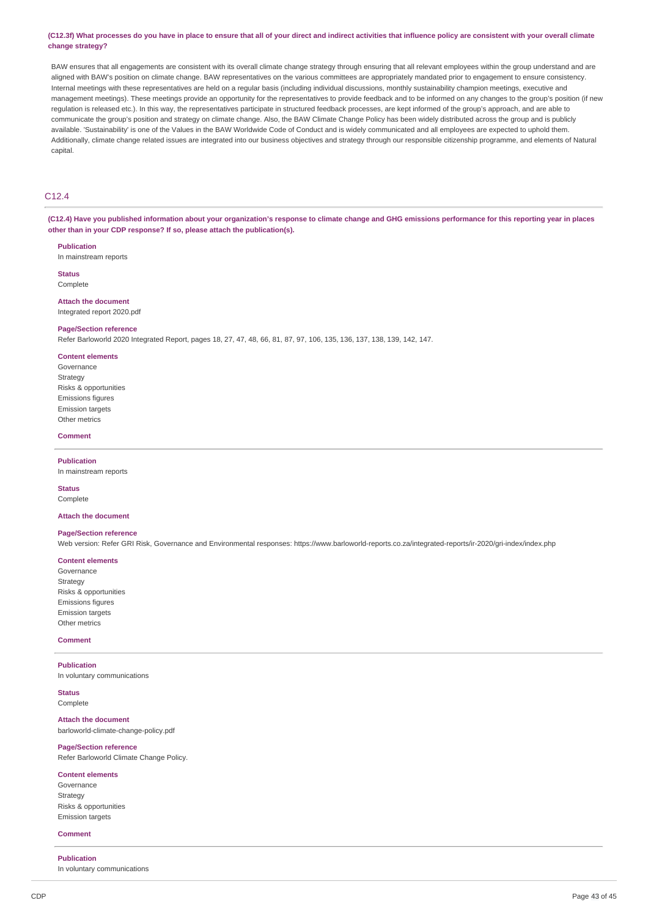**(C12.3f) What processes do you have in place to ensure that all of your direct and indirect activities that influence policy are consistent with your overall climate change strategy?**

BAW ensures that all engagements are consistent with its overall climate change strategy through ensuring that all relevant employees within the group understand and are aligned with BAW's position on climate change. BAW representatives on the various committees are appropriately mandated prior to engagement to ensure consistency. Internal meetings with these representatives are held on a regular basis (including individual discussions, monthly sustainability champion meetings, executive and management meetings). These meetings provide an opportunity for the representatives to provide feedback and to be informed on any changes to the group's position (if new regulation is released etc.). In this way, the representatives participate in structured feedback processes, are kept informed of the group's approach, and are able to communicate the group's position and strategy on climate change. Also, the BAW Climate Change Policy has been widely distributed across the group and is publicly available. 'Sustainability' is one of the Values in the BAW Worldwide Code of Conduct and is widely communicated and all employees are expected to uphold them. Additionally, climate change related issues are integrated into our business objectives and strategy through our responsible citizenship programme, and elements of Natural capital.

## C12.4

**(C12.4) Have you published information about your organization's response to climate change and GHG emissions performance for this reporting year in places other than in your CDP response? If so, please attach the publication(s).**

**Publication**
In mainstream reports

**Status**
Complete

**Attach the document**
Integrated report 2020.pdf

**Page/Section reference**
Refer Barloworld 2020 Integrated Report, pages 18, 27, 47, 48, 66, 81, 87, 97, 106, 135, 136, 137, 138, 139, 142, 147.

**Content elements**
Governance
Strategy
Risks & opportunities
Emissions figures
Emission targets
Other metrics

**Comment**

---

**Publication**
In mainstream reports

**Status**
Complete

**Attach the document**

**Page/Section reference**
Web version: Refer GRI Risk, Governance and Environmental responses: https://www.barloworld-reports.co.za/integrated-reports/ir-2020/gri-index/index.php

**Content elements**
Governance
Strategy
Risks & opportunities
Emissions figures
Emission targets
Other metrics

**Comment**

---

**Publication**
In voluntary communications

**Status**
Complete

**Attach the document**
barloworld-climate-change-policy.pdf

**Page/Section reference**
Refer Barloworld Climate Change Policy.

**Content elements**
Governance
Strategy
Risks & opportunities
Emission targets

**Comment**

---

**Publication**
In voluntary communications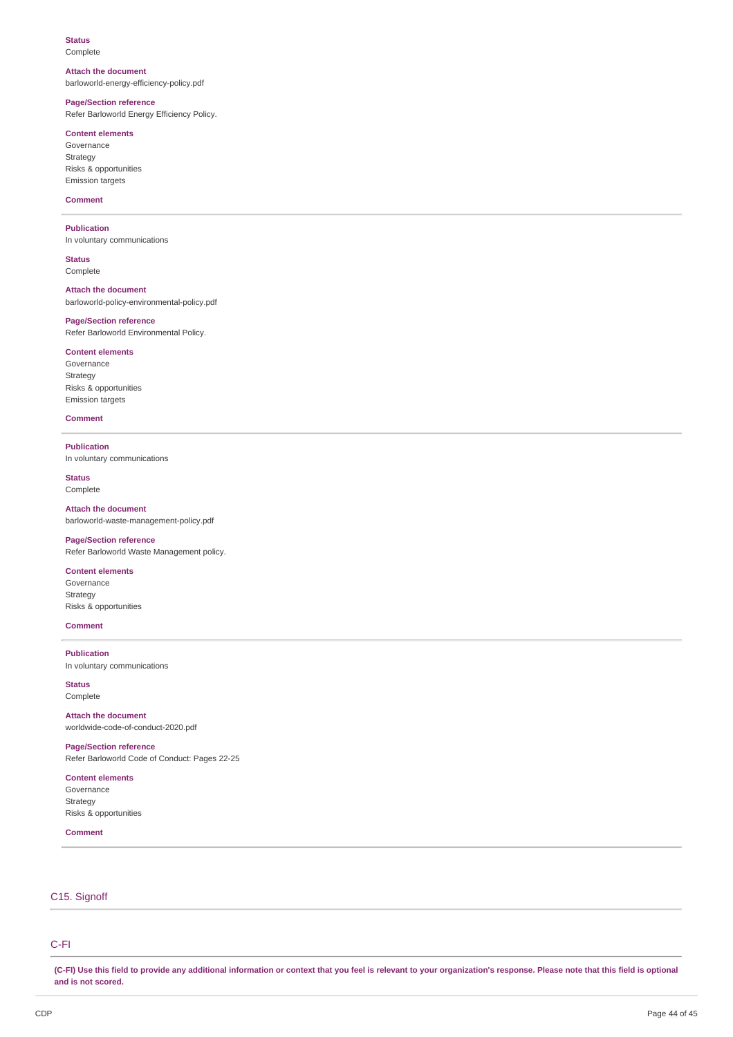**Status**
Complete

**Attach the document**
barloworld-energy-efficiency-policy.pdf

**Page/Section reference**
Refer Barloworld Energy Efficiency Policy.

**Content elements**
Governance
Strategy
Risks & opportunities
Emission targets

**Comment**

---

**Publication**
In voluntary communications

**Status**
Complete

**Attach the document**
barloworld-policy-environmental-policy.pdf

**Page/Section reference**
Refer Barloworld Environmental Policy.

**Content elements**
Governance
Strategy
Risks & opportunities
Emission targets

**Comment**

---

**Publication**
In voluntary communications

**Status**
Complete

**Attach the document**
barloworld-waste-management-policy.pdf

**Page/Section reference**
Refer Barloworld Waste Management policy.

**Content elements**
Governance
Strategy
Risks & opportunities

**Comment**

---

**Publication**
In voluntary communications

**Status**
Complete

**Attach the document**
worldwide-code-of-conduct-2020.pdf

**Page/Section reference**
Refer Barloworld Code of Conduct: Pages 22-25

**Content elements**
Governance
Strategy
Risks & opportunities

**Comment**

---

## C15. Signoff

## C-FI

**(C-FI) Use this field to provide any additional information or context that you feel is relevant to your organization's response. Please note that this field is optional and is not scored.**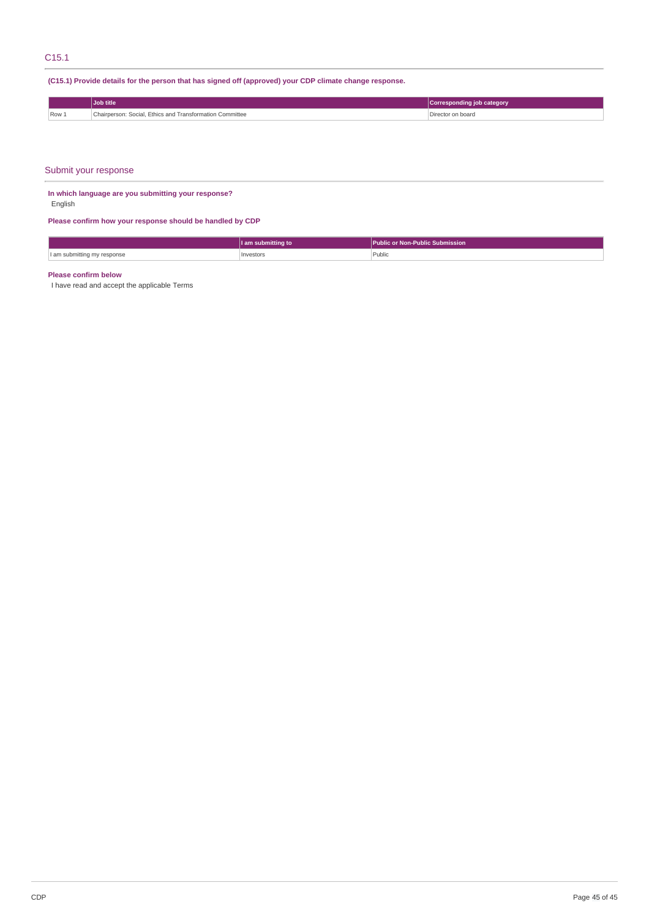## C15.1

**(C15.1) Provide details for the person that has signed off (approved) your CDP climate change response.**

| | Job title | Corresponding job category |
|---|---|---|
| Row 1 | Chairperson: Social, Ethics and Transformation Committee | Director on board |

## Submit your response

**In which language are you submitting your response?**

English

**Please confirm how your response should be handled by CDP**

| | I am submitting to | Public or Non-Public Submission |
|---|---|---|
| I am submitting my response | Investors | Public |

**Please confirm below**

I have read and accept the applicable Terms